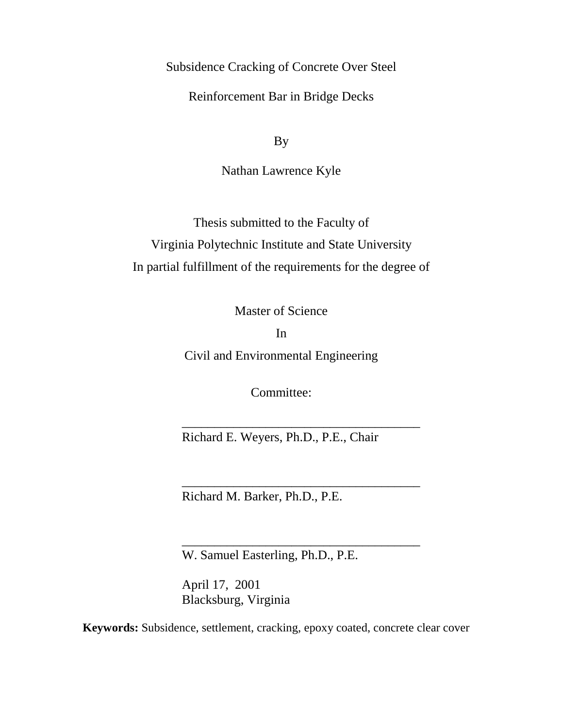# Subsidence Cracking of Concrete Over Steel Reinforcement Bar in Bridge Decks

By

Nathan Lawrence Kyle

Thesis submitted to the Faculty of
Virginia Polytechnic Institute and State University
In partial fulfillment of the requirements for the degree of

Master of Science
In
Civil and Environmental Engineering

Committee:

_____________________________________
Richard E. Weyers, Ph.D., P.E., Chair

_____________________________________
Richard M. Barker, Ph.D., P.E.

_____________________________________
W. Samuel Easterling, Ph.D., P.E.

April 17, 2001
Blacksburg, Virginia

**Keywords:** Subsidence, settlement, cracking, epoxy coated, concrete clear cover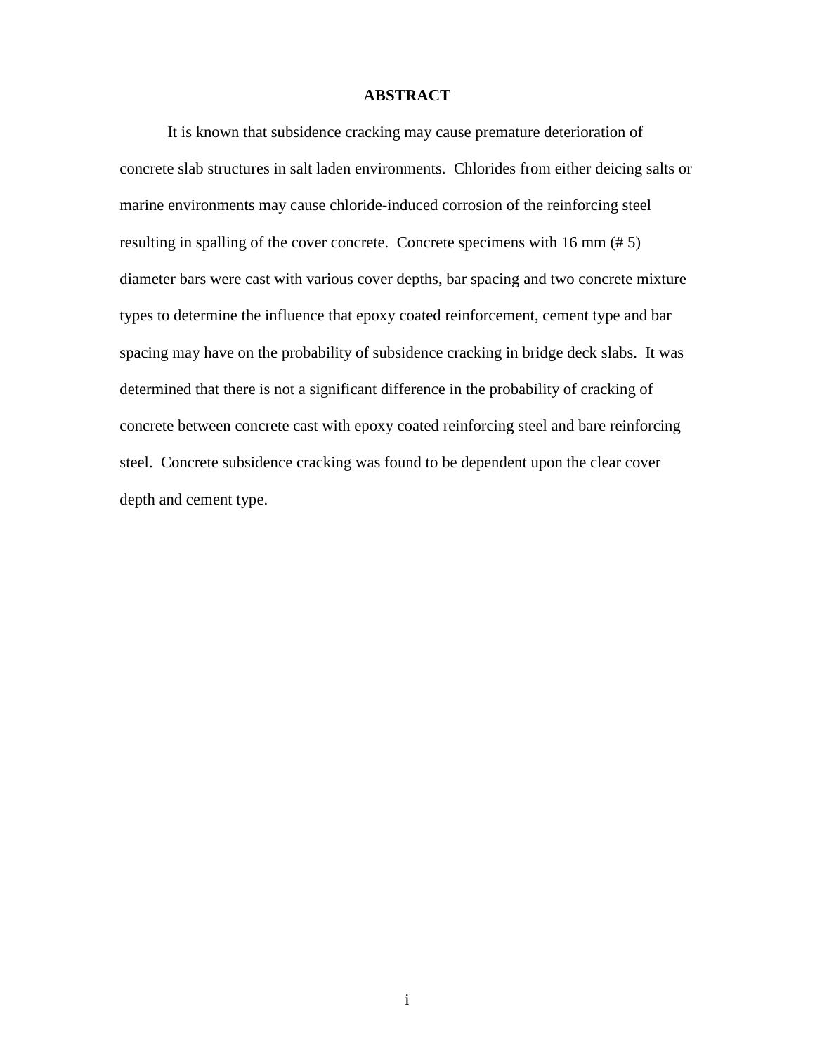# ABSTRACT

It is known that subsidence cracking may cause premature deterioration of concrete slab structures in salt laden environments. Chlorides from either deicing salts or marine environments may cause chloride-induced corrosion of the reinforcing steel resulting in spalling of the cover concrete. Concrete specimens with 16 mm (# 5) diameter bars were cast with various cover depths, bar spacing and two concrete mixture types to determine the influence that epoxy coated reinforcement, cement type and bar spacing may have on the probability of subsidence cracking in bridge deck slabs. It was determined that there is not a significant difference in the probability of cracking of concrete between concrete cast with epoxy coated reinforcing steel and bare reinforcing steel. Concrete subsidence cracking was found to be dependent upon the clear cover depth and cement type.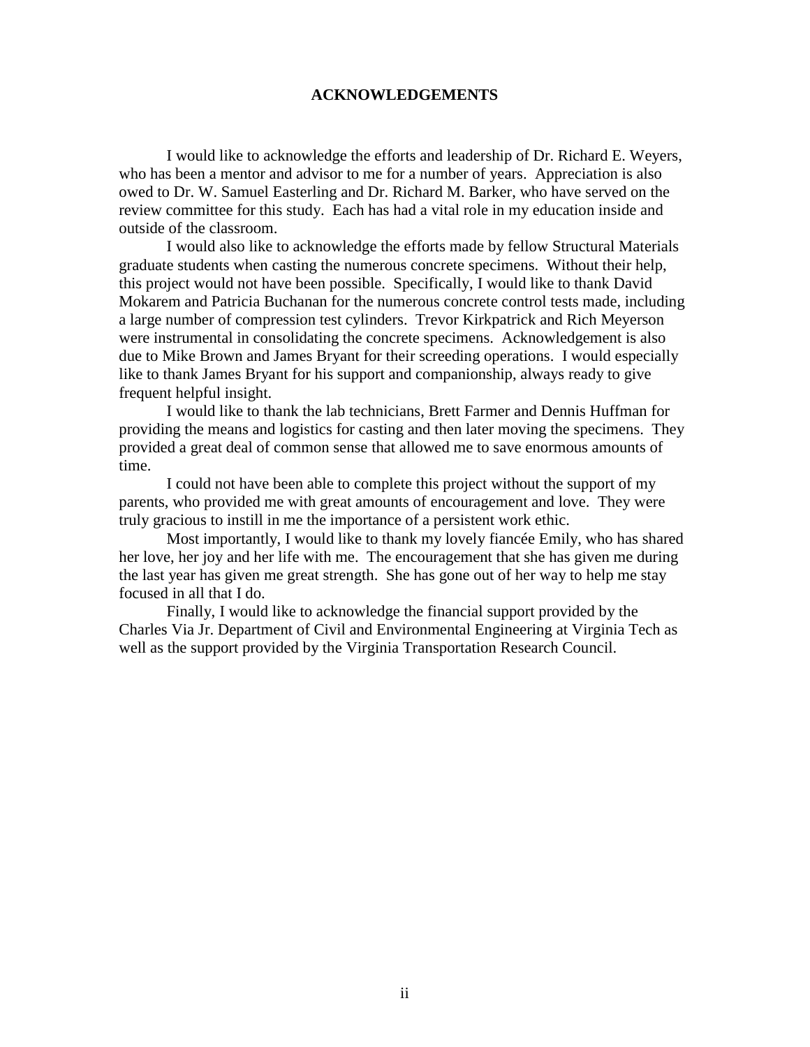# ACKNOWLEDGEMENTS

I would like to acknowledge the efforts and leadership of Dr. Richard E. Weyers, who has been a mentor and advisor to me for a number of years. Appreciation is also owed to Dr. W. Samuel Easterling and Dr. Richard M. Barker, who have served on the review committee for this study. Each has had a vital role in my education inside and outside of the classroom.

I would also like to acknowledge the efforts made by fellow Structural Materials graduate students when casting the numerous concrete specimens. Without their help, this project would not have been possible. Specifically, I would like to thank David Mokarem and Patricia Buchanan for the numerous concrete control tests made, including a large number of compression test cylinders. Trevor Kirkpatrick and Rich Meyerson were instrumental in consolidating the concrete specimens. Acknowledgement is also due to Mike Brown and James Bryant for their screeding operations. I would especially like to thank James Bryant for his support and companionship, always ready to give frequent helpful insight.

I would like to thank the lab technicians, Brett Farmer and Dennis Huffman for providing the means and logistics for casting and then later moving the specimens. They provided a great deal of common sense that allowed me to save enormous amounts of time.

I could not have been able to complete this project without the support of my parents, who provided me with great amounts of encouragement and love. They were truly gracious to instill in me the importance of a persistent work ethic.

Most importantly, I would like to thank my lovely fiancée Emily, who has shared her love, her joy and her life with me. The encouragement that she has given me during the last year has given me great strength. She has gone out of her way to help me stay focused in all that I do.

Finally, I would like to acknowledge the financial support provided by the Charles Via Jr. Department of Civil and Environmental Engineering at Virginia Tech as well as the support provided by the Virginia Transportation Research Council.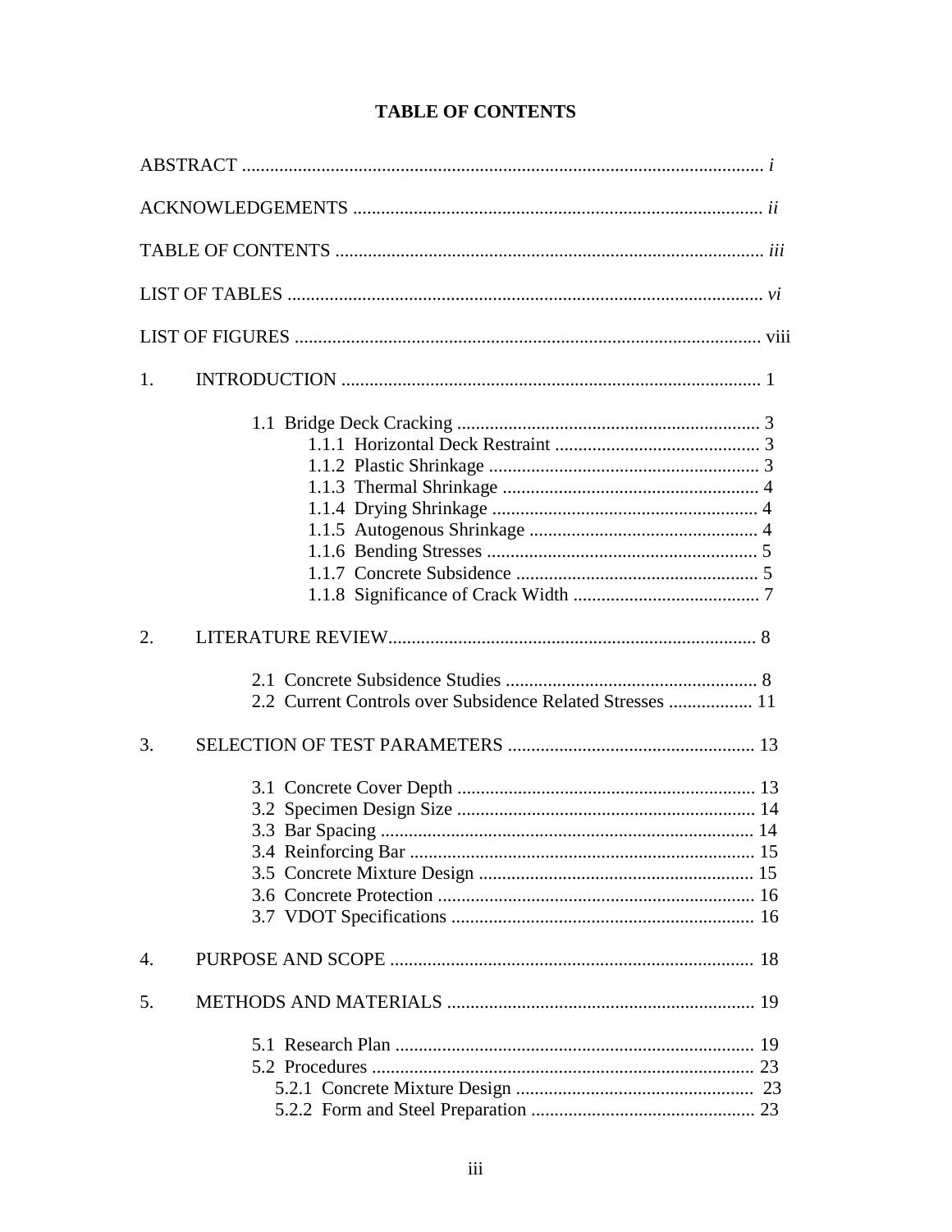# TABLE OF CONTENTS

ABSTRACT ........................................................................................................... *i*

ACKNOWLEDGEMENTS ...................................................................................... *ii*

TABLE OF CONTENTS ........................................................................................ *iii*

LIST OF TABLES ................................................................................................. *vi*

LIST OF FIGURES ................................................................................................ viii

1. INTRODUCTION ........................................................................................ 1

    1.1 Bridge Deck Cracking ................................................................ 3
        1.1.1 Horizontal Deck Restraint ............................................ 3
        1.1.2 Plastic Shrinkage .......................................................... 3
        1.1.3 Thermal Shrinkage ....................................................... 4
        1.1.4 Drying Shrinkage ......................................................... 4
        1.1.5 Autogenous Shrinkage ................................................. 4
        1.1.6 Bending Stresses .......................................................... 5
        1.1.7 Concrete Subsidence .................................................... 5
        1.1.8 Significance of Crack Width ........................................ 7

2. LITERATURE REVIEW.............................................................................. 8

    2.1 Concrete Subsidence Studies ...................................................... 8
    2.2 Current Controls over Subsidence Related Stresses .................. 11

3. SELECTION OF TEST PARAMETERS .................................................... 13

    3.1 Concrete Cover Depth ................................................................ 13
    3.2 Specimen Design Size ................................................................ 14
    3.3 Bar Spacing ................................................................................ 14
    3.4 Reinforcing Bar .......................................................................... 15
    3.5 Concrete Mixture Design ........................................................... 15
    3.6 Concrete Protection .................................................................... 16
    3.7 VDOT Specifications ................................................................. 16

4. PURPOSE AND SCOPE ............................................................................. 18

5. METHODS AND MATERIALS ................................................................. 19

    5.1 Research Plan ............................................................................. 19
    5.2 Procedures .................................................................................. 23
        5.2.1 Concrete Mixture Design ................................................... 23
        5.2.2 Form and Steel Preparation ................................................ 23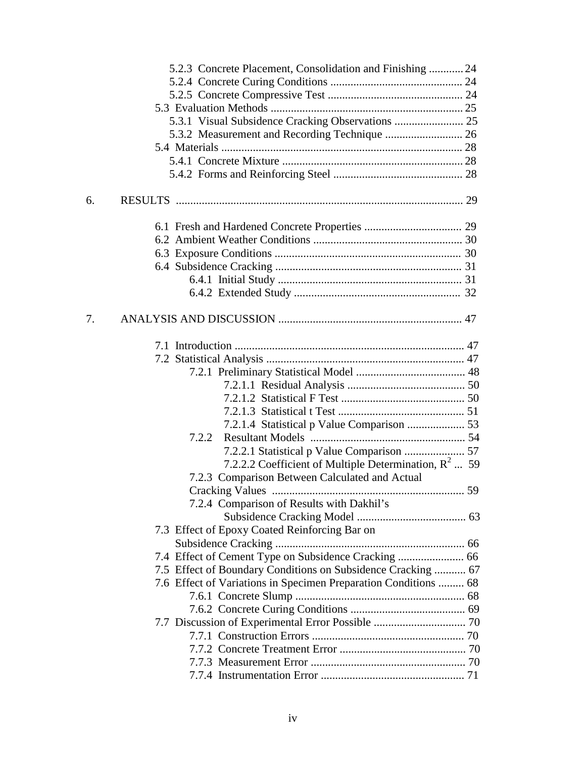5.2.3 Concrete Placement, Consolidation and Finishing ............ 24
5.2.4 Concrete Curing Conditions .............................................. 24
5.2.5 Concrete Compressive Test ............................................... 24
5.3 Evaluation Methods .................................................................. 25
5.3.1 Visual Subsidence Cracking Observations ........................ 25
5.3.2 Measurement and Recording Technique ........................... 26
5.4 Materials ................................................................................... 28
5.4.1 Concrete Mixture ............................................................... 28
5.4.2 Forms and Reinforcing Steel ............................................. 28

6. RESULTS ................................................................................................ 29

6.1 Fresh and Hardened Concrete Properties .................................. 29
6.2 Ambient Weather Conditions .................................................... 30
6.3 Exposure Conditions ................................................................. 30
6.4 Subsidence Cracking ................................................................. 31
6.4.1 Initial Study ................................................................. 31
6.4.2 Extended Study .......................................................... 32

7. ANALYSIS AND DISCUSSION ............................................................... 47

7.1 Introduction ................................................................................ 47
7.2 Statistical Analysis ..................................................................... 47
7.2.1 Preliminary Statistical Model ...................................... 48
7.2.1.1 Residual Analysis ......................................... 50
7.2.1.2 Statistical F Test ........................................... 50
7.2.1.3 Statistical t Test ............................................ 51
7.2.1.4 Statistical p Value Comparison .................... 53
7.2.2 Resultant Models ....................................................... 54
7.2.2.1 Statistical p Value Comparison ..................... 57
7.2.2.2 Coefficient of Multiple Determination, $R^2$ ... 59
7.2.3 Comparison Between Calculated and Actual Cracking Values ................................................................... 59
7.2.4 Comparison of Results with Dakhil's Subsidence Cracking Model ...................................... 63
7.3 Effect of Epoxy Coated Reinforcing Bar on Subsidence Cracking ................................................................. 66
7.4 Effect of Cement Type on Subsidence Cracking ....................... 66
7.5 Effect of Boundary Conditions on Subsidence Cracking ........... 67
7.6 Effect of Variations in Specimen Preparation Conditions ......... 68
7.6.1 Concrete Slump ........................................................... 68
7.6.2 Concrete Curing Conditions ........................................ 69
7.7 Discussion of Experimental Error Possible ................................ 70
7.7.1 Construction Errors ..................................................... 70
7.7.2 Concrete Treatment Error ............................................ 70
7.7.3 Measurement Error ...................................................... 70
7.7.4 Instrumentation Error .................................................. 71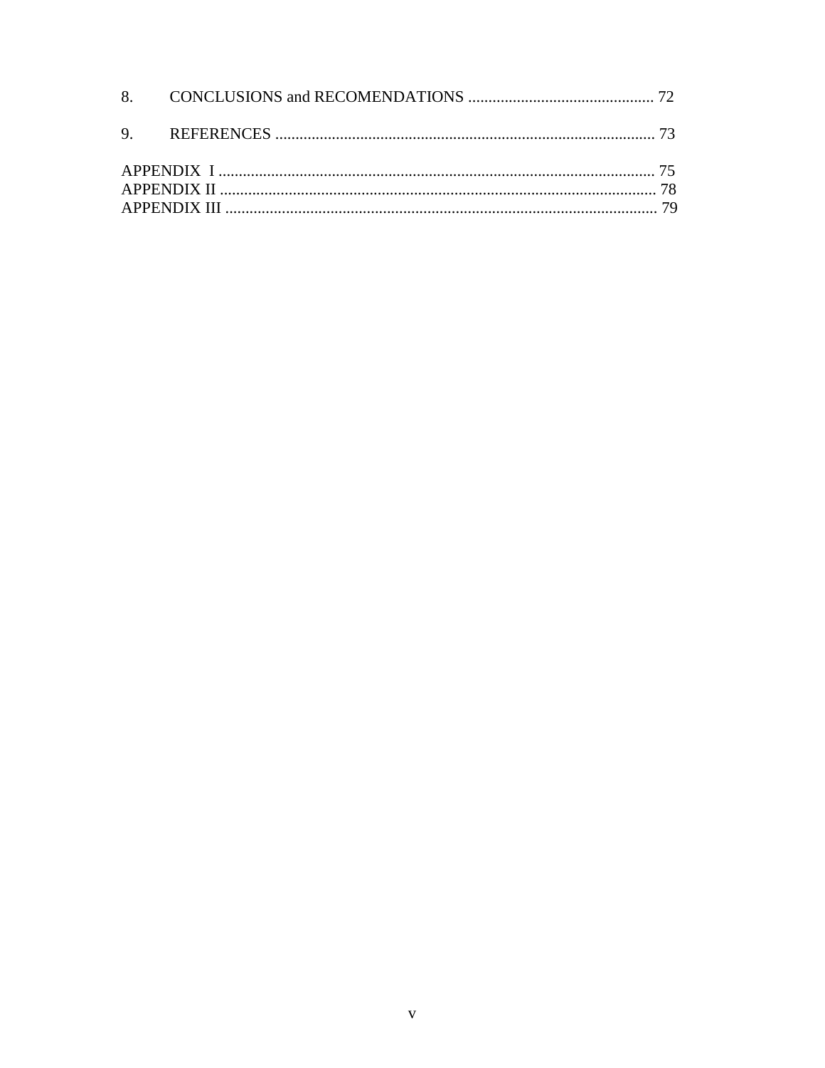8. CONCLUSIONS and RECOMENDATIONS ............................................. 72

9. REFERENCES ............................................................................................. 73

APPENDIX I ........................................................................................................... 75
APPENDIX II .......................................................................................................... 78
APPENDIX III ......................................................................................................... 79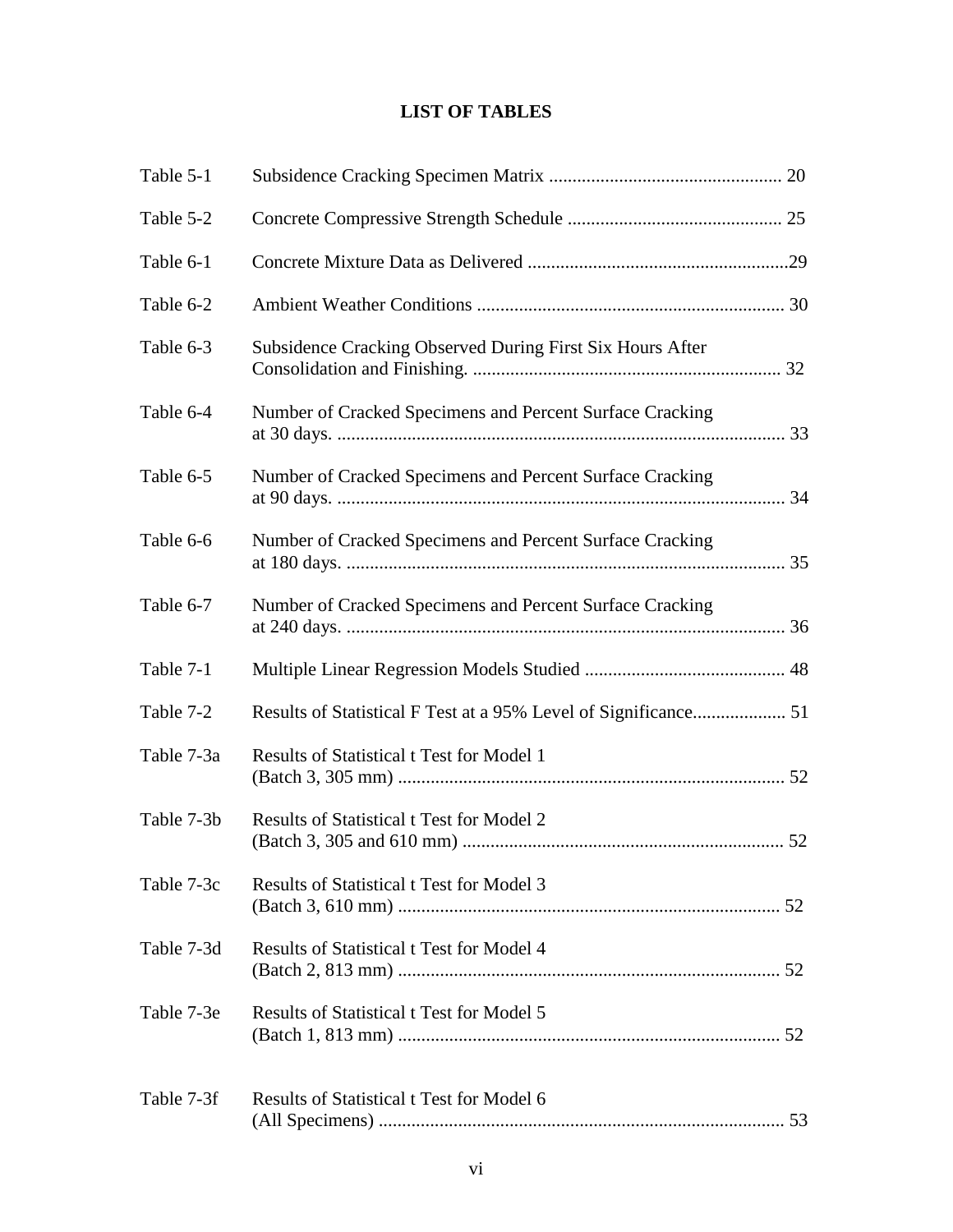# LIST OF TABLES

| | | |
|---|---|---|
| Table 5-1 | Subsidence Cracking Specimen Matrix | 20 |
| Table 5-2 | Concrete Compressive Strength Schedule | 25 |
| Table 6-1 | Concrete Mixture Data as Delivered | 29 |
| Table 6-2 | Ambient Weather Conditions | 30 |
| Table 6-3 | Subsidence Cracking Observed During First Six Hours After Consolidation and Finishing. | 32 |
| Table 6-4 | Number of Cracked Specimens and Percent Surface Cracking at 30 days. | 33 |
| Table 6-5 | Number of Cracked Specimens and Percent Surface Cracking at 90 days. | 34 |
| Table 6-6 | Number of Cracked Specimens and Percent Surface Cracking at 180 days. | 35 |
| Table 6-7 | Number of Cracked Specimens and Percent Surface Cracking at 240 days. | 36 |
| Table 7-1 | Multiple Linear Regression Models Studied | 48 |
| Table 7-2 | Results of Statistical F Test at a 95% Level of Significance | 51 |
| Table 7-3a | Results of Statistical t Test for Model 1 (Batch 3, 305 mm) | 52 |
| Table 7-3b | Results of Statistical t Test for Model 2 (Batch 3, 305 and 610 mm) | 52 |
| Table 7-3c | Results of Statistical t Test for Model 3 (Batch 3, 610 mm) | 52 |
| Table 7-3d | Results of Statistical t Test for Model 4 (Batch 2, 813 mm) | 52 |
| Table 7-3e | Results of Statistical t Test for Model 5 (Batch 1, 813 mm) | 52 |
| Table 7-3f | Results of Statistical t Test for Model 6 (All Specimens) | 53 |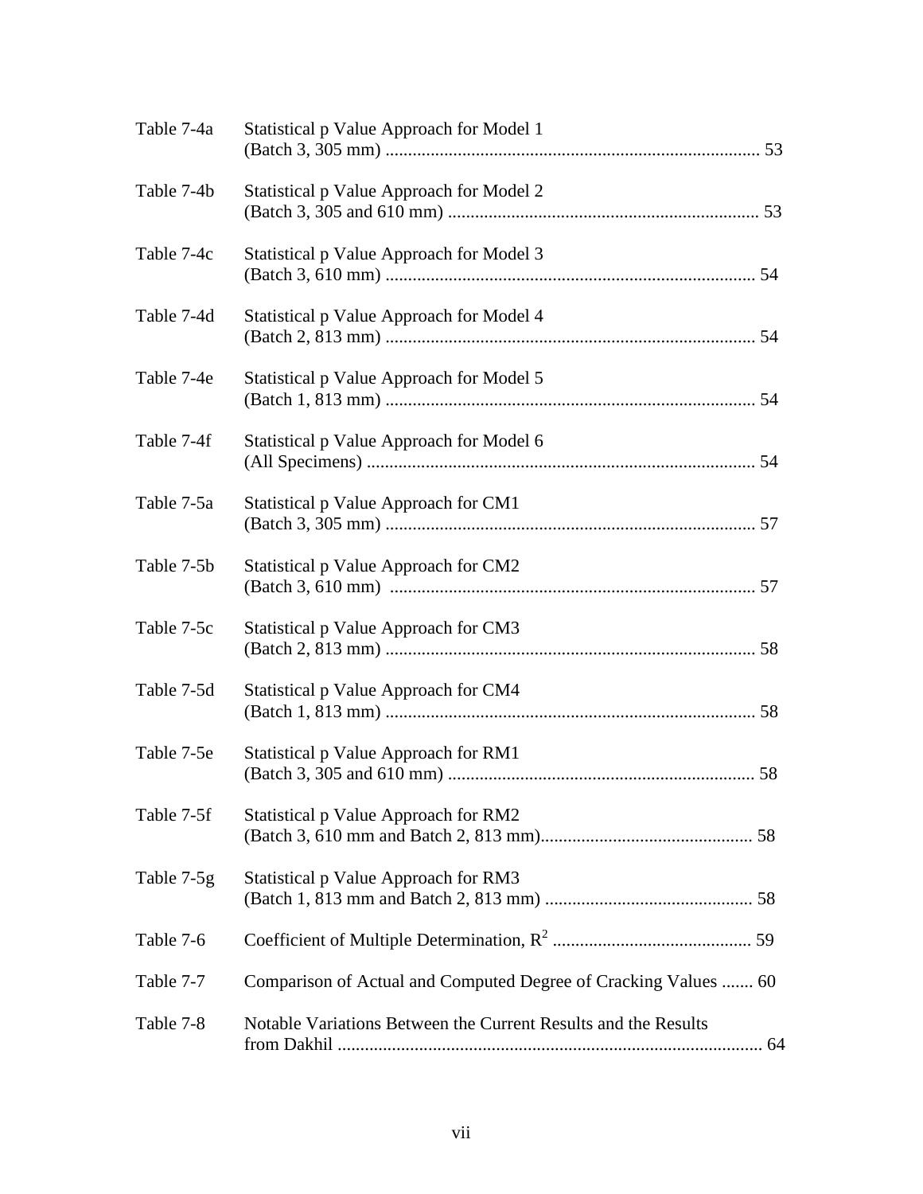Table 7-4a Statistical p Value Approach for Model 1 (Batch 3, 305 mm) .................................................................................. 53

Table 7-4b Statistical p Value Approach for Model 2 (Batch 3, 305 and 610 mm) .................................................................... 53

Table 7-4c Statistical p Value Approach for Model 3 (Batch 3, 610 mm) ................................................................................. 54

Table 7-4d Statistical p Value Approach for Model 4 (Batch 2, 813 mm) ................................................................................. 54

Table 7-4e Statistical p Value Approach for Model 5 (Batch 1, 813 mm) ................................................................................. 54

Table 7-4f Statistical p Value Approach for Model 6 (All Specimens) ..................................................................................... 54

Table 7-5a Statistical p Value Approach for CM1 (Batch 3, 305 mm) ................................................................................. 57

Table 7-5b Statistical p Value Approach for CM2 (Batch 3, 610 mm) ................................................................................ 57

Table 7-5c Statistical p Value Approach for CM3 (Batch 2, 813 mm) ................................................................................. 58

Table 7-5d Statistical p Value Approach for CM4 (Batch 1, 813 mm) ................................................................................. 58

Table 7-5e Statistical p Value Approach for RM1 (Batch 3, 305 and 610 mm) ................................................................... 58

Table 7-5f Statistical p Value Approach for RM2 (Batch 3, 610 mm and Batch 2, 813 mm)............................................... 58

Table 7-5g Statistical p Value Approach for RM3 (Batch 1, 813 mm and Batch 2, 813 mm) ............................................. 58

Table 7-6 Coefficient of Multiple Determination, $R^2$ ............................................ 59

Table 7-7 Comparison of Actual and Computed Degree of Cracking Values ....... 60

Table 7-8 Notable Variations Between the Current Results and the Results from Dakhil .............................................................................................. 64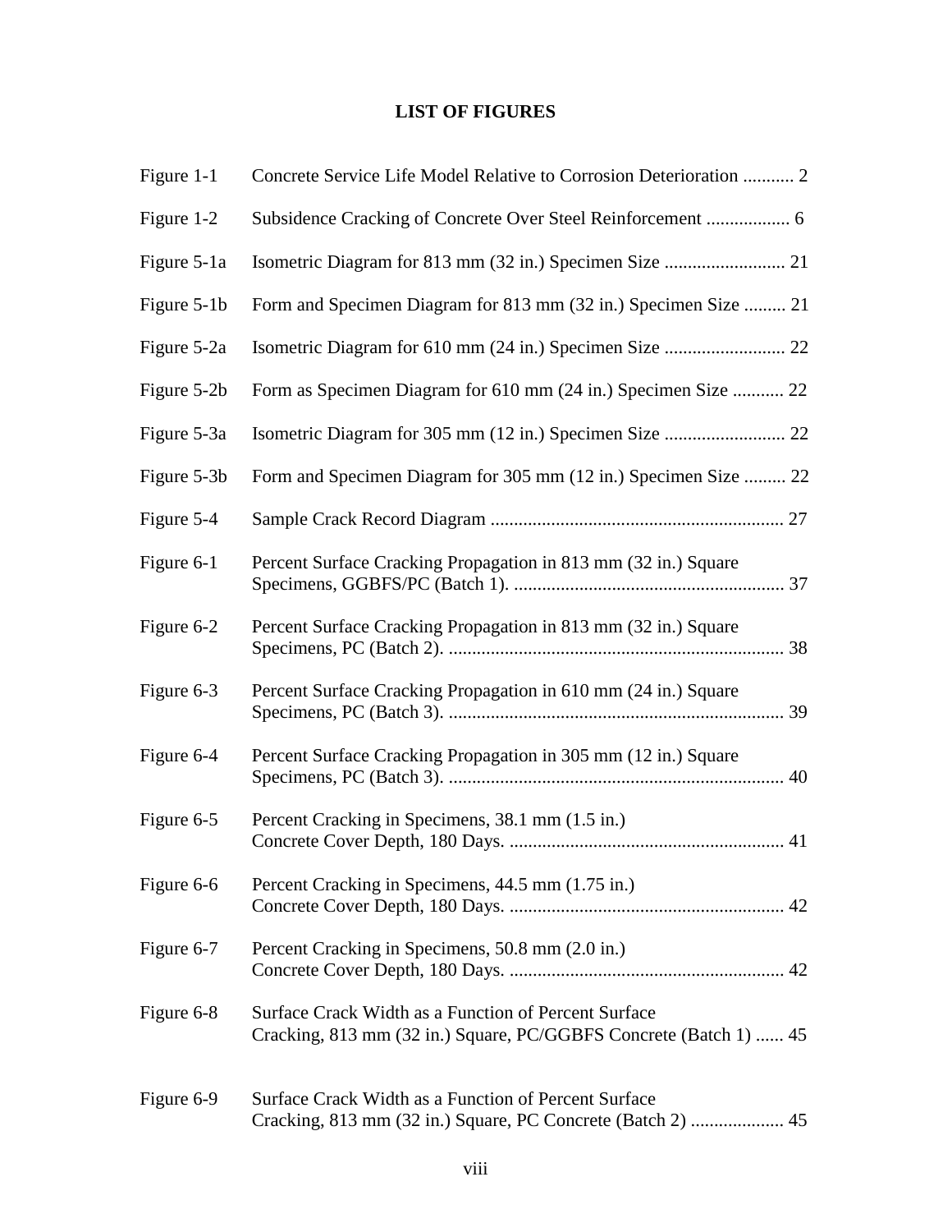# LIST OF FIGURES

| | | |
|---|---|---|
| Figure 1-1 | Concrete Service Life Model Relative to Corrosion Deterioration | 2 |
| Figure 1-2 | Subsidence Cracking of Concrete Over Steel Reinforcement | 6 |
| Figure 5-1a | Isometric Diagram for 813 mm (32 in.) Specimen Size | 21 |
| Figure 5-1b | Form and Specimen Diagram for 813 mm (32 in.) Specimen Size | 21 |
| Figure 5-2a | Isometric Diagram for 610 mm (24 in.) Specimen Size | 22 |
| Figure 5-2b | Form as Specimen Diagram for 610 mm (24 in.) Specimen Size | 22 |
| Figure 5-3a | Isometric Diagram for 305 mm (12 in.) Specimen Size | 22 |
| Figure 5-3b | Form and Specimen Diagram for 305 mm (12 in.) Specimen Size | 22 |
| Figure 5-4 | Sample Crack Record Diagram | 27 |
| Figure 6-1 | Percent Surface Cracking Propagation in 813 mm (32 in.) Square Specimens, GGBFS/PC (Batch 1). | 37 |
| Figure 6-2 | Percent Surface Cracking Propagation in 813 mm (32 in.) Square Specimens, PC (Batch 2). | 38 |
| Figure 6-3 | Percent Surface Cracking Propagation in 610 mm (24 in.) Square Specimens, PC (Batch 3). | 39 |
| Figure 6-4 | Percent Surface Cracking Propagation in 305 mm (12 in.) Square Specimens, PC (Batch 3). | 40 |
| Figure 6-5 | Percent Cracking in Specimens, 38.1 mm (1.5 in.) Concrete Cover Depth, 180 Days. | 41 |
| Figure 6-6 | Percent Cracking in Specimens, 44.5 mm (1.75 in.) Concrete Cover Depth, 180 Days. | 42 |
| Figure 6-7 | Percent Cracking in Specimens, 50.8 mm (2.0 in.) Concrete Cover Depth, 180 Days. | 42 |
| Figure 6-8 | Surface Crack Width as a Function of Percent Surface Cracking, 813 mm (32 in.) Square, PC/GGBFS Concrete (Batch 1) | 45 |
| Figure 6-9 | Surface Crack Width as a Function of Percent Surface Cracking, 813 mm (32 in.) Square, PC Concrete (Batch 2) | 45 |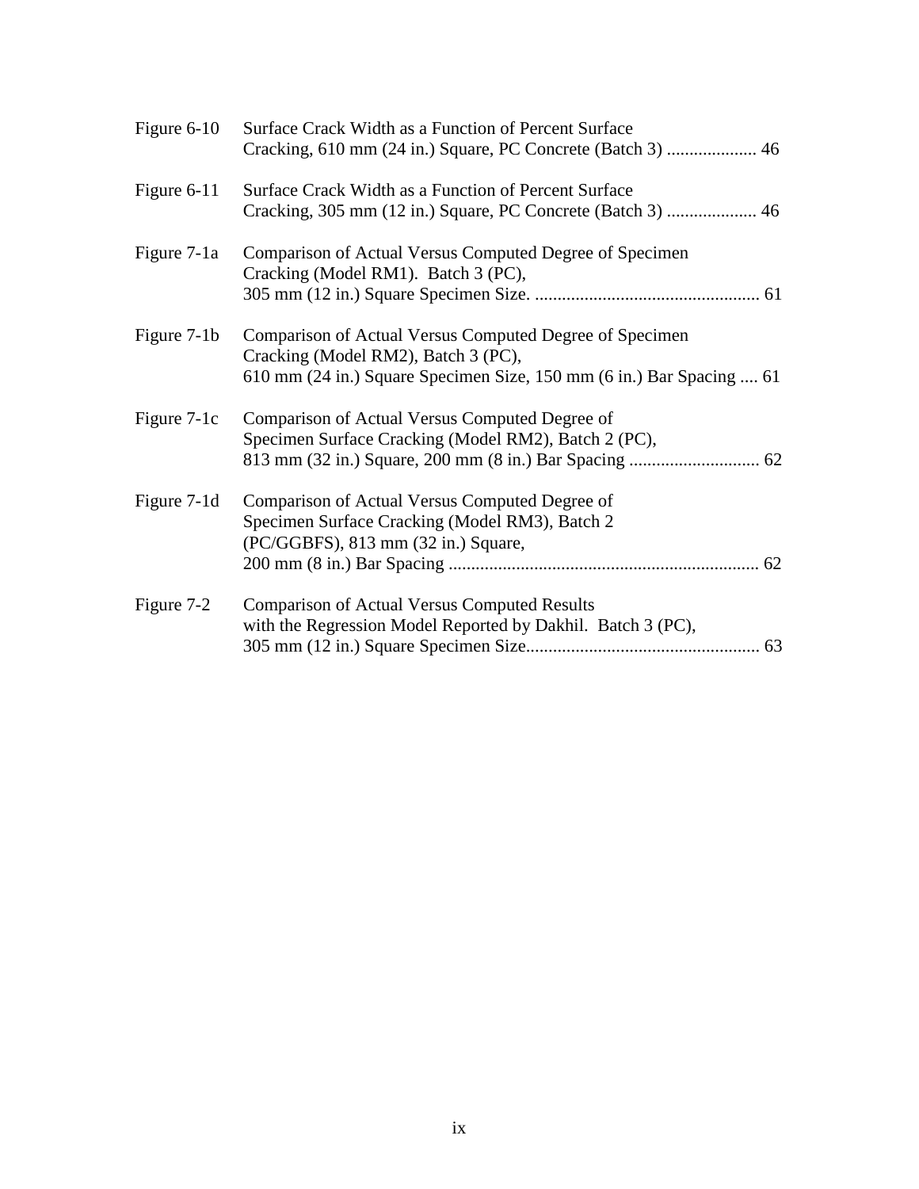| | | |
|---|---|---|
| Figure 6-10 | Surface Crack Width as a Function of Percent Surface Cracking, 610 mm (24 in.) Square, PC Concrete (Batch 3) | 46 |
| Figure 6-11 | Surface Crack Width as a Function of Percent Surface Cracking, 305 mm (12 in.) Square, PC Concrete (Batch 3) | 46 |
| Figure 7-1a | Comparison of Actual Versus Computed Degree of Specimen Cracking (Model RM1). Batch 3 (PC), 305 mm (12 in.) Square Specimen Size. | 61 |
| Figure 7-1b | Comparison of Actual Versus Computed Degree of Specimen Cracking (Model RM2), Batch 3 (PC), 610 mm (24 in.) Square Specimen Size, 150 mm (6 in.) Bar Spacing | 61 |
| Figure 7-1c | Comparison of Actual Versus Computed Degree of Specimen Surface Cracking (Model RM2), Batch 2 (PC), 813 mm (32 in.) Square, 200 mm (8 in.) Bar Spacing | 62 |
| Figure 7-1d | Comparison of Actual Versus Computed Degree of Specimen Surface Cracking (Model RM3), Batch 2 (PC/GGBFS), 813 mm (32 in.) Square, 200 mm (8 in.) Bar Spacing | 62 |
| Figure 7-2 | Comparison of Actual Versus Computed Results with the Regression Model Reported by Dakhil. Batch 3 (PC), 305 mm (12 in.) Square Specimen Size | 63 |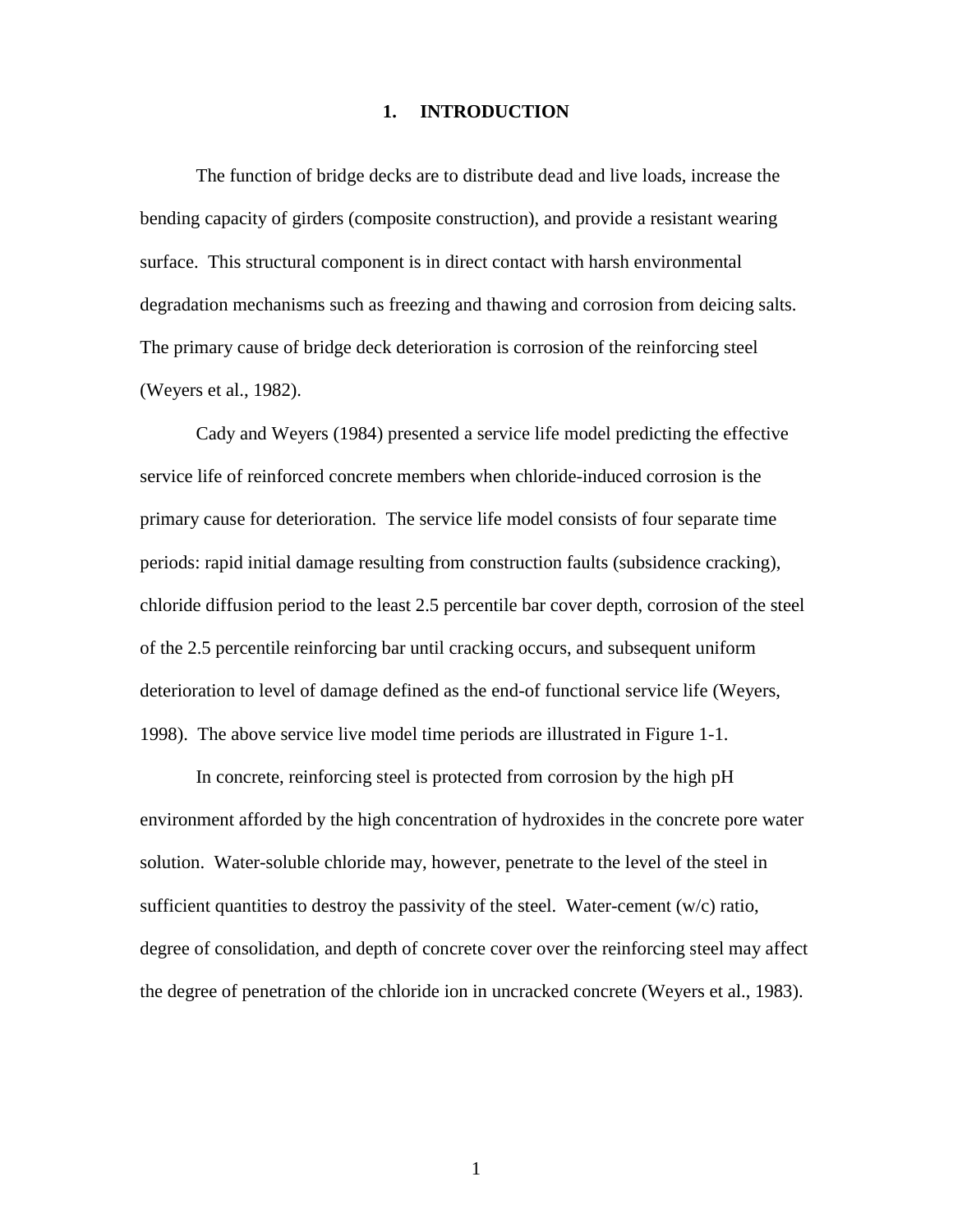# 1. INTRODUCTION

The function of bridge decks are to distribute dead and live loads, increase the bending capacity of girders (composite construction), and provide a resistant wearing surface. This structural component is in direct contact with harsh environmental degradation mechanisms such as freezing and thawing and corrosion from deicing salts. The primary cause of bridge deck deterioration is corrosion of the reinforcing steel (Weyers et al., 1982).

Cady and Weyers (1984) presented a service life model predicting the effective service life of reinforced concrete members when chloride-induced corrosion is the primary cause for deterioration. The service life model consists of four separate time periods: rapid initial damage resulting from construction faults (subsidence cracking), chloride diffusion period to the least 2.5 percentile bar cover depth, corrosion of the steel of the 2.5 percentile reinforcing bar until cracking occurs, and subsequent uniform deterioration to level of damage defined as the end-of functional service life (Weyers, 1998). The above service live model time periods are illustrated in Figure 1-1.

In concrete, reinforcing steel is protected from corrosion by the high pH environment afforded by the high concentration of hydroxides in the concrete pore water solution. Water-soluble chloride may, however, penetrate to the level of the steel in sufficient quantities to destroy the passivity of the steel. Water-cement (w/c) ratio, degree of consolidation, and depth of concrete cover over the reinforcing steel may affect the degree of penetration of the chloride ion in uncracked concrete (Weyers et al., 1983).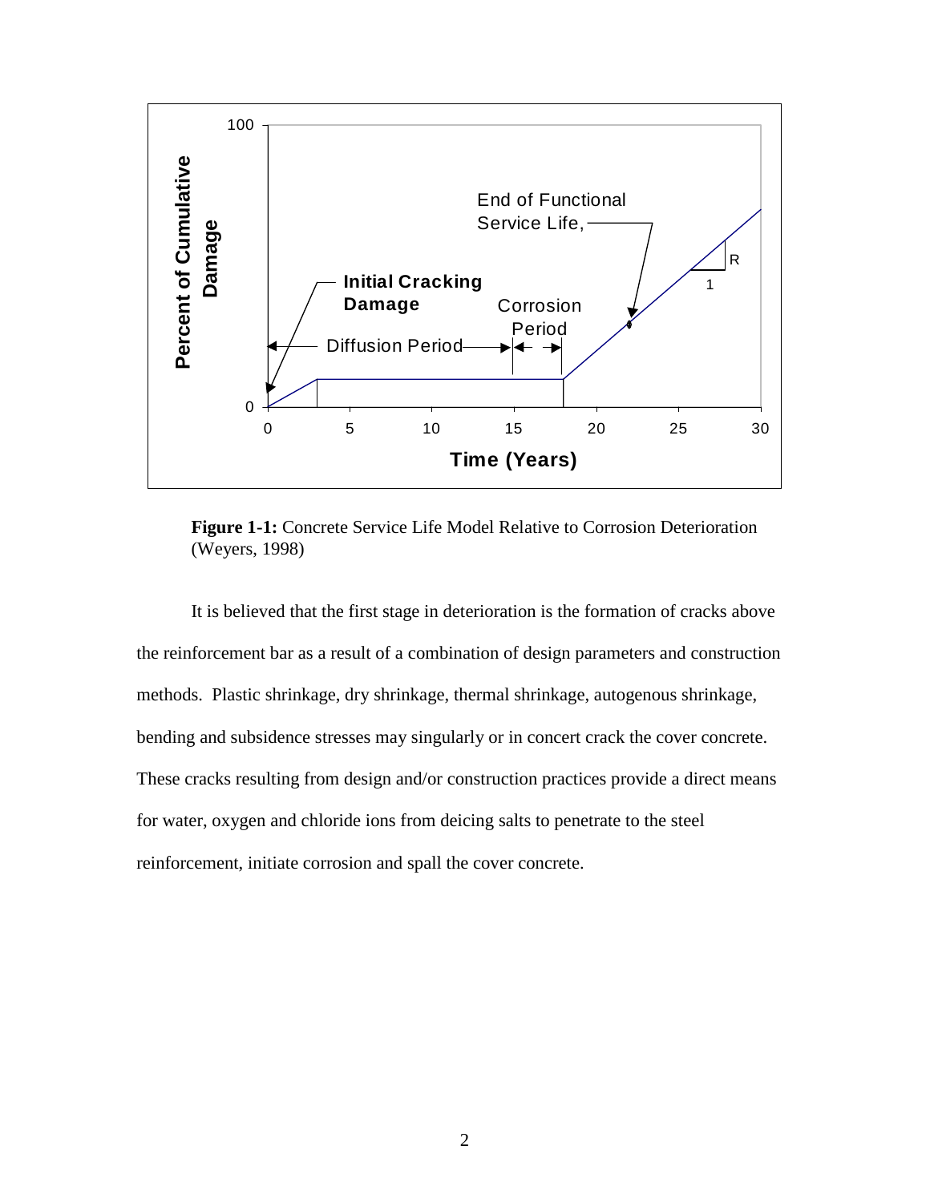**Figure 1-1:** Concrete Service Life Model Relative to Corrosion Deterioration (Weyers, 1998)

It is believed that the first stage in deterioration is the formation of cracks above the reinforcement bar as a result of a combination of design parameters and construction methods. Plastic shrinkage, dry shrinkage, thermal shrinkage, autogenous shrinkage, bending and subsidence stresses may singularly or in concert crack the cover concrete. These cracks resulting from design and/or construction practices provide a direct means for water, oxygen and chloride ions from deicing salts to penetrate to the steel reinforcement, initiate corrosion and spall the cover concrete.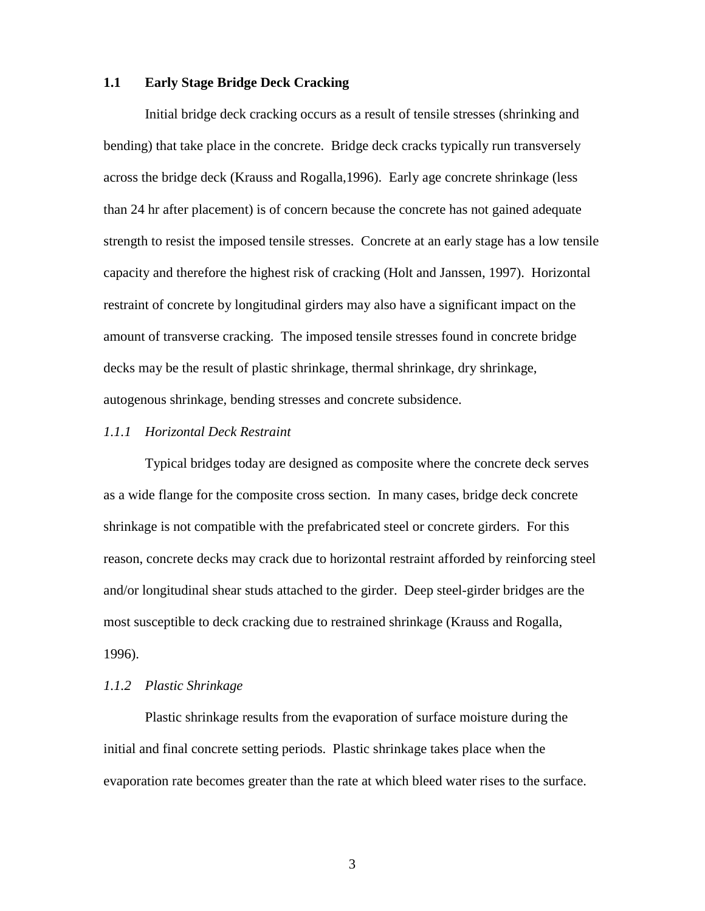## 1.1 Early Stage Bridge Deck Cracking

Initial bridge deck cracking occurs as a result of tensile stresses (shrinking and bending) that take place in the concrete. Bridge deck cracks typically run transversely across the bridge deck (Krauss and Rogalla,1996). Early age concrete shrinkage (less than 24 hr after placement) is of concern because the concrete has not gained adequate strength to resist the imposed tensile stresses. Concrete at an early stage has a low tensile capacity and therefore the highest risk of cracking (Holt and Janssen, 1997). Horizontal restraint of concrete by longitudinal girders may also have a significant impact on the amount of transverse cracking. The imposed tensile stresses found in concrete bridge decks may be the result of plastic shrinkage, thermal shrinkage, dry shrinkage, autogenous shrinkage, bending stresses and concrete subsidence.

### *1.1.1 Horizontal Deck Restraint*

Typical bridges today are designed as composite where the concrete deck serves as a wide flange for the composite cross section. In many cases, bridge deck concrete shrinkage is not compatible with the prefabricated steel or concrete girders. For this reason, concrete decks may crack due to horizontal restraint afforded by reinforcing steel and/or longitudinal shear studs attached to the girder. Deep steel-girder bridges are the most susceptible to deck cracking due to restrained shrinkage (Krauss and Rogalla, 1996).

### *1.1.2 Plastic Shrinkage*

Plastic shrinkage results from the evaporation of surface moisture during the initial and final concrete setting periods. Plastic shrinkage takes place when the evaporation rate becomes greater than the rate at which bleed water rises to the surface.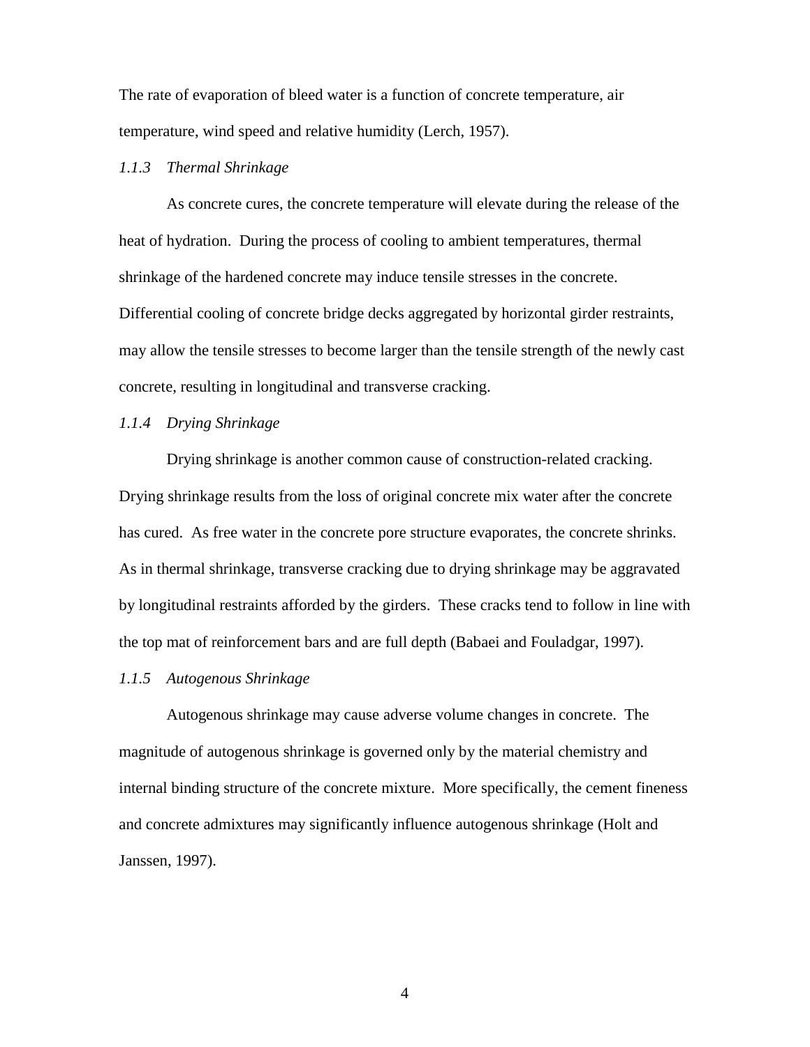The rate of evaporation of bleed water is a function of concrete temperature, air temperature, wind speed and relative humidity (Lerch, 1957).

### *1.1.3 Thermal Shrinkage*

As concrete cures, the concrete temperature will elevate during the release of the heat of hydration. During the process of cooling to ambient temperatures, thermal shrinkage of the hardened concrete may induce tensile stresses in the concrete. Differential cooling of concrete bridge decks aggregated by horizontal girder restraints, may allow the tensile stresses to become larger than the tensile strength of the newly cast concrete, resulting in longitudinal and transverse cracking.

### *1.1.4 Drying Shrinkage*

Drying shrinkage is another common cause of construction-related cracking. Drying shrinkage results from the loss of original concrete mix water after the concrete has cured. As free water in the concrete pore structure evaporates, the concrete shrinks. As in thermal shrinkage, transverse cracking due to drying shrinkage may be aggravated by longitudinal restraints afforded by the girders. These cracks tend to follow in line with the top mat of reinforcement bars and are full depth (Babaei and Fouladgar, 1997).

### *1.1.5 Autogenous Shrinkage*

Autogenous shrinkage may cause adverse volume changes in concrete. The magnitude of autogenous shrinkage is governed only by the material chemistry and internal binding structure of the concrete mixture. More specifically, the cement fineness and concrete admixtures may significantly influence autogenous shrinkage (Holt and Janssen, 1997).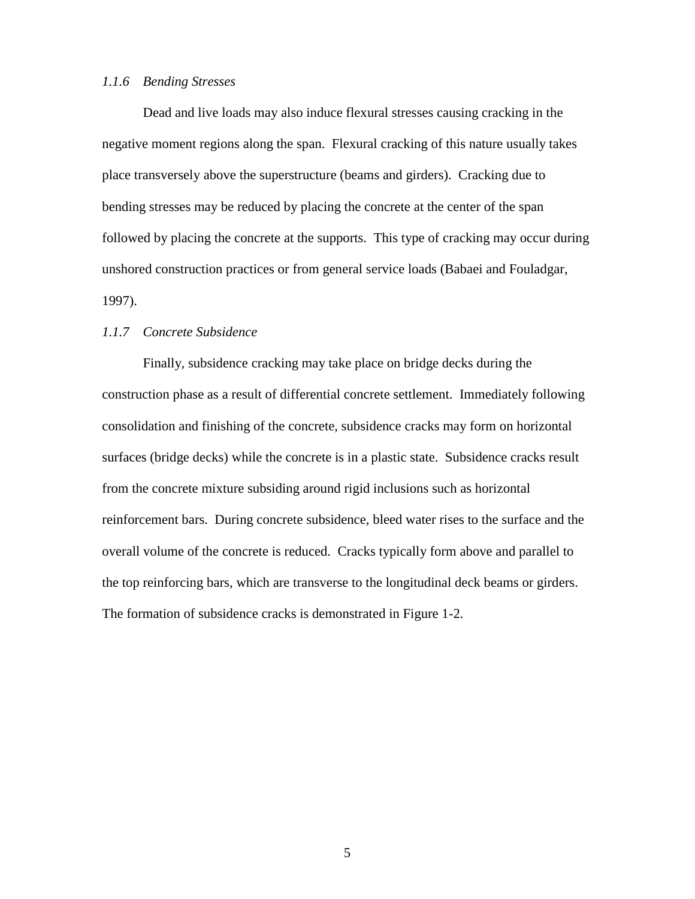### *1.1.6 Bending Stresses*

Dead and live loads may also induce flexural stresses causing cracking in the negative moment regions along the span. Flexural cracking of this nature usually takes place transversely above the superstructure (beams and girders). Cracking due to bending stresses may be reduced by placing the concrete at the center of the span followed by placing the concrete at the supports. This type of cracking may occur during unshored construction practices or from general service loads (Babaei and Fouladgar, 1997).

### *1.1.7 Concrete Subsidence*

Finally, subsidence cracking may take place on bridge decks during the construction phase as a result of differential concrete settlement. Immediately following consolidation and finishing of the concrete, subsidence cracks may form on horizontal surfaces (bridge decks) while the concrete is in a plastic state. Subsidence cracks result from the concrete mixture subsiding around rigid inclusions such as horizontal reinforcement bars. During concrete subsidence, bleed water rises to the surface and the overall volume of the concrete is reduced. Cracks typically form above and parallel to the top reinforcing bars, which are transverse to the longitudinal deck beams or girders. The formation of subsidence cracks is demonstrated in Figure 1-2.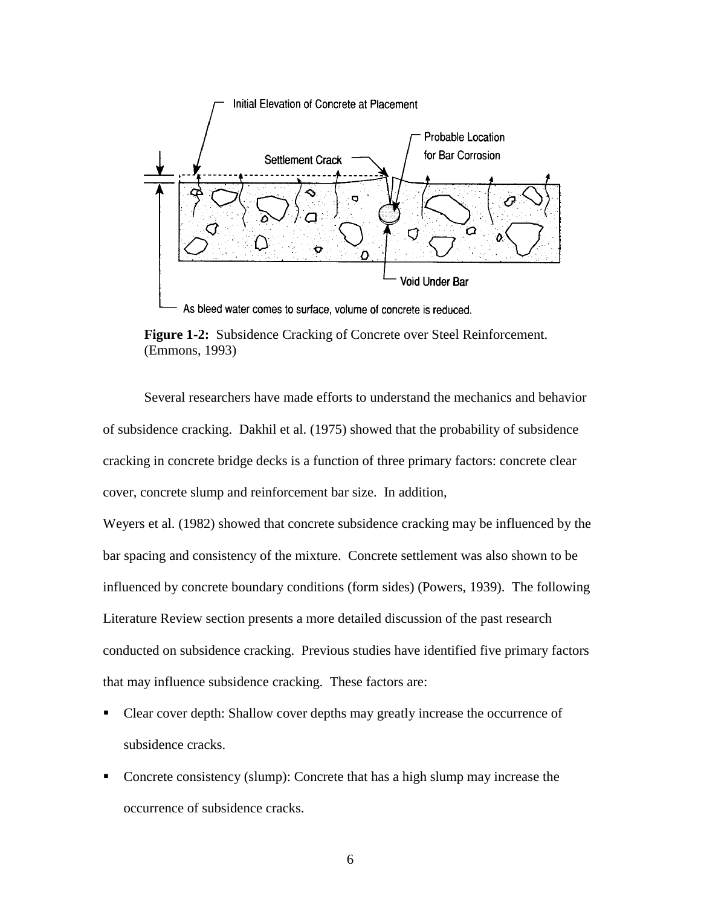**Figure 1-2:** Subsidence Cracking of Concrete over Steel Reinforcement. (Emmons, 1993)

Several researchers have made efforts to understand the mechanics and behavior of subsidence cracking. Dakhil et al. (1975) showed that the probability of subsidence cracking in concrete bridge decks is a function of three primary factors: concrete clear cover, concrete slump and reinforcement bar size. In addition, Weyers et al. (1982) showed that concrete subsidence cracking may be influenced by the bar spacing and consistency of the mixture. Concrete settlement was also shown to be influenced by concrete boundary conditions (form sides) (Powers, 1939). The following Literature Review section presents a more detailed discussion of the past research conducted on subsidence cracking. Previous studies have identified five primary factors that may influence subsidence cracking. These factors are:

- Clear cover depth: Shallow cover depths may greatly increase the occurrence of subsidence cracks.
- Concrete consistency (slump): Concrete that has a high slump may increase the occurrence of subsidence cracks.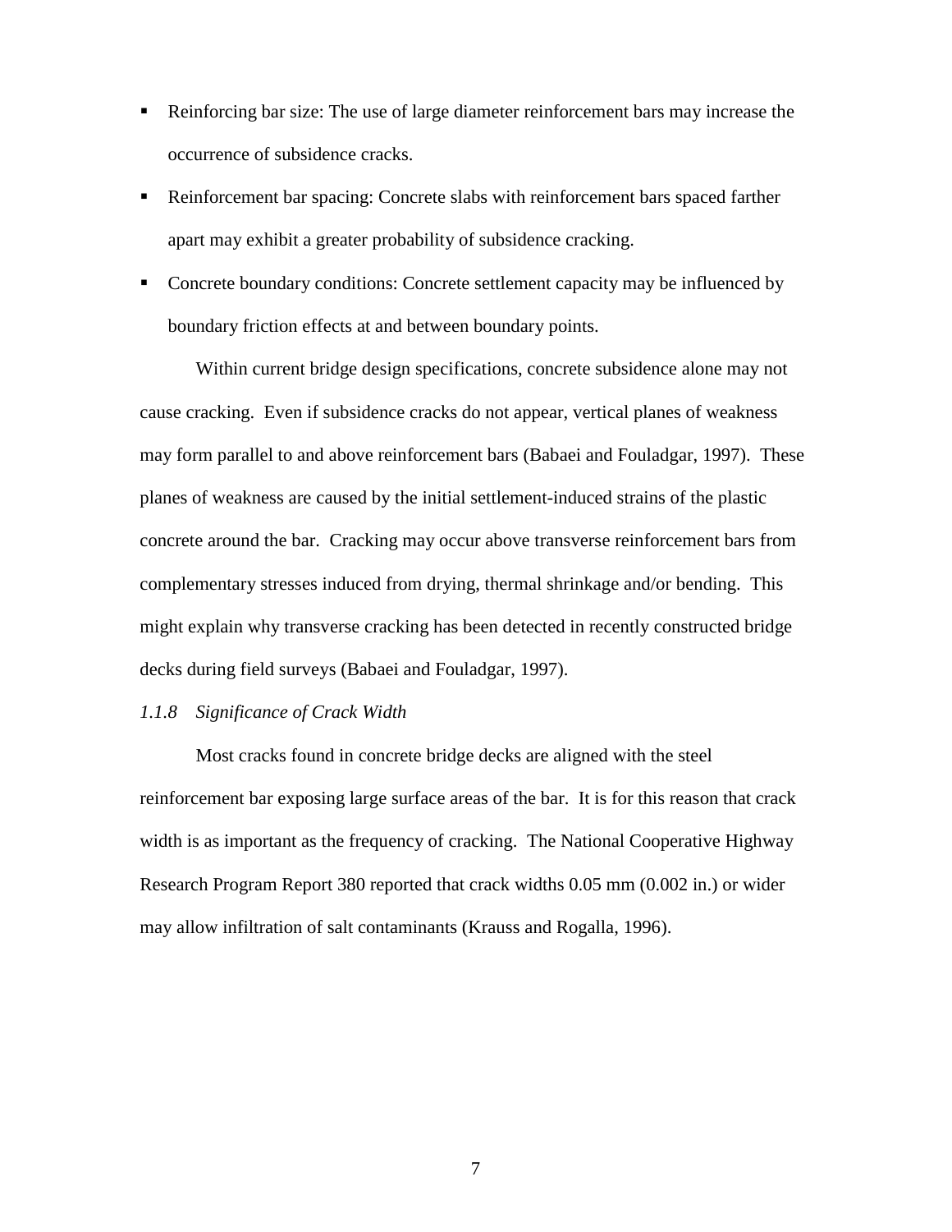- Reinforcing bar size: The use of large diameter reinforcement bars may increase the occurrence of subsidence cracks.
- Reinforcement bar spacing: Concrete slabs with reinforcement bars spaced farther apart may exhibit a greater probability of subsidence cracking.
- Concrete boundary conditions: Concrete settlement capacity may be influenced by boundary friction effects at and between boundary points.

Within current bridge design specifications, concrete subsidence alone may not cause cracking. Even if subsidence cracks do not appear, vertical planes of weakness may form parallel to and above reinforcement bars (Babaei and Fouladgar, 1997). These planes of weakness are caused by the initial settlement-induced strains of the plastic concrete around the bar. Cracking may occur above transverse reinforcement bars from complementary stresses induced from drying, thermal shrinkage and/or bending. This might explain why transverse cracking has been detected in recently constructed bridge decks during field surveys (Babaei and Fouladgar, 1997).

### *1.1.8 Significance of Crack Width*

Most cracks found in concrete bridge decks are aligned with the steel reinforcement bar exposing large surface areas of the bar. It is for this reason that crack width is as important as the frequency of cracking. The National Cooperative Highway Research Program Report 380 reported that crack widths 0.05 mm (0.002 in.) or wider may allow infiltration of salt contaminants (Krauss and Rogalla, 1996).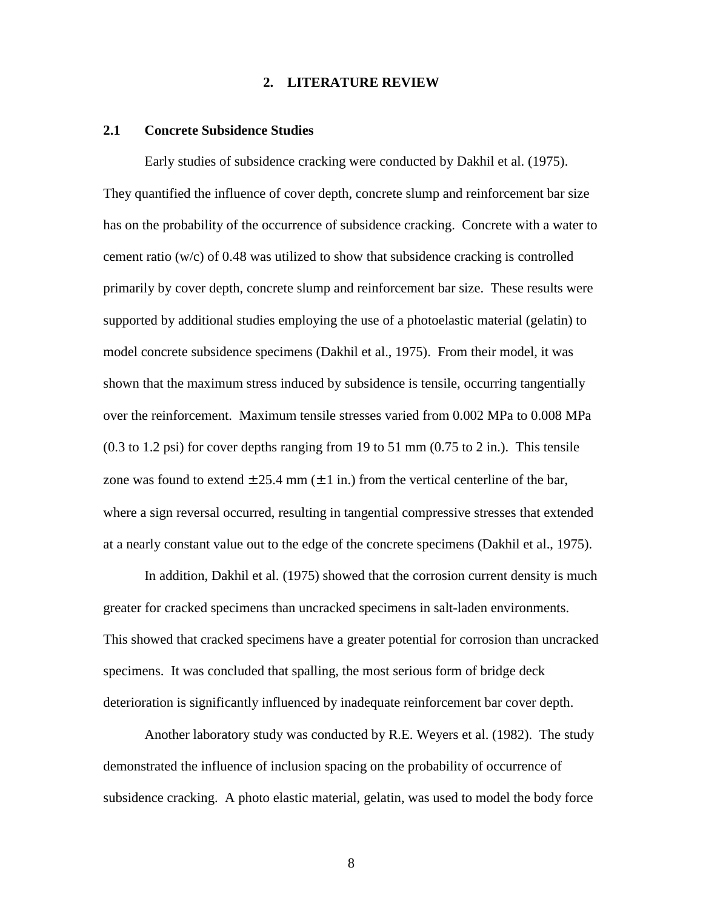# 2. LITERATURE REVIEW

## 2.1 Concrete Subsidence Studies

Early studies of subsidence cracking were conducted by Dakhil et al. (1975). They quantified the influence of cover depth, concrete slump and reinforcement bar size has on the probability of the occurrence of subsidence cracking. Concrete with a water to cement ratio (w/c) of 0.48 was utilized to show that subsidence cracking is controlled primarily by cover depth, concrete slump and reinforcement bar size. These results were supported by additional studies employing the use of a photoelastic material (gelatin) to model concrete subsidence specimens (Dakhil et al., 1975). From their model, it was shown that the maximum stress induced by subsidence is tensile, occurring tangentially over the reinforcement. Maximum tensile stresses varied from 0.002 MPa to 0.008 MPa (0.3 to 1.2 psi) for cover depths ranging from 19 to 51 mm (0.75 to 2 in.). This tensile zone was found to extend $\pm$25.4 mm ($\pm$1 in.) from the vertical centerline of the bar, where a sign reversal occurred, resulting in tangential compressive stresses that extended at a nearly constant value out to the edge of the concrete specimens (Dakhil et al., 1975).

In addition, Dakhil et al. (1975) showed that the corrosion current density is much greater for cracked specimens than uncracked specimens in salt-laden environments. This showed that cracked specimens have a greater potential for corrosion than uncracked specimens. It was concluded that spalling, the most serious form of bridge deck deterioration is significantly influenced by inadequate reinforcement bar cover depth.

Another laboratory study was conducted by R.E. Weyers et al. (1982). The study demonstrated the influence of inclusion spacing on the probability of occurrence of subsidence cracking. A photo elastic material, gelatin, was used to model the body force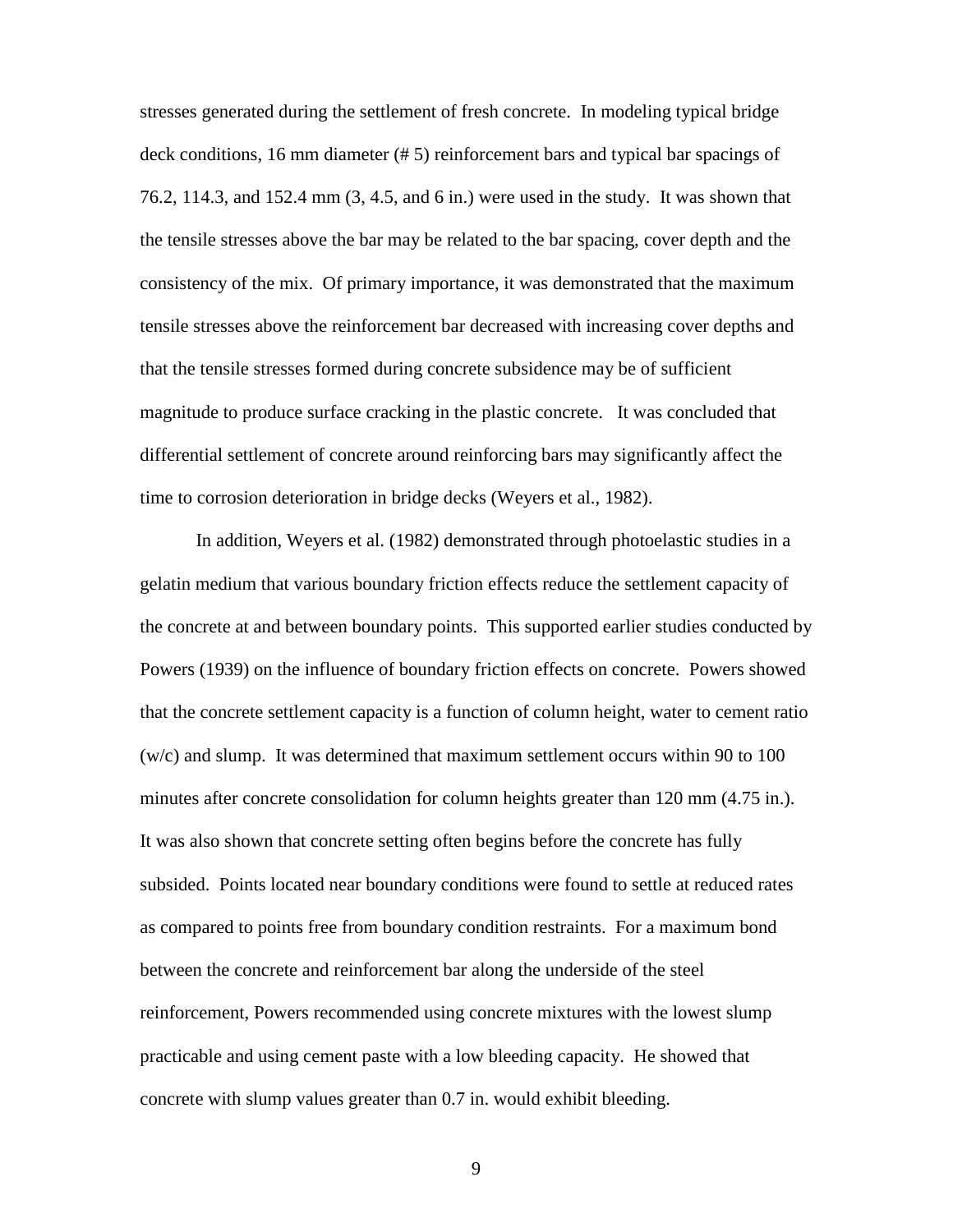stresses generated during the settlement of fresh concrete. In modeling typical bridge deck conditions, 16 mm diameter (# 5) reinforcement bars and typical bar spacings of 76.2, 114.3, and 152.4 mm (3, 4.5, and 6 in.) were used in the study. It was shown that the tensile stresses above the bar may be related to the bar spacing, cover depth and the consistency of the mix. Of primary importance, it was demonstrated that the maximum tensile stresses above the reinforcement bar decreased with increasing cover depths and that the tensile stresses formed during concrete subsidence may be of sufficient magnitude to produce surface cracking in the plastic concrete. It was concluded that differential settlement of concrete around reinforcing bars may significantly affect the time to corrosion deterioration in bridge decks (Weyers et al., 1982).

In addition, Weyers et al. (1982) demonstrated through photoelastic studies in a gelatin medium that various boundary friction effects reduce the settlement capacity of the concrete at and between boundary points. This supported earlier studies conducted by Powers (1939) on the influence of boundary friction effects on concrete. Powers showed that the concrete settlement capacity is a function of column height, water to cement ratio (w/c) and slump. It was determined that maximum settlement occurs within 90 to 100 minutes after concrete consolidation for column heights greater than 120 mm (4.75 in.). It was also shown that concrete setting often begins before the concrete has fully subsided. Points located near boundary conditions were found to settle at reduced rates as compared to points free from boundary condition restraints. For a maximum bond between the concrete and reinforcement bar along the underside of the steel reinforcement, Powers recommended using concrete mixtures with the lowest slump practicable and using cement paste with a low bleeding capacity. He showed that concrete with slump values greater than 0.7 in. would exhibit bleeding.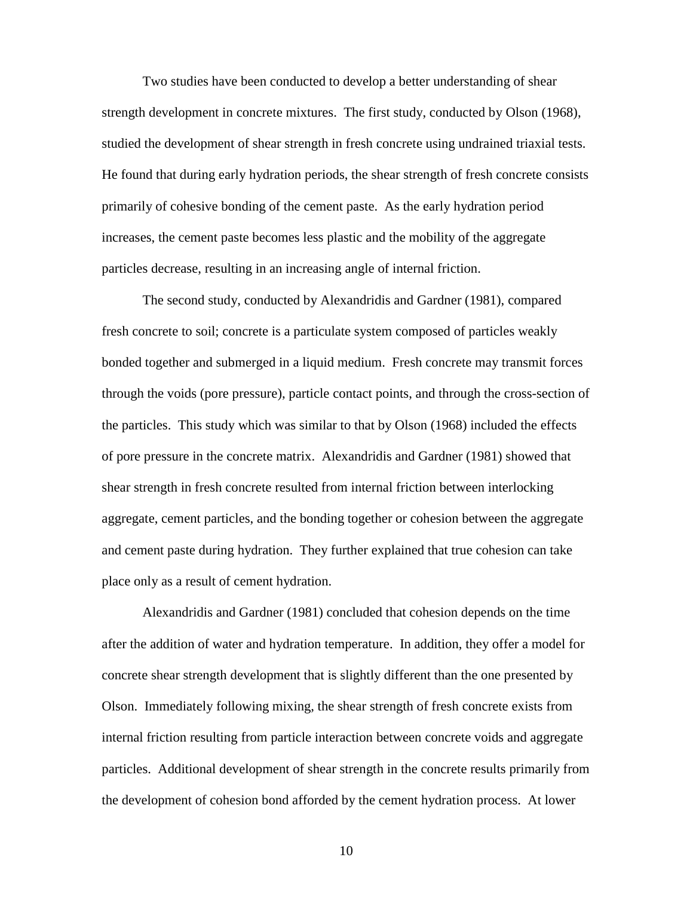Two studies have been conducted to develop a better understanding of shear strength development in concrete mixtures. The first study, conducted by Olson (1968), studied the development of shear strength in fresh concrete using undrained triaxial tests. He found that during early hydration periods, the shear strength of fresh concrete consists primarily of cohesive bonding of the cement paste. As the early hydration period increases, the cement paste becomes less plastic and the mobility of the aggregate particles decrease, resulting in an increasing angle of internal friction.

The second study, conducted by Alexandridis and Gardner (1981), compared fresh concrete to soil; concrete is a particulate system composed of particles weakly bonded together and submerged in a liquid medium. Fresh concrete may transmit forces through the voids (pore pressure), particle contact points, and through the cross-section of the particles. This study which was similar to that by Olson (1968) included the effects of pore pressure in the concrete matrix. Alexandridis and Gardner (1981) showed that shear strength in fresh concrete resulted from internal friction between interlocking aggregate, cement particles, and the bonding together or cohesion between the aggregate and cement paste during hydration. They further explained that true cohesion can take place only as a result of cement hydration.

Alexandridis and Gardner (1981) concluded that cohesion depends on the time after the addition of water and hydration temperature. In addition, they offer a model for concrete shear strength development that is slightly different than the one presented by Olson. Immediately following mixing, the shear strength of fresh concrete exists from internal friction resulting from particle interaction between concrete voids and aggregate particles. Additional development of shear strength in the concrete results primarily from the development of cohesion bond afforded by the cement hydration process. At lower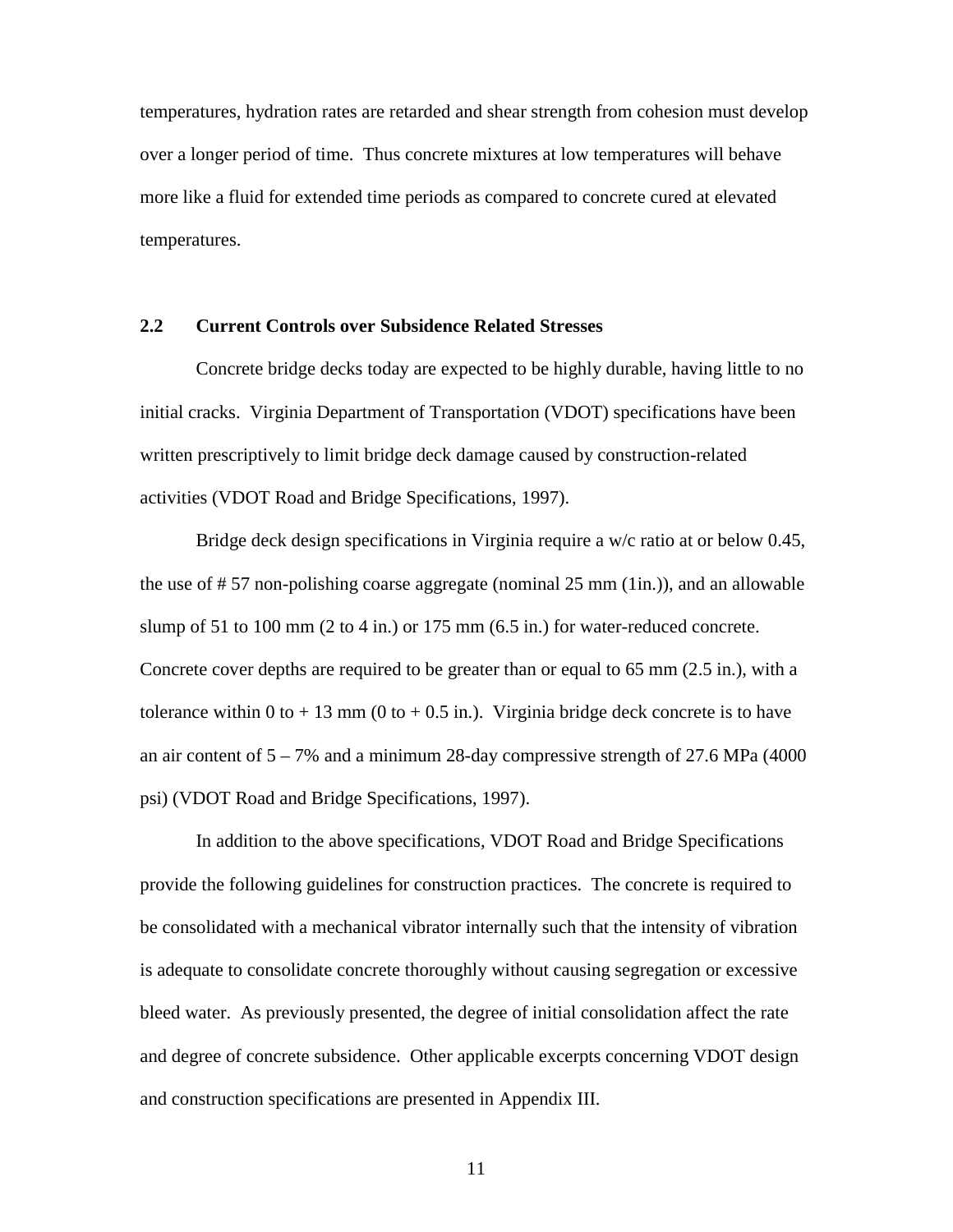temperatures, hydration rates are retarded and shear strength from cohesion must develop over a longer period of time. Thus concrete mixtures at low temperatures will behave more like a fluid for extended time periods as compared to concrete cured at elevated temperatures.

## 2.2 Current Controls over Subsidence Related Stresses

Concrete bridge decks today are expected to be highly durable, having little to no initial cracks. Virginia Department of Transportation (VDOT) specifications have been written prescriptively to limit bridge deck damage caused by construction-related activities (VDOT Road and Bridge Specifications, 1997).

Bridge deck design specifications in Virginia require a w/c ratio at or below 0.45, the use of # 57 non-polishing coarse aggregate (nominal 25 mm (1in.)), and an allowable slump of 51 to 100 mm (2 to 4 in.) or 175 mm (6.5 in.) for water-reduced concrete. Concrete cover depths are required to be greater than or equal to 65 mm (2.5 in.), with a tolerance within 0 to + 13 mm (0 to + 0.5 in.). Virginia bridge deck concrete is to have an air content of 5 – 7% and a minimum 28-day compressive strength of 27.6 MPa (4000 psi) (VDOT Road and Bridge Specifications, 1997).

In addition to the above specifications, VDOT Road and Bridge Specifications provide the following guidelines for construction practices. The concrete is required to be consolidated with a mechanical vibrator internally such that the intensity of vibration is adequate to consolidate concrete thoroughly without causing segregation or excessive bleed water. As previously presented, the degree of initial consolidation affect the rate and degree of concrete subsidence. Other applicable excerpts concerning VDOT design and construction specifications are presented in Appendix III.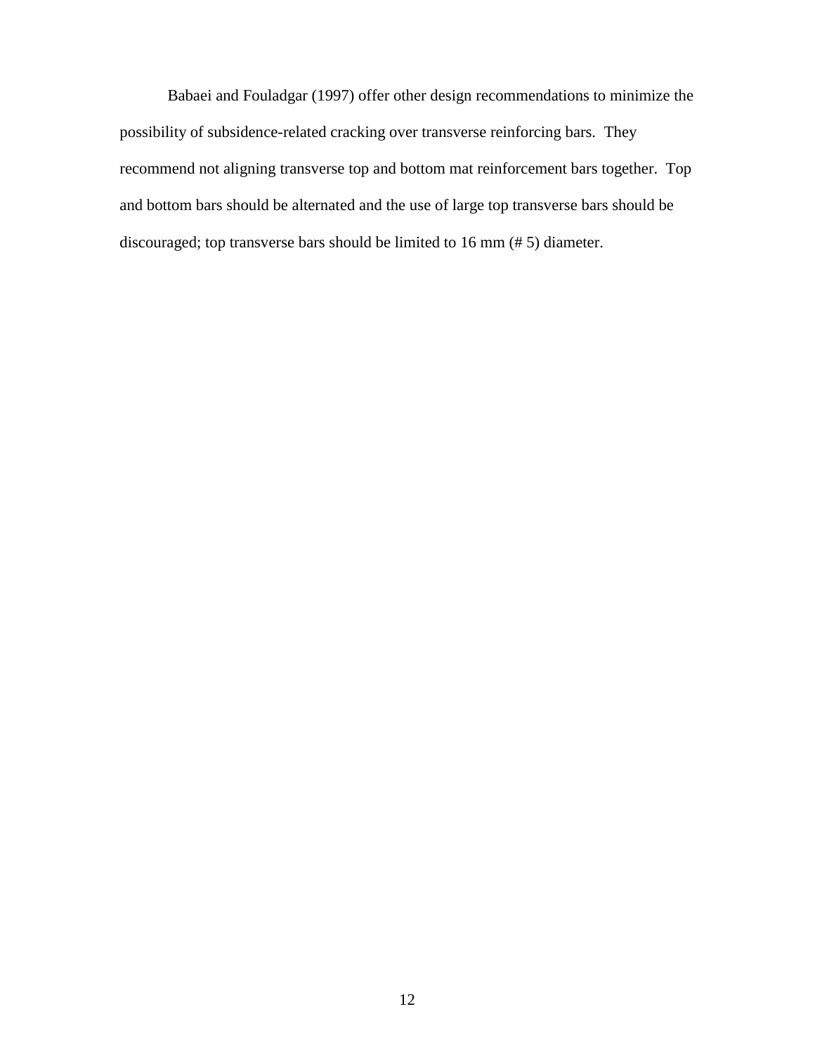Babaei and Fouladgar (1997) offer other design recommendations to minimize the possibility of subsidence-related cracking over transverse reinforcing bars. They recommend not aligning transverse top and bottom mat reinforcement bars together. Top and bottom bars should be alternated and the use of large top transverse bars should be discouraged; top transverse bars should be limited to 16 mm (# 5) diameter.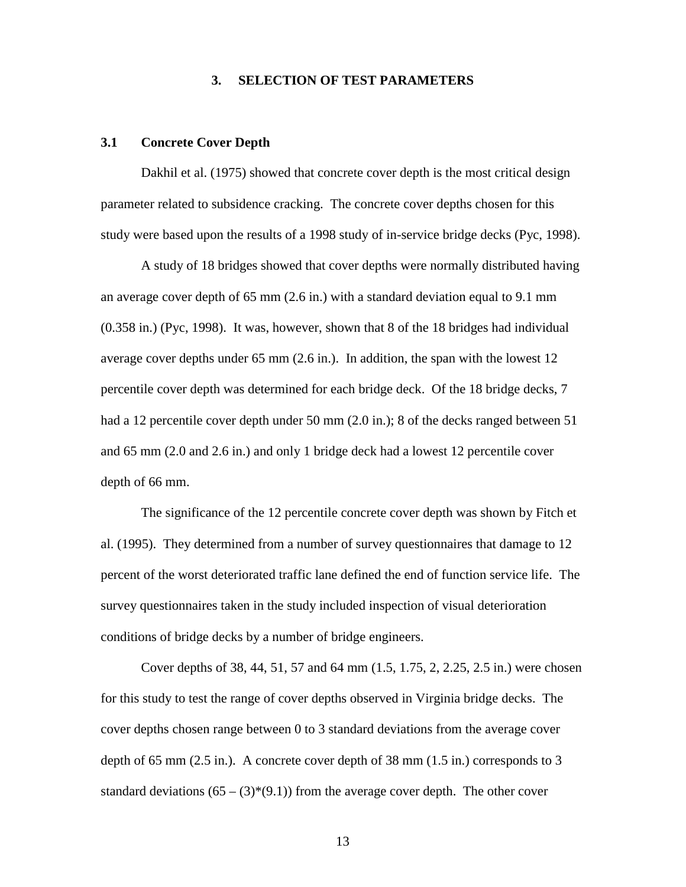# 3. SELECTION OF TEST PARAMETERS

## 3.1 Concrete Cover Depth

Dakhil et al. (1975) showed that concrete cover depth is the most critical design parameter related to subsidence cracking. The concrete cover depths chosen for this study were based upon the results of a 1998 study of in-service bridge decks (Pyc, 1998).

A study of 18 bridges showed that cover depths were normally distributed having an average cover depth of 65 mm (2.6 in.) with a standard deviation equal to 9.1 mm (0.358 in.) (Pyc, 1998). It was, however, shown that 8 of the 18 bridges had individual average cover depths under 65 mm (2.6 in.). In addition, the span with the lowest 12 percentile cover depth was determined for each bridge deck. Of the 18 bridge decks, 7 had a 12 percentile cover depth under 50 mm (2.0 in.); 8 of the decks ranged between 51 and 65 mm (2.0 and 2.6 in.) and only 1 bridge deck had a lowest 12 percentile cover depth of 66 mm.

The significance of the 12 percentile concrete cover depth was shown by Fitch et al. (1995). They determined from a number of survey questionnaires that damage to 12 percent of the worst deteriorated traffic lane defined the end of function service life. The survey questionnaires taken in the study included inspection of visual deterioration conditions of bridge decks by a number of bridge engineers.

Cover depths of 38, 44, 51, 57 and 64 mm (1.5, 1.75, 2, 2.25, 2.5 in.) were chosen for this study to test the range of cover depths observed in Virginia bridge decks. The cover depths chosen range between 0 to 3 standard deviations from the average cover depth of 65 mm (2.5 in.). A concrete cover depth of 38 mm (1.5 in.) corresponds to 3 standard deviations $(65 - (3)*(9.1))$ from the average cover depth. The other cover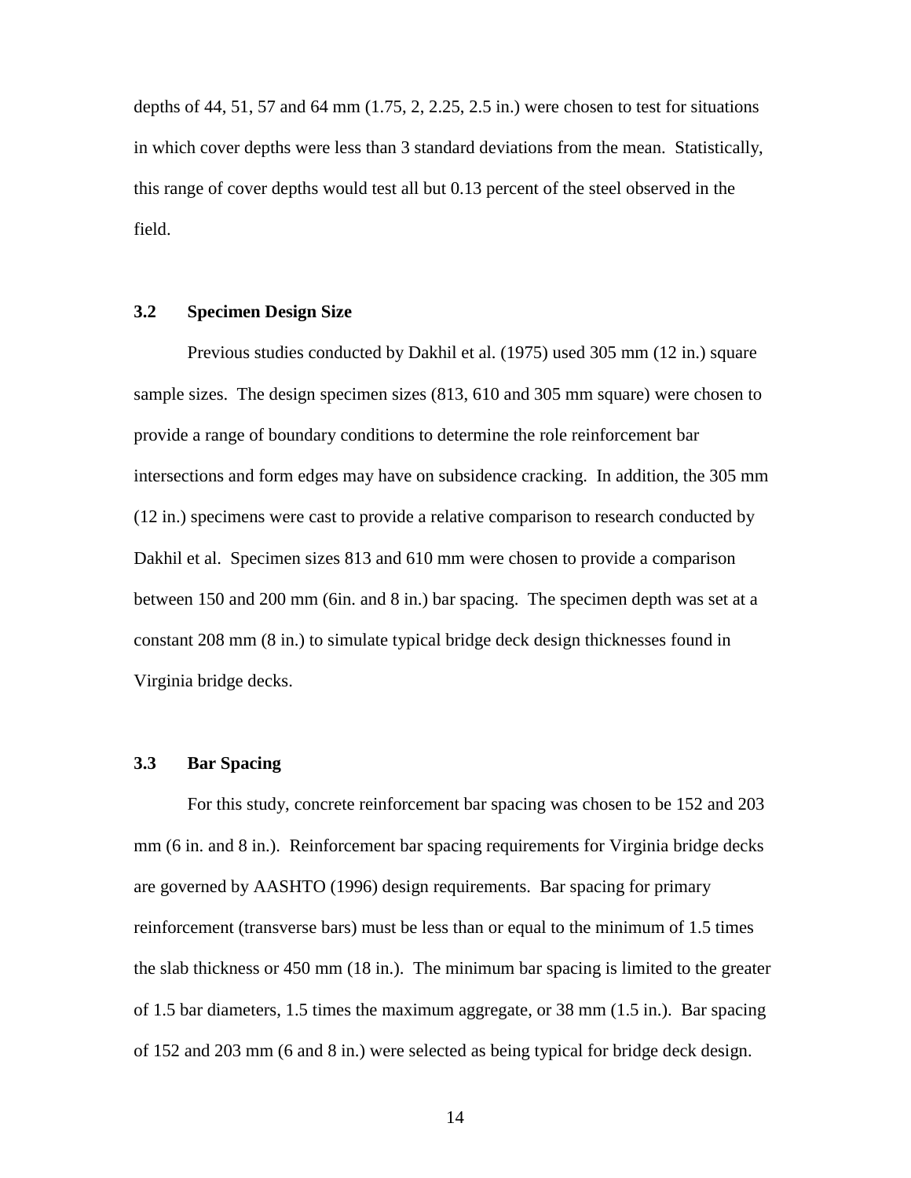depths of 44, 51, 57 and 64 mm (1.75, 2, 2.25, 2.5 in.) were chosen to test for situations in which cover depths were less than 3 standard deviations from the mean. Statistically, this range of cover depths would test all but 0.13 percent of the steel observed in the field.

### 3.2 Specimen Design Size

Previous studies conducted by Dakhil et al. (1975) used 305 mm (12 in.) square sample sizes. The design specimen sizes (813, 610 and 305 mm square) were chosen to provide a range of boundary conditions to determine the role reinforcement bar intersections and form edges may have on subsidence cracking. In addition, the 305 mm (12 in.) specimens were cast to provide a relative comparison to research conducted by Dakhil et al. Specimen sizes 813 and 610 mm were chosen to provide a comparison between 150 and 200 mm (6in. and 8 in.) bar spacing. The specimen depth was set at a constant 208 mm (8 in.) to simulate typical bridge deck design thicknesses found in Virginia bridge decks.

### 3.3 Bar Spacing

For this study, concrete reinforcement bar spacing was chosen to be 152 and 203 mm (6 in. and 8 in.). Reinforcement bar spacing requirements for Virginia bridge decks are governed by AASHTO (1996) design requirements. Bar spacing for primary reinforcement (transverse bars) must be less than or equal to the minimum of 1.5 times the slab thickness or 450 mm (18 in.). The minimum bar spacing is limited to the greater of 1.5 bar diameters, 1.5 times the maximum aggregate, or 38 mm (1.5 in.). Bar spacing of 152 and 203 mm (6 and 8 in.) were selected as being typical for bridge deck design.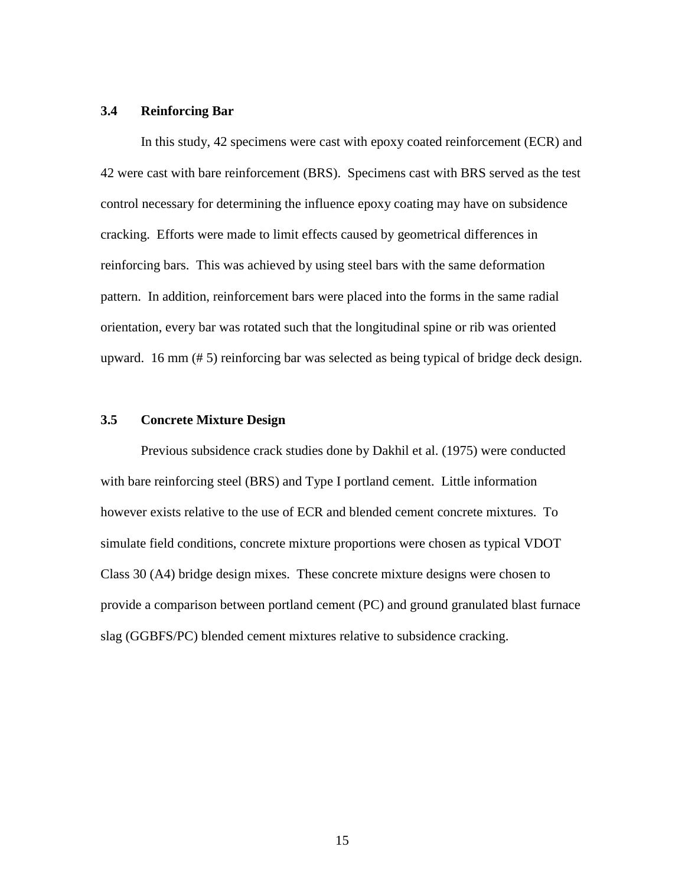### 3.4 Reinforcing Bar

In this study, 42 specimens were cast with epoxy coated reinforcement (ECR) and 42 were cast with bare reinforcement (BRS). Specimens cast with BRS served as the test control necessary for determining the influence epoxy coating may have on subsidence cracking. Efforts were made to limit effects caused by geometrical differences in reinforcing bars. This was achieved by using steel bars with the same deformation pattern. In addition, reinforcement bars were placed into the forms in the same radial orientation, every bar was rotated such that the longitudinal spine or rib was oriented upward. 16 mm (# 5) reinforcing bar was selected as being typical of bridge deck design.

### 3.5 Concrete Mixture Design

Previous subsidence crack studies done by Dakhil et al. (1975) were conducted with bare reinforcing steel (BRS) and Type I portland cement. Little information however exists relative to the use of ECR and blended cement concrete mixtures. To simulate field conditions, concrete mixture proportions were chosen as typical VDOT Class 30 (A4) bridge design mixes. These concrete mixture designs were chosen to provide a comparison between portland cement (PC) and ground granulated blast furnace slag (GGBFS/PC) blended cement mixtures relative to subsidence cracking.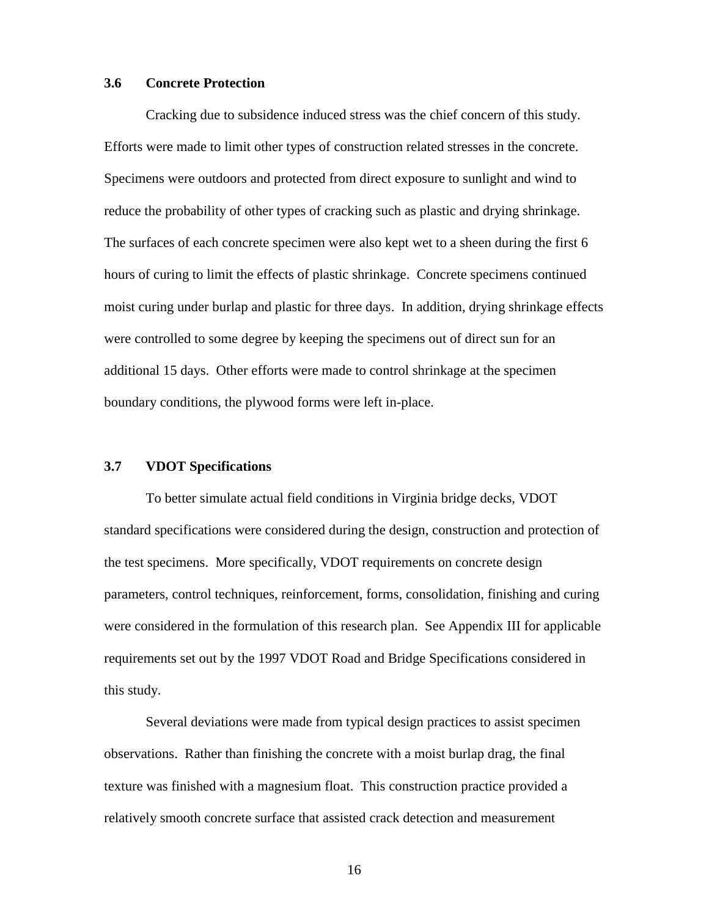### 3.6 Concrete Protection

Cracking due to subsidence induced stress was the chief concern of this study. Efforts were made to limit other types of construction related stresses in the concrete. Specimens were outdoors and protected from direct exposure to sunlight and wind to reduce the probability of other types of cracking such as plastic and drying shrinkage. The surfaces of each concrete specimen were also kept wet to a sheen during the first 6 hours of curing to limit the effects of plastic shrinkage. Concrete specimens continued moist curing under burlap and plastic for three days. In addition, drying shrinkage effects were controlled to some degree by keeping the specimens out of direct sun for an additional 15 days. Other efforts were made to control shrinkage at the specimen boundary conditions, the plywood forms were left in-place.

### 3.7 VDOT Specifications

To better simulate actual field conditions in Virginia bridge decks, VDOT standard specifications were considered during the design, construction and protection of the test specimens. More specifically, VDOT requirements on concrete design parameters, control techniques, reinforcement, forms, consolidation, finishing and curing were considered in the formulation of this research plan. See Appendix III for applicable requirements set out by the 1997 VDOT Road and Bridge Specifications considered in this study.

Several deviations were made from typical design practices to assist specimen observations. Rather than finishing the concrete with a moist burlap drag, the final texture was finished with a magnesium float. This construction practice provided a relatively smooth concrete surface that assisted crack detection and measurement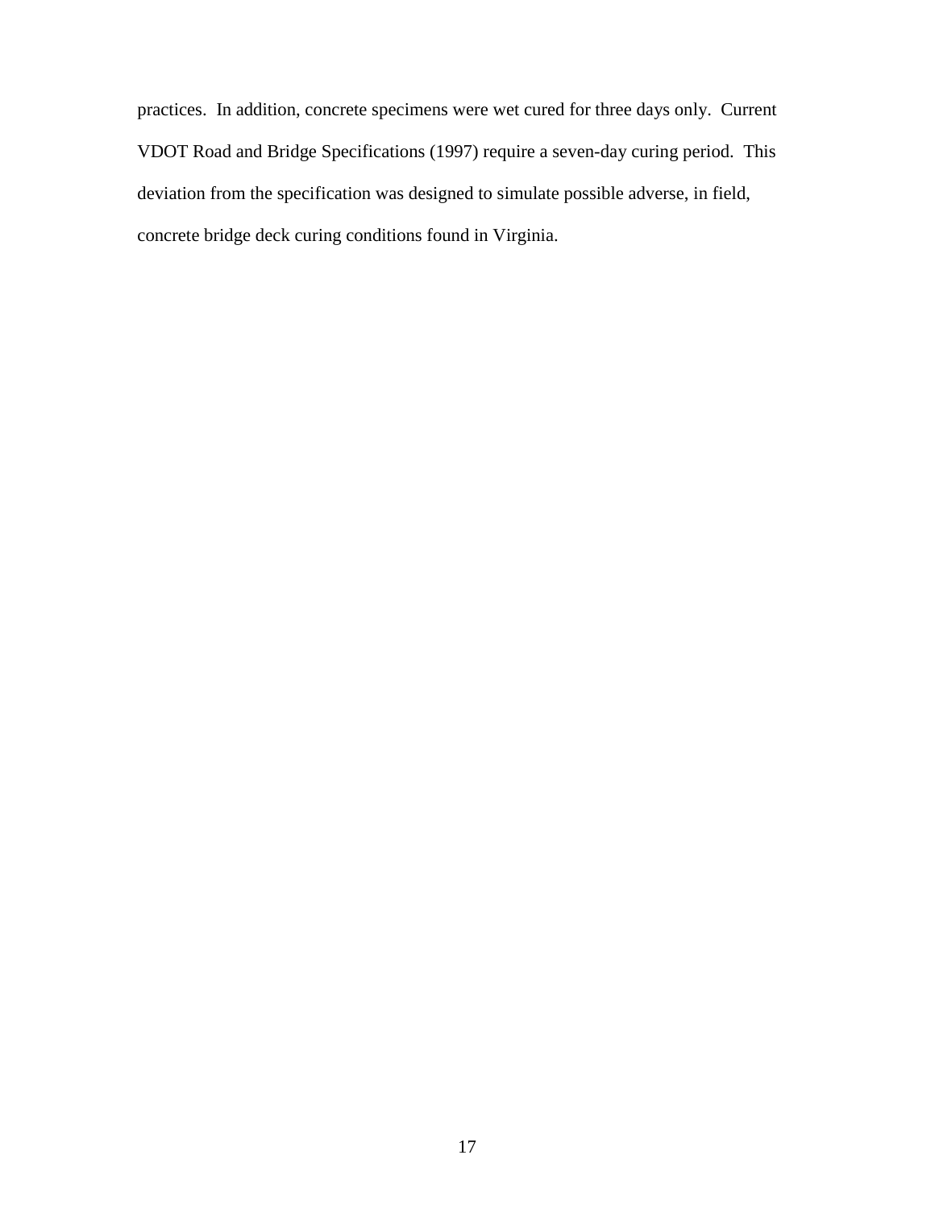practices. In addition, concrete specimens were wet cured for three days only. Current VDOT Road and Bridge Specifications (1997) require a seven-day curing period. This deviation from the specification was designed to simulate possible adverse, in field, concrete bridge deck curing conditions found in Virginia.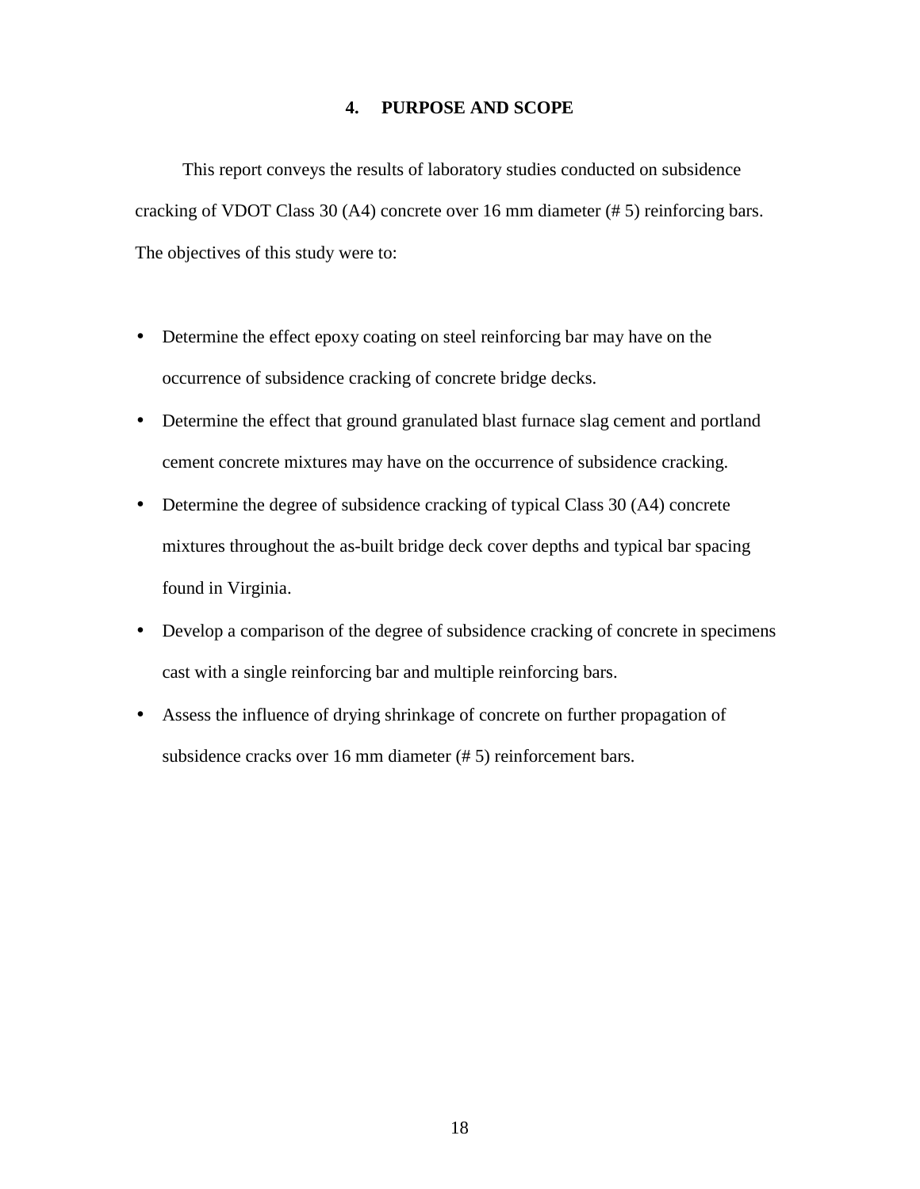## 4. PURPOSE AND SCOPE

This report conveys the results of laboratory studies conducted on subsidence cracking of VDOT Class 30 (A4) concrete over 16 mm diameter (# 5) reinforcing bars. The objectives of this study were to:

- Determine the effect epoxy coating on steel reinforcing bar may have on the occurrence of subsidence cracking of concrete bridge decks.
- Determine the effect that ground granulated blast furnace slag cement and portland cement concrete mixtures may have on the occurrence of subsidence cracking.
- Determine the degree of subsidence cracking of typical Class 30 (A4) concrete mixtures throughout the as-built bridge deck cover depths and typical bar spacing found in Virginia.
- Develop a comparison of the degree of subsidence cracking of concrete in specimens cast with a single reinforcing bar and multiple reinforcing bars.
- Assess the influence of drying shrinkage of concrete on further propagation of subsidence cracks over 16 mm diameter (# 5) reinforcement bars.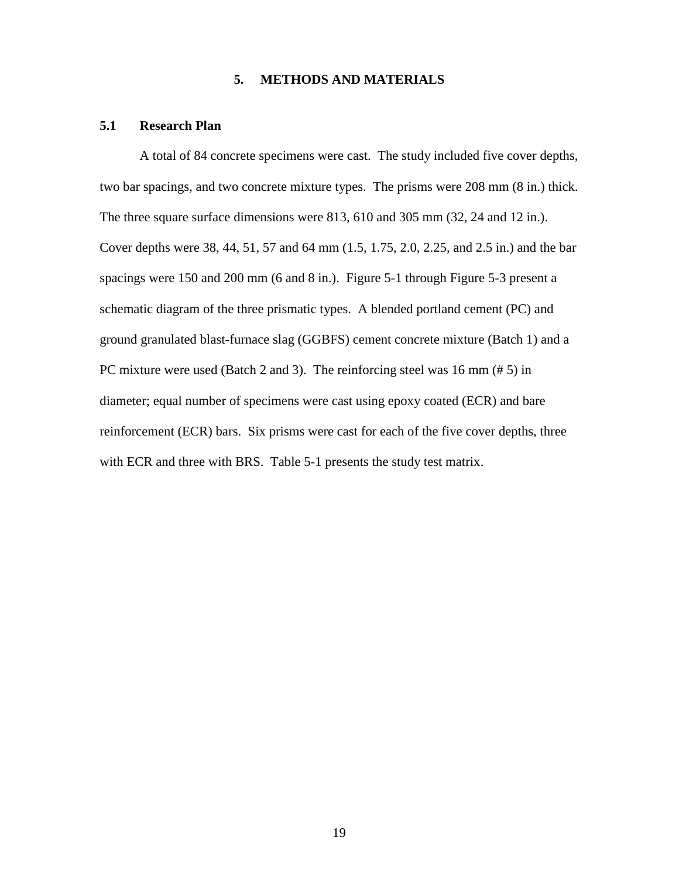# 5. METHODS AND MATERIALS

## 5.1 Research Plan

A total of 84 concrete specimens were cast. The study included five cover depths, two bar spacings, and two concrete mixture types. The prisms were 208 mm (8 in.) thick. The three square surface dimensions were 813, 610 and 305 mm (32, 24 and 12 in.). Cover depths were 38, 44, 51, 57 and 64 mm (1.5, 1.75, 2.0, 2.25, and 2.5 in.) and the bar spacings were 150 and 200 mm (6 and 8 in.). Figure 5-1 through Figure 5-3 present a schematic diagram of the three prismatic types. A blended portland cement (PC) and ground granulated blast-furnace slag (GGBFS) cement concrete mixture (Batch 1) and a PC mixture were used (Batch 2 and 3). The reinforcing steel was 16 mm (# 5) in diameter; equal number of specimens were cast using epoxy coated (ECR) and bare reinforcement (ECR) bars. Six prisms were cast for each of the five cover depths, three with ECR and three with BRS. Table 5-1 presents the study test matrix.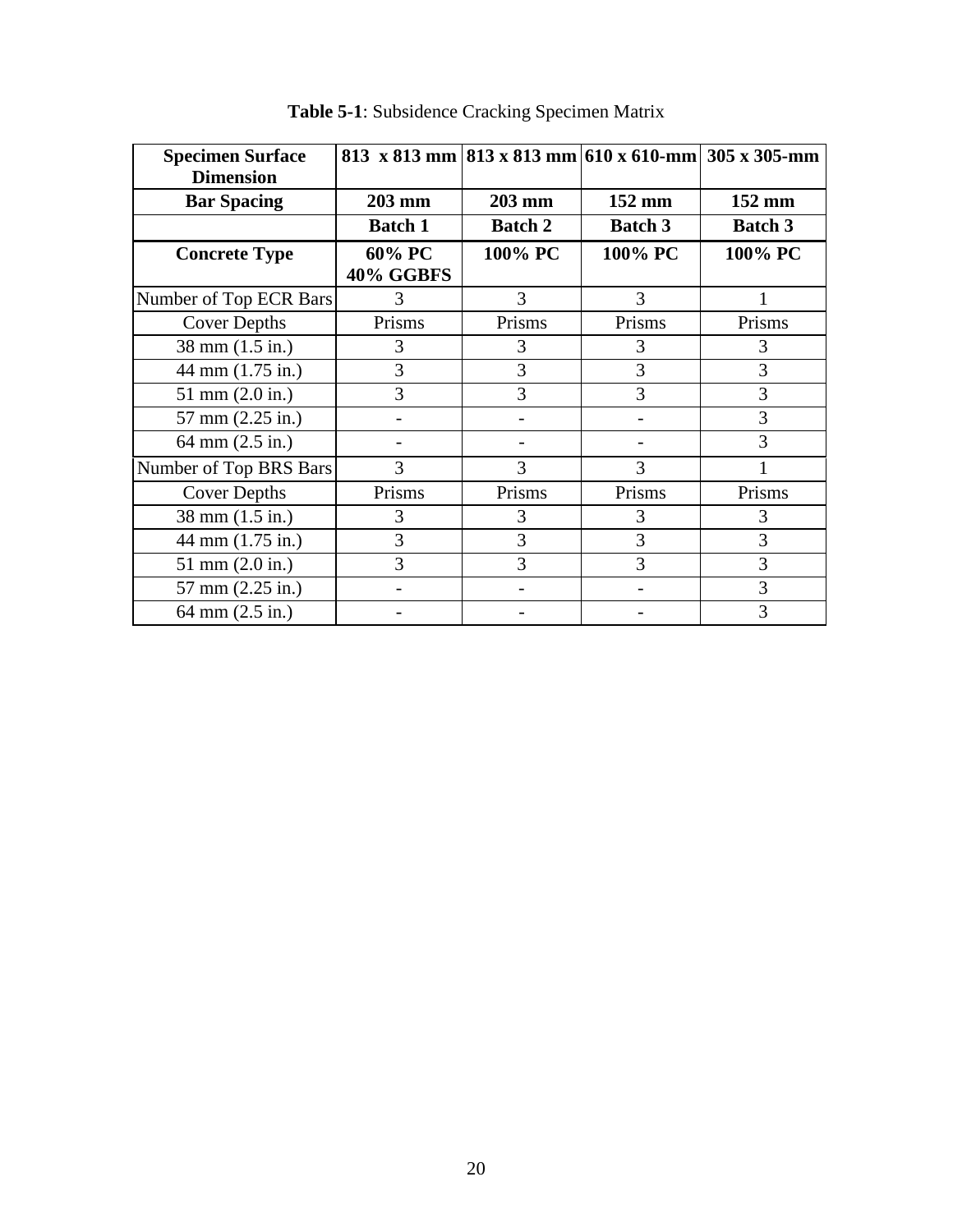**Table 5-1**: Subsidence Cracking Specimen Matrix

| **Specimen Surface Dimension** | **813 x 813 mm** | **813 x 813 mm** | **610 x 610-mm** | **305 x 305-mm** |
|---|---|---|---|---|
| **Bar Spacing** | **203 mm** | **203 mm** | **152 mm** | **152 mm** |
| | **Batch 1** | **Batch 2** | **Batch 3** | **Batch 3** |
| **Concrete Type** | **60% PC 40% GGBFS** | **100% PC** | **100% PC** | **100% PC** |
| Number of Top ECR Bars | 3 | 3 | 3 | 1 |
| Cover Depths | Prisms | Prisms | Prisms | Prisms |
| 38 mm (1.5 in.) | 3 | 3 | 3 | 3 |
| 44 mm (1.75 in.) | 3 | 3 | 3 | 3 |
| 51 mm (2.0 in.) | 3 | 3 | 3 | 3 |
| 57 mm (2.25 in.) | - | - | - | 3 |
| 64 mm (2.5 in.) | - | - | - | 3 |
| Number of Top BRS Bars | 3 | 3 | 3 | 1 |
| Cover Depths | Prisms | Prisms | Prisms | Prisms |
| 38 mm (1.5 in.) | 3 | 3 | 3 | 3 |
| 44 mm (1.75 in.) | 3 | 3 | 3 | 3 |
| 51 mm (2.0 in.) | 3 | 3 | 3 | 3 |
| 57 mm (2.25 in.) | - | - | - | 3 |
| 64 mm (2.5 in.) | - | - | - | 3 |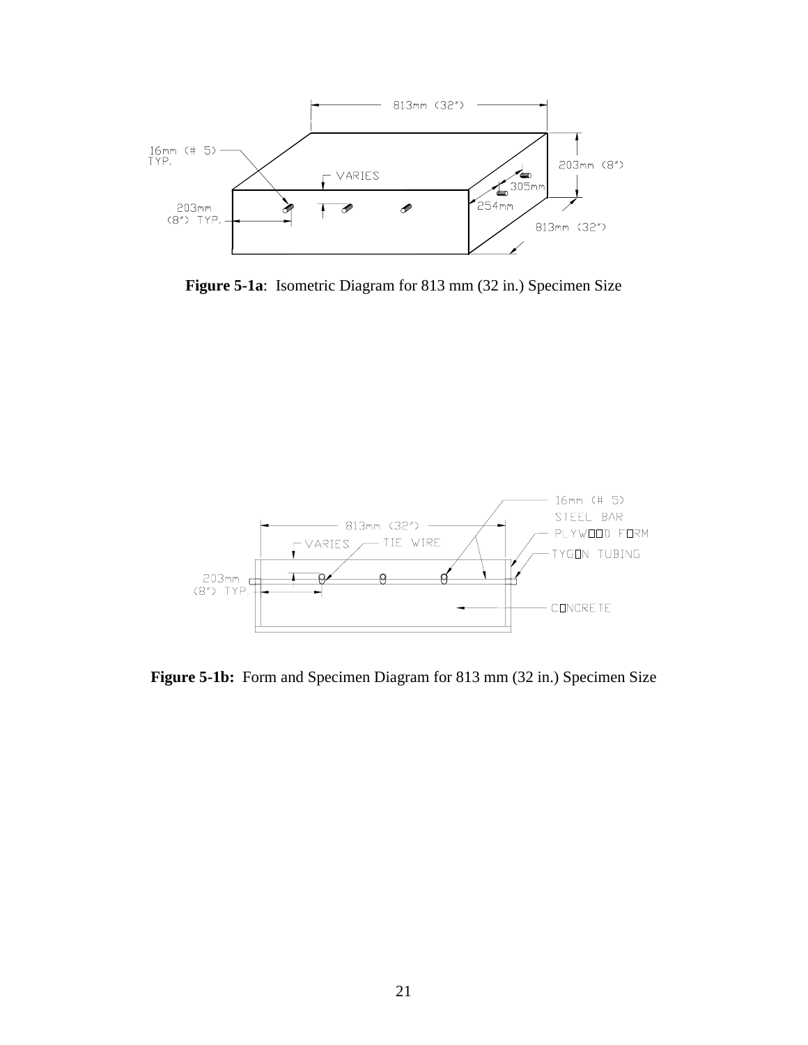**Figure 5-1a**: Isometric Diagram for 813 mm (32 in.) Specimen Size

**Figure 5-1b:** Form and Specimen Diagram for 813 mm (32 in.) Specimen Size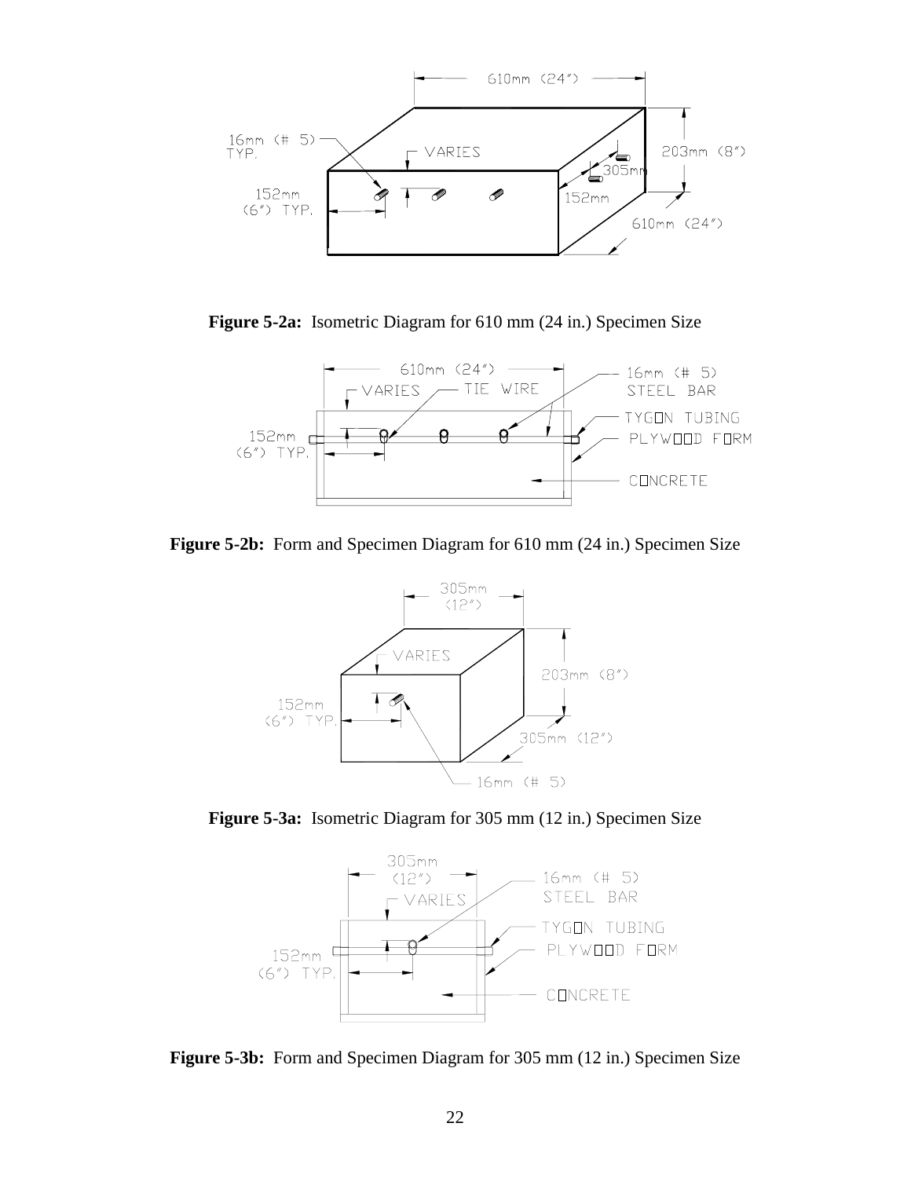**Figure 5-2a:** Isometric Diagram for 610 mm (24 in.) Specimen Size

**Figure 5-2b:** Form and Specimen Diagram for 610 mm (24 in.) Specimen Size

**Figure 5-3a:** Isometric Diagram for 305 mm (12 in.) Specimen Size

**Figure 5-3b:** Form and Specimen Diagram for 305 mm (12 in.) Specimen Size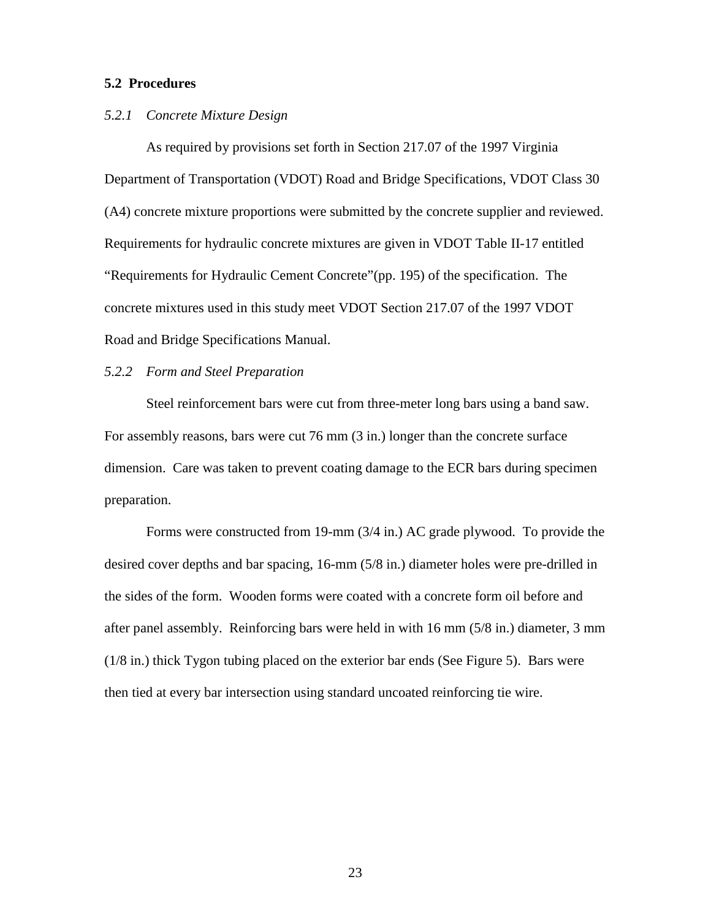## 5.2 Procedures

### *5.2.1 Concrete Mixture Design*

As required by provisions set forth in Section 217.07 of the 1997 Virginia Department of Transportation (VDOT) Road and Bridge Specifications, VDOT Class 30 (A4) concrete mixture proportions were submitted by the concrete supplier and reviewed. Requirements for hydraulic concrete mixtures are given in VDOT Table II-17 entitled "Requirements for Hydraulic Cement Concrete"(pp. 195) of the specification. The concrete mixtures used in this study meet VDOT Section 217.07 of the 1997 VDOT Road and Bridge Specifications Manual.

### *5.2.2 Form and Steel Preparation*

Steel reinforcement bars were cut from three-meter long bars using a band saw. For assembly reasons, bars were cut 76 mm (3 in.) longer than the concrete surface dimension. Care was taken to prevent coating damage to the ECR bars during specimen preparation.

Forms were constructed from 19-mm (3/4 in.) AC grade plywood. To provide the desired cover depths and bar spacing, 16-mm (5/8 in.) diameter holes were pre-drilled in the sides of the form. Wooden forms were coated with a concrete form oil before and after panel assembly. Reinforcing bars were held in with 16 mm (5/8 in.) diameter, 3 mm (1/8 in.) thick Tygon tubing placed on the exterior bar ends (See Figure 5). Bars were then tied at every bar intersection using standard uncoated reinforcing tie wire.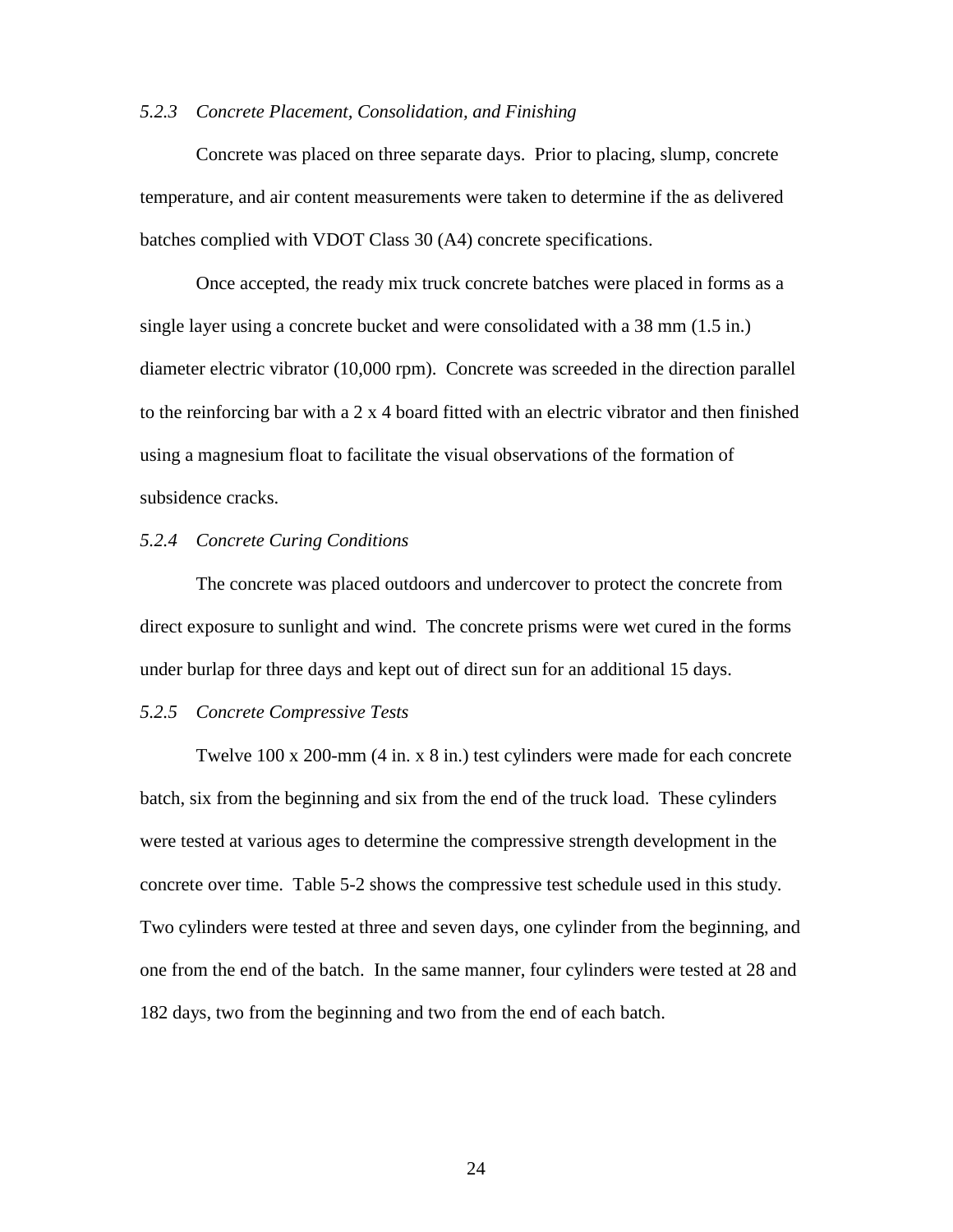### *5.2.3 Concrete Placement, Consolidation, and Finishing*

Concrete was placed on three separate days. Prior to placing, slump, concrete temperature, and air content measurements were taken to determine if the as delivered batches complied with VDOT Class 30 (A4) concrete specifications.

Once accepted, the ready mix truck concrete batches were placed in forms as a single layer using a concrete bucket and were consolidated with a 38 mm (1.5 in.) diameter electric vibrator (10,000 rpm). Concrete was screeded in the direction parallel to the reinforcing bar with a 2 x 4 board fitted with an electric vibrator and then finished using a magnesium float to facilitate the visual observations of the formation of subsidence cracks.

### *5.2.4 Concrete Curing Conditions*

The concrete was placed outdoors and undercover to protect the concrete from direct exposure to sunlight and wind. The concrete prisms were wet cured in the forms under burlap for three days and kept out of direct sun for an additional 15 days.

### *5.2.5 Concrete Compressive Tests*

Twelve 100 x 200-mm (4 in. x 8 in.) test cylinders were made for each concrete batch, six from the beginning and six from the end of the truck load. These cylinders were tested at various ages to determine the compressive strength development in the concrete over time. Table 5-2 shows the compressive test schedule used in this study. Two cylinders were tested at three and seven days, one cylinder from the beginning, and one from the end of the batch. In the same manner, four cylinders were tested at 28 and 182 days, two from the beginning and two from the end of each batch.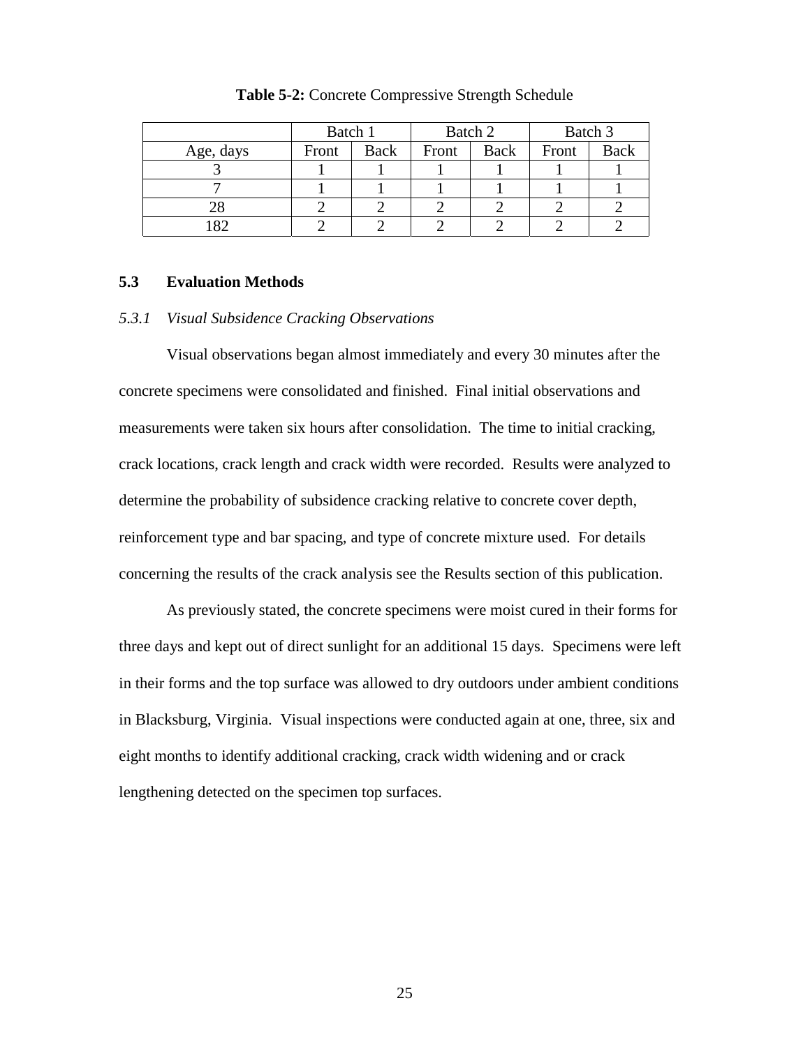**Table 5-2:** Concrete Compressive Strength Schedule

| | Batch 1 | | Batch 2 | | Batch 3 | |
|---|---|---|---|---|---|---|
| Age, days | Front | Back | Front | Back | Front | Back |
| 3 | 1 | 1 | 1 | 1 | 1 | 1 |
| 7 | 1 | 1 | 1 | 1 | 1 | 1 |
| 28 | 2 | 2 | 2 | 2 | 2 | 2 |
| 182 | 2 | 2 | 2 | 2 | 2 | 2 |

## 5.3 Evaluation Methods

### *5.3.1 Visual Subsidence Cracking Observations*

Visual observations began almost immediately and every 30 minutes after the concrete specimens were consolidated and finished. Final initial observations and measurements were taken six hours after consolidation. The time to initial cracking, crack locations, crack length and crack width were recorded. Results were analyzed to determine the probability of subsidence cracking relative to concrete cover depth, reinforcement type and bar spacing, and type of concrete mixture used. For details concerning the results of the crack analysis see the Results section of this publication.

As previously stated, the concrete specimens were moist cured in their forms for three days and kept out of direct sunlight for an additional 15 days. Specimens were left in their forms and the top surface was allowed to dry outdoors under ambient conditions in Blacksburg, Virginia. Visual inspections were conducted again at one, three, six and eight months to identify additional cracking, crack width widening and or crack lengthening detected on the specimen top surfaces.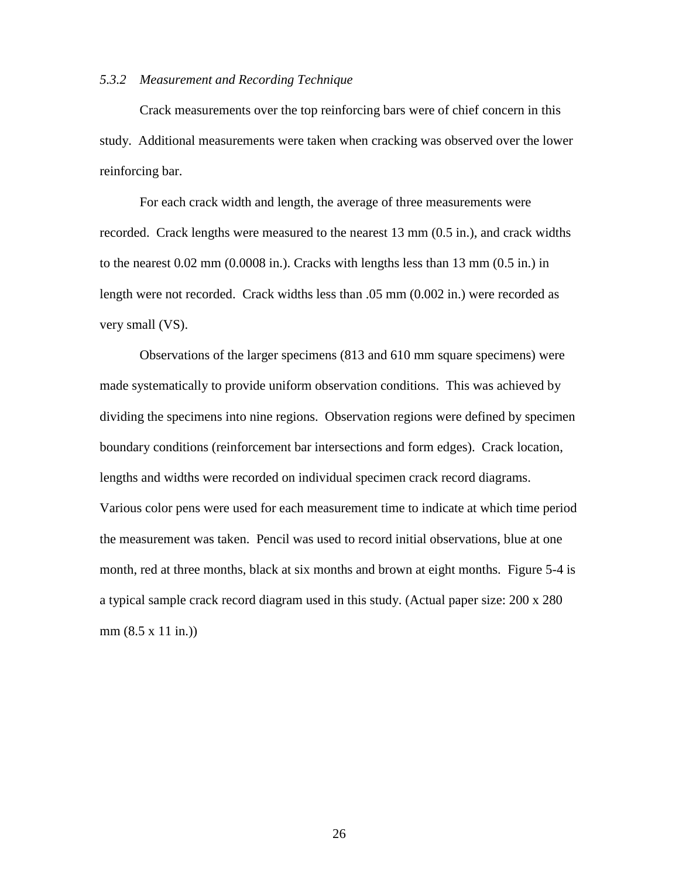### *5.3.2 Measurement and Recording Technique*

Crack measurements over the top reinforcing bars were of chief concern in this study. Additional measurements were taken when cracking was observed over the lower reinforcing bar.

For each crack width and length, the average of three measurements were recorded. Crack lengths were measured to the nearest 13 mm (0.5 in.), and crack widths to the nearest 0.02 mm (0.0008 in.). Cracks with lengths less than 13 mm (0.5 in.) in length were not recorded. Crack widths less than .05 mm (0.002 in.) were recorded as very small (VS).

Observations of the larger specimens (813 and 610 mm square specimens) were made systematically to provide uniform observation conditions. This was achieved by dividing the specimens into nine regions. Observation regions were defined by specimen boundary conditions (reinforcement bar intersections and form edges). Crack location, lengths and widths were recorded on individual specimen crack record diagrams. Various color pens were used for each measurement time to indicate at which time period the measurement was taken. Pencil was used to record initial observations, blue at one month, red at three months, black at six months and brown at eight months. Figure 5-4 is a typical sample crack record diagram used in this study. (Actual paper size: 200 x 280 mm (8.5 x 11 in.))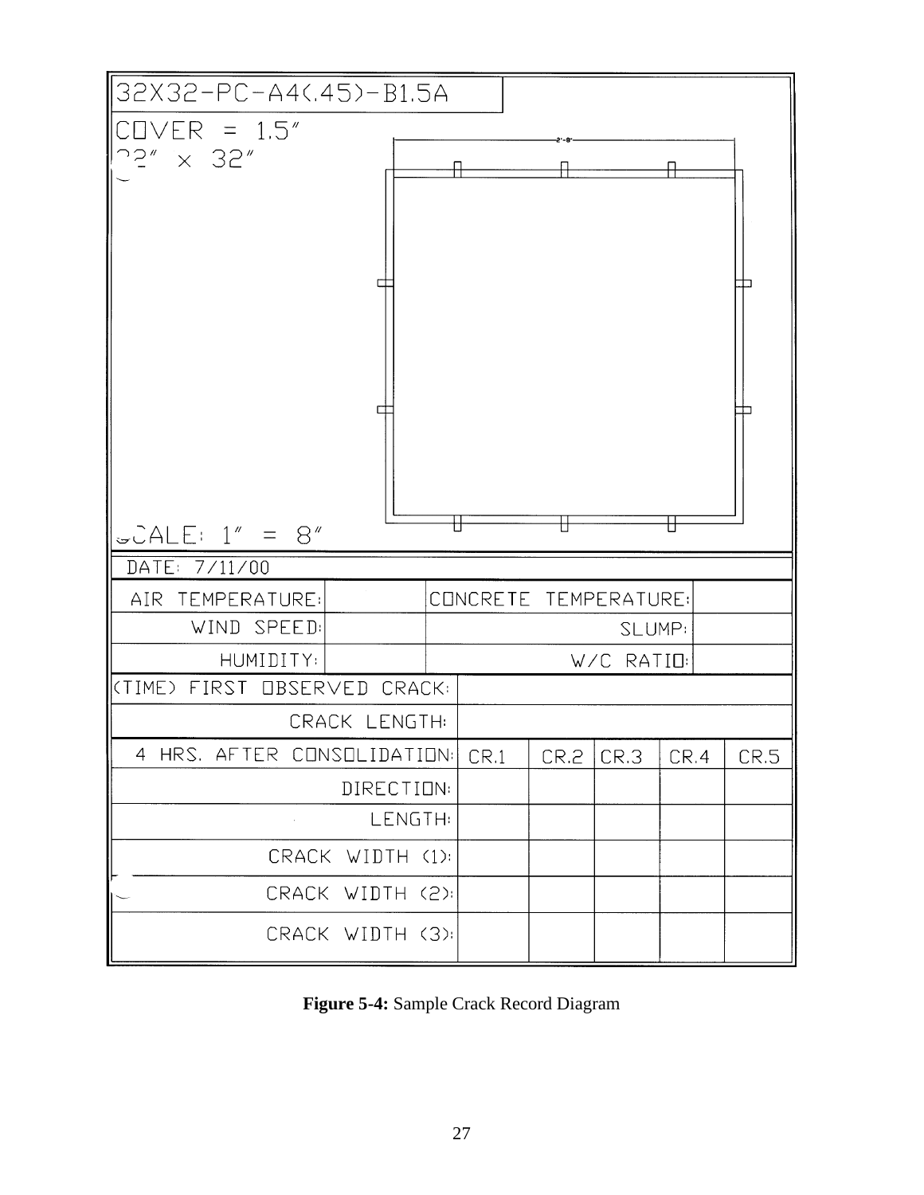32X32-PC-A4(.45)-B1.5A

COVER = 1.5″

32″ × 32″

2′-8″

SCALE: 1″ = 8″

| DATE: 7/11/00 | | | | | |
|---|---|---|---|---|---|
| AIR TEMPERATURE: | | CONCRETE TEMPERATURE: | | | |
| WIND SPEED: | | SLUMP: | | | |
| HUMIDITY: | | W/C RATIO: | | | |
| (TIME) FIRST OBSERVED CRACK: | | | | | |
| CRACK LENGTH: | | | | | |
| 4 HRS. AFTER CONSOLIDATION: | CR.1 | CR.2 | CR.3 | CR.4 | CR.5 |
| DIRECTION: | | | | | |
| LENGTH: | | | | | |
| CRACK WIDTH (1): | | | | | |
| CRACK WIDTH (2): | | | | | |
| CRACK WIDTH (3): | | | | | |

**Figure 5-4:** Sample Crack Record Diagram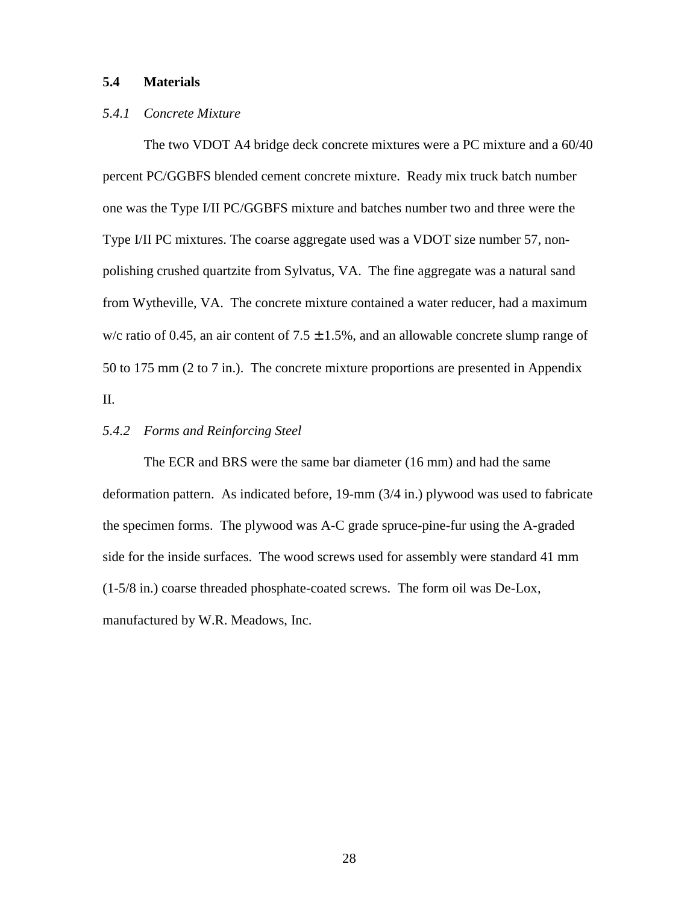## 5.4 Materials

### *5.4.1 Concrete Mixture*

The two VDOT A4 bridge deck concrete mixtures were a PC mixture and a 60/40 percent PC/GGBFS blended cement concrete mixture. Ready mix truck batch number one was the Type I/II PC/GGBFS mixture and batches number two and three were the Type I/II PC mixtures. The coarse aggregate used was a VDOT size number 57, non-polishing crushed quartzite from Sylvatus, VA. The fine aggregate was a natural sand from Wytheville, VA. The concrete mixture contained a water reducer, had a maximum w/c ratio of 0.45, an air content of $7.5 \pm 1.5\%$, and an allowable concrete slump range of 50 to 175 mm (2 to 7 in.). The concrete mixture proportions are presented in Appendix II.

### *5.4.2 Forms and Reinforcing Steel*

The ECR and BRS were the same bar diameter (16 mm) and had the same deformation pattern. As indicated before, 19-mm (3/4 in.) plywood was used to fabricate the specimen forms. The plywood was A-C grade spruce-pine-fur using the A-graded side for the inside surfaces. The wood screws used for assembly were standard 41 mm (1-5/8 in.) coarse threaded phosphate-coated screws. The form oil was De-Lox, manufactured by W.R. Meadows, Inc.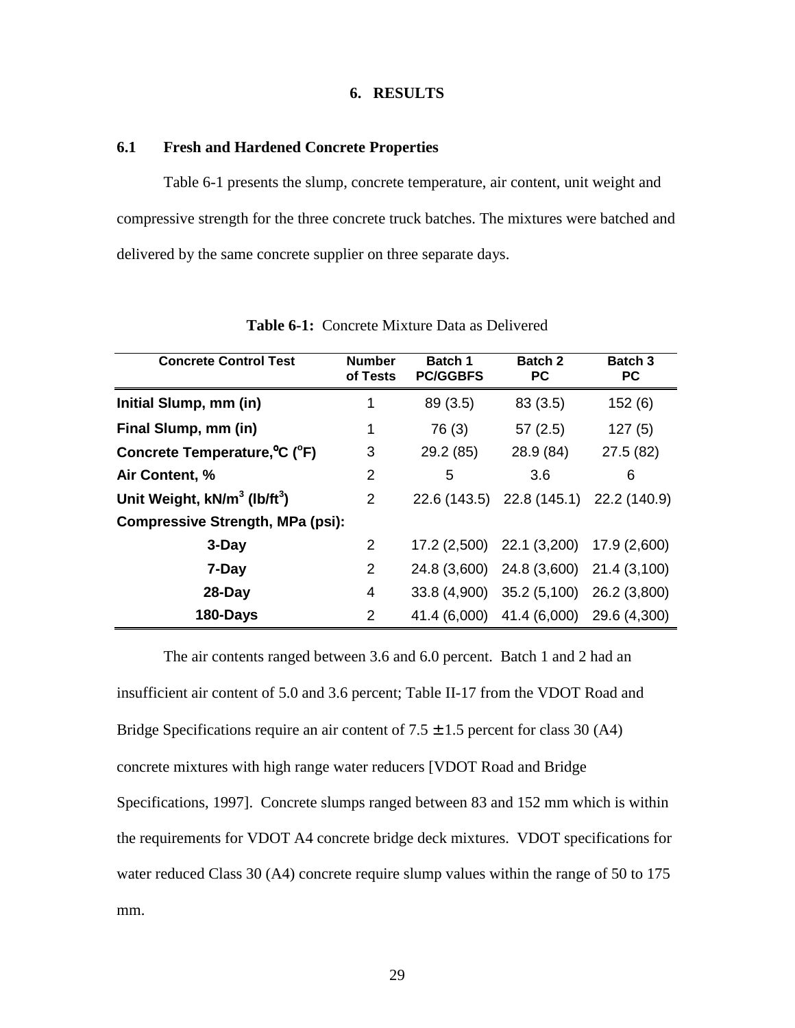# 6. RESULTS

## 6.1 Fresh and Hardened Concrete Properties

Table 6-1 presents the slump, concrete temperature, air content, unit weight and compressive strength for the three concrete truck batches. The mixtures were batched and delivered by the same concrete supplier on three separate days.

**Table 6-1:** Concrete Mixture Data as Delivered

| Concrete Control Test | Number of Tests | Batch 1 PC/GGBFS | Batch 2 PC | Batch 3 PC |
|---|---|---|---|---|
| **Initial Slump, mm (in)** | 1 | 89 (3.5) | 83 (3.5) | 152 (6) |
| **Final Slump, mm (in)** | 1 | 76 (3) | 57 (2.5) | 127 (5) |
| **Concrete Temperature, °C (°F)** | 3 | 29.2 (85) | 28.9 (84) | 27.5 (82) |
| **Air Content, %** | 2 | 5 | 3.6 | 6 |
| **Unit Weight, kN/m$^3$ (lb/ft$^3$)** | 2 | 22.6 (143.5) | 22.8 (145.1) | 22.2 (140.9) |
| **Compressive Strength, MPa (psi):** | | | | |
| **3-Day** | 2 | 17.2 (2,500) | 22.1 (3,200) | 17.9 (2,600) |
| **7-Day** | 2 | 24.8 (3,600) | 24.8 (3,600) | 21.4 (3,100) |
| **28-Day** | 4 | 33.8 (4,900) | 35.2 (5,100) | 26.2 (3,800) |
| **180-Days** | 2 | 41.4 (6,000) | 41.4 (6,000) | 29.6 (4,300) |

The air contents ranged between 3.6 and 6.0 percent. Batch 1 and 2 had an insufficient air content of 5.0 and 3.6 percent; Table II-17 from the VDOT Road and Bridge Specifications require an air content of $7.5 \pm 1.5$ percent for class 30 (A4) concrete mixtures with high range water reducers [VDOT Road and Bridge Specifications, 1997]. Concrete slumps ranged between 83 and 152 mm which is within the requirements for VDOT A4 concrete bridge deck mixtures. VDOT specifications for water reduced Class 30 (A4) concrete require slump values within the range of 50 to 175 mm.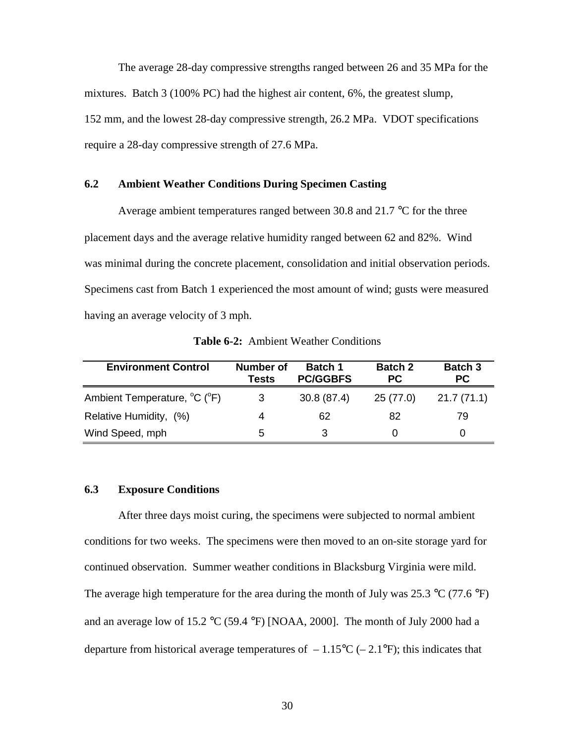The average 28-day compressive strengths ranged between 26 and 35 MPa for the mixtures. Batch 3 (100% PC) had the highest air content, 6%, the greatest slump, 152 mm, and the lowest 28-day compressive strength, 26.2 MPa. VDOT specifications require a 28-day compressive strength of 27.6 MPa.

### 6.2 Ambient Weather Conditions During Specimen Casting

Average ambient temperatures ranged between 30.8 and 21.7 °C for the three placement days and the average relative humidity ranged between 62 and 82%. Wind was minimal during the concrete placement, consolidation and initial observation periods. Specimens cast from Batch 1 experienced the most amount of wind; gusts were measured having an average velocity of 3 mph.

**Table 6-2:** Ambient Weather Conditions

| Environment Control | Number of Tests | Batch 1 PC/GGBFS | Batch 2 PC | Batch 3 PC |
|---|---|---|---|---|
| Ambient Temperature, °C (°F) | 3 | 30.8 (87.4) | 25 (77.0) | 21.7 (71.1) |
| Relative Humidity, (%) | 4 | 62 | 82 | 79 |
| Wind Speed, mph | 5 | 3 | 0 | 0 |

### 6.3 Exposure Conditions

After three days moist curing, the specimens were subjected to normal ambient conditions for two weeks. The specimens were then moved to an on-site storage yard for continued observation. Summer weather conditions in Blacksburg Virginia were mild. The average high temperature for the area during the month of July was 25.3 °C (77.6 °F) and an average low of 15.2 °C (59.4 °F) [NOAA, 2000]. The month of July 2000 had a departure from historical average temperatures of – 1.15°C (– 2.1°F); this indicates that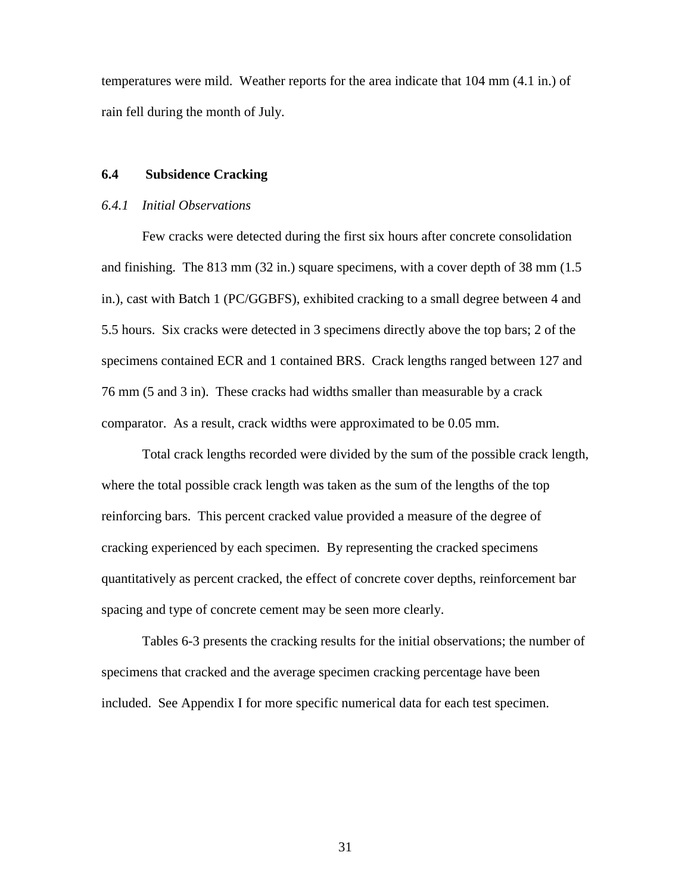temperatures were mild. Weather reports for the area indicate that 104 mm (4.1 in.) of rain fell during the month of July.

## 6.4 Subsidence Cracking

### *6.4.1 Initial Observations*

Few cracks were detected during the first six hours after concrete consolidation and finishing. The 813 mm (32 in.) square specimens, with a cover depth of 38 mm (1.5 in.), cast with Batch 1 (PC/GGBFS), exhibited cracking to a small degree between 4 and 5.5 hours. Six cracks were detected in 3 specimens directly above the top bars; 2 of the specimens contained ECR and 1 contained BRS. Crack lengths ranged between 127 and 76 mm (5 and 3 in). These cracks had widths smaller than measurable by a crack comparator. As a result, crack widths were approximated to be 0.05 mm.

Total crack lengths recorded were divided by the sum of the possible crack length, where the total possible crack length was taken as the sum of the lengths of the top reinforcing bars. This percent cracked value provided a measure of the degree of cracking experienced by each specimen. By representing the cracked specimens quantitatively as percent cracked, the effect of concrete cover depths, reinforcement bar spacing and type of concrete cement may be seen more clearly.

Tables 6-3 presents the cracking results for the initial observations; the number of specimens that cracked and the average specimen cracking percentage have been included. See Appendix I for more specific numerical data for each test specimen.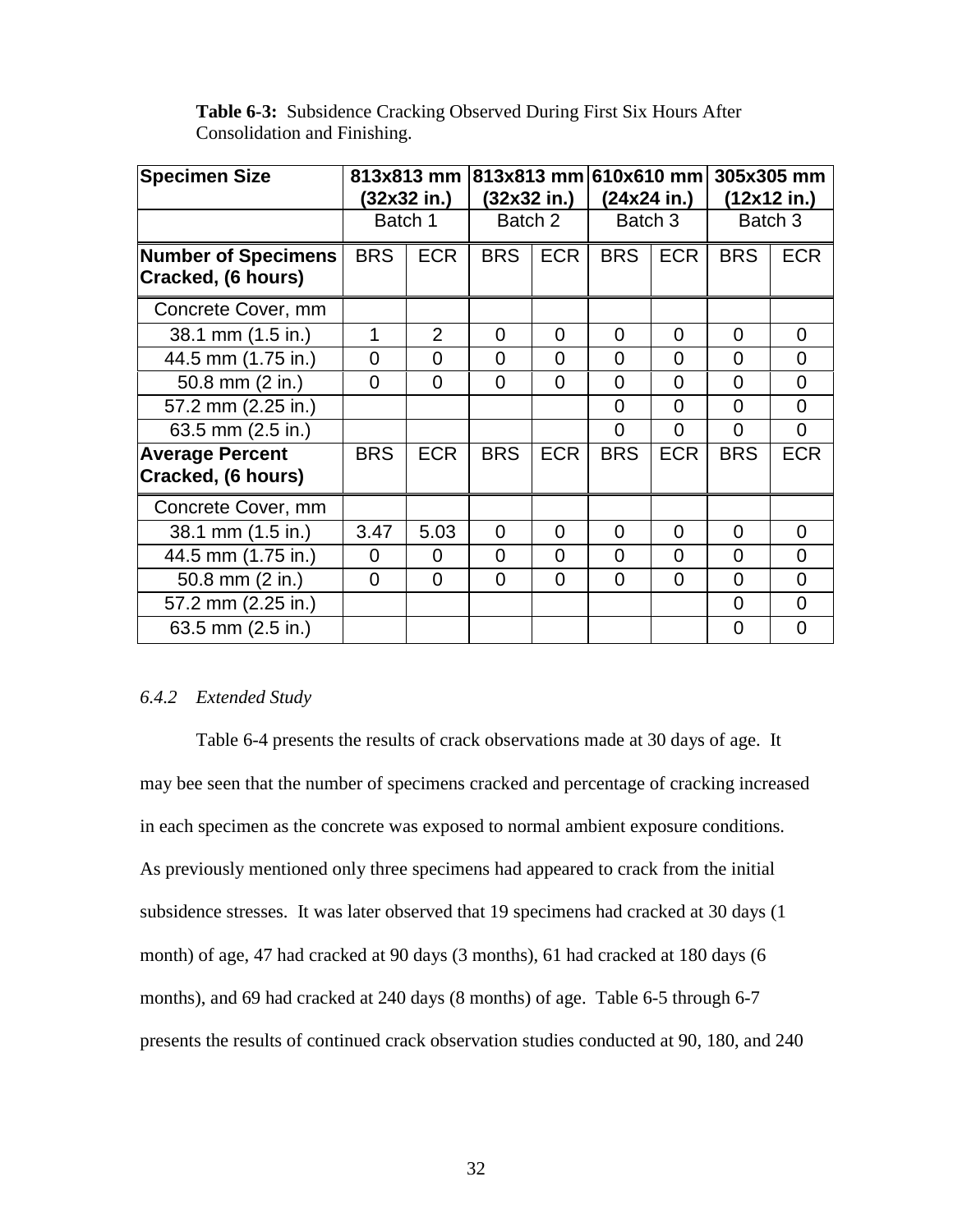**Table 6-3:** Subsidence Cracking Observed During First Six Hours After Consolidation and Finishing.

| Specimen Size | 813x813 mm (32x32 in.) | | 813x813 mm (32x32 in.) | | 610x610 mm (24x24 in.) | | 305x305 mm (12x12 in.) | |
|---|---|---|---|---|---|---|---|---|
| | Batch 1 | | Batch 2 | | Batch 3 | | Batch 3 | |
| **Number of Specimens Cracked, (6 hours)** | BRS | ECR | BRS | ECR | BRS | ECR | BRS | ECR |
| Concrete Cover, mm | | | | | | | | |
| 38.1 mm (1.5 in.) | 1 | 2 | 0 | 0 | 0 | 0 | 0 | 0 |
| 44.5 mm (1.75 in.) | 0 | 0 | 0 | 0 | 0 | 0 | 0 | 0 |
| 50.8 mm (2 in.) | 0 | 0 | 0 | 0 | 0 | 0 | 0 | 0 |
| 57.2 mm (2.25 in.) | | | | | 0 | 0 | 0 | 0 |
| 63.5 mm (2.5 in.) | | | | | 0 | 0 | 0 | 0 |
| **Average Percent Cracked, (6 hours)** | BRS | ECR | BRS | ECR | BRS | ECR | BRS | ECR |
| Concrete Cover, mm | | | | | | | | |
| 38.1 mm (1.5 in.) | 3.47 | 5.03 | 0 | 0 | 0 | 0 | 0 | 0 |
| 44.5 mm (1.75 in.) | 0 | 0 | 0 | 0 | 0 | 0 | 0 | 0 |
| 50.8 mm (2 in.) | 0 | 0 | 0 | 0 | 0 | 0 | 0 | 0 |
| 57.2 mm (2.25 in.) | | | | | | | 0 | 0 |
| 63.5 mm (2.5 in.) | | | | | | | 0 | 0 |

### *6.4.2 Extended Study*

Table 6-4 presents the results of crack observations made at 30 days of age. It may bee seen that the number of specimens cracked and percentage of cracking increased in each specimen as the concrete was exposed to normal ambient exposure conditions. As previously mentioned only three specimens had appeared to crack from the initial subsidence stresses. It was later observed that 19 specimens had cracked at 30 days (1 month) of age, 47 had cracked at 90 days (3 months), 61 had cracked at 180 days (6 months), and 69 had cracked at 240 days (8 months) of age. Table 6-5 through 6-7 presents the results of continued crack observation studies conducted at 90, 180, and 240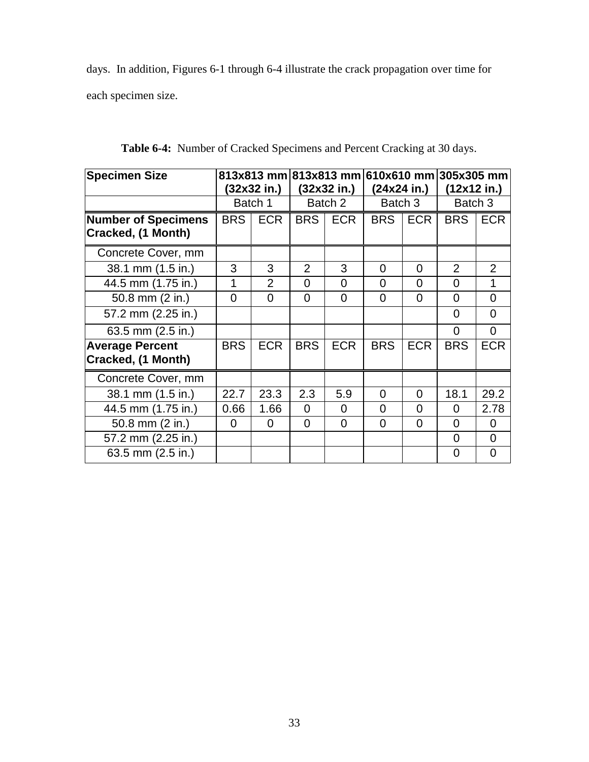days. In addition, Figures 6-1 through 6-4 illustrate the crack propagation over time for each specimen size.

**Table 6-4:** Number of Cracked Specimens and Percent Cracking at 30 days.

| Specimen Size | 813x813 mm (32x32 in.) | | 813x813 mm (32x32 in.) | | 610x610 mm (24x24 in.) | | 305x305 mm (12x12 in.) | |
|---|---|---|---|---|---|---|---|---|
| | Batch 1 | | Batch 2 | | Batch 3 | | Batch 3 | |
| **Number of Specimens Cracked, (1 Month)** | BRS | ECR | BRS | ECR | BRS | ECR | BRS | ECR |
| Concrete Cover, mm | | | | | | | | |
| 38.1 mm (1.5 in.) | 3 | 3 | 2 | 3 | 0 | 0 | 2 | 2 |
| 44.5 mm (1.75 in.) | 1 | 2 | 0 | 0 | 0 | 0 | 0 | 1 |
| 50.8 mm (2 in.) | 0 | 0 | 0 | 0 | 0 | 0 | 0 | 0 |
| 57.2 mm (2.25 in.) | | | | | | | 0 | 0 |
| 63.5 mm (2.5 in.) | | | | | | | 0 | 0 |
| **Average Percent Cracked, (1 Month)** | BRS | ECR | BRS | ECR | BRS | ECR | BRS | ECR |
| Concrete Cover, mm | | | | | | | | |
| 38.1 mm (1.5 in.) | 22.7 | 23.3 | 2.3 | 5.9 | 0 | 0 | 18.1 | 29.2 |
| 44.5 mm (1.75 in.) | 0.66 | 1.66 | 0 | 0 | 0 | 0 | 0 | 2.78 |
| 50.8 mm (2 in.) | 0 | 0 | 0 | 0 | 0 | 0 | 0 | 0 |
| 57.2 mm (2.25 in.) | | | | | | | 0 | 0 |
| 63.5 mm (2.5 in.) | | | | | | | 0 | 0 |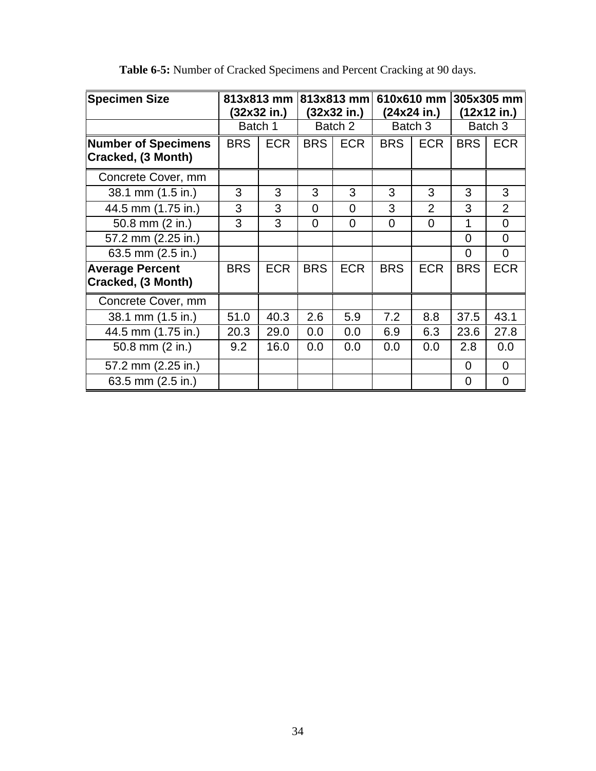**Table 6-5:** Number of Cracked Specimens and Percent Cracking at 90 days.

| Specimen Size | 813x813 mm (32x32 in.) | | 813x813 mm (32x32 in.) | | 610x610 mm (24x24 in.) | | 305x305 mm (12x12 in.) | |
|---|---|---|---|---|---|---|---|---|
| | Batch 1 | | Batch 2 | | Batch 3 | | Batch 3 | |
| **Number of Specimens Cracked, (3 Month)** | BRS | ECR | BRS | ECR | BRS | ECR | BRS | ECR |
| Concrete Cover, mm | | | | | | | | |
| 38.1 mm (1.5 in.) | 3 | 3 | 3 | 3 | 3 | 3 | 3 | 3 |
| 44.5 mm (1.75 in.) | 3 | 3 | 0 | 0 | 3 | 2 | 3 | 2 |
| 50.8 mm (2 in.) | 3 | 3 | 0 | 0 | 0 | 0 | 1 | 0 |
| 57.2 mm (2.25 in.) | | | | | | | 0 | 0 |
| 63.5 mm (2.5 in.) | | | | | | | 0 | 0 |
| **Average Percent Cracked, (3 Month)** | BRS | ECR | BRS | ECR | BRS | ECR | BRS | ECR |
| Concrete Cover, mm | | | | | | | | |
| 38.1 mm (1.5 in.) | 51.0 | 40.3 | 2.6 | 5.9 | 7.2 | 8.8 | 37.5 | 43.1 |
| 44.5 mm (1.75 in.) | 20.3 | 29.0 | 0.0 | 0.0 | 6.9 | 6.3 | 23.6 | 27.8 |
| 50.8 mm (2 in.) | 9.2 | 16.0 | 0.0 | 0.0 | 0.0 | 0.0 | 2.8 | 0.0 |
| 57.2 mm (2.25 in.) | | | | | | | 0 | 0 |
| 63.5 mm (2.5 in.) | | | | | | | 0 | 0 |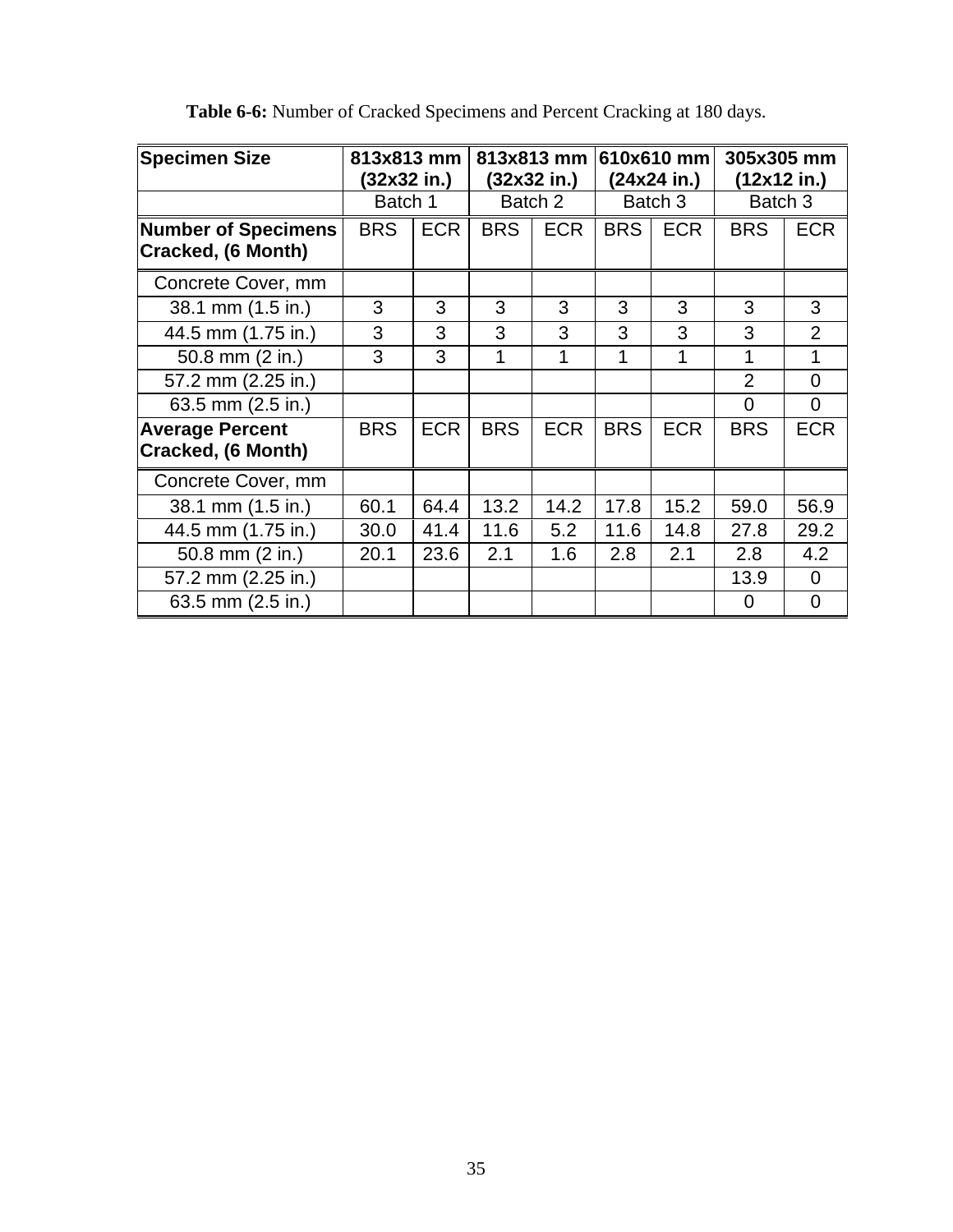**Table 6-6:** Number of Cracked Specimens and Percent Cracking at 180 days.

| Specimen Size | 813x813 mm (32x32 in.) | | 813x813 mm (32x32 in.) | | 610x610 mm (24x24 in.) | | 305x305 mm (12x12 in.) | |
|---|---|---|---|---|---|---|---|---|
| | Batch 1 | | Batch 2 | | Batch 3 | | Batch 3 | |
| **Number of Specimens Cracked, (6 Month)** | BRS | ECR | BRS | ECR | BRS | ECR | BRS | ECR |
| Concrete Cover, mm | | | | | | | | |
| 38.1 mm (1.5 in.) | 3 | 3 | 3 | 3 | 3 | 3 | 3 | 3 |
| 44.5 mm (1.75 in.) | 3 | 3 | 3 | 3 | 3 | 3 | 3 | 2 |
| 50.8 mm (2 in.) | 3 | 3 | 1 | 1 | 1 | 1 | 1 | 1 |
| 57.2 mm (2.25 in.) | | | | | | | 2 | 0 |
| 63.5 mm (2.5 in.) | | | | | | | 0 | 0 |
| **Average Percent Cracked, (6 Month)** | BRS | ECR | BRS | ECR | BRS | ECR | BRS | ECR |
| Concrete Cover, mm | | | | | | | | |
| 38.1 mm (1.5 in.) | 60.1 | 64.4 | 13.2 | 14.2 | 17.8 | 15.2 | 59.0 | 56.9 |
| 44.5 mm (1.75 in.) | 30.0 | 41.4 | 11.6 | 5.2 | 11.6 | 14.8 | 27.8 | 29.2 |
| 50.8 mm (2 in.) | 20.1 | 23.6 | 2.1 | 1.6 | 2.8 | 2.1 | 2.8 | 4.2 |
| 57.2 mm (2.25 in.) | | | | | | | 13.9 | 0 |
| 63.5 mm (2.5 in.) | | | | | | | 0 | 0 |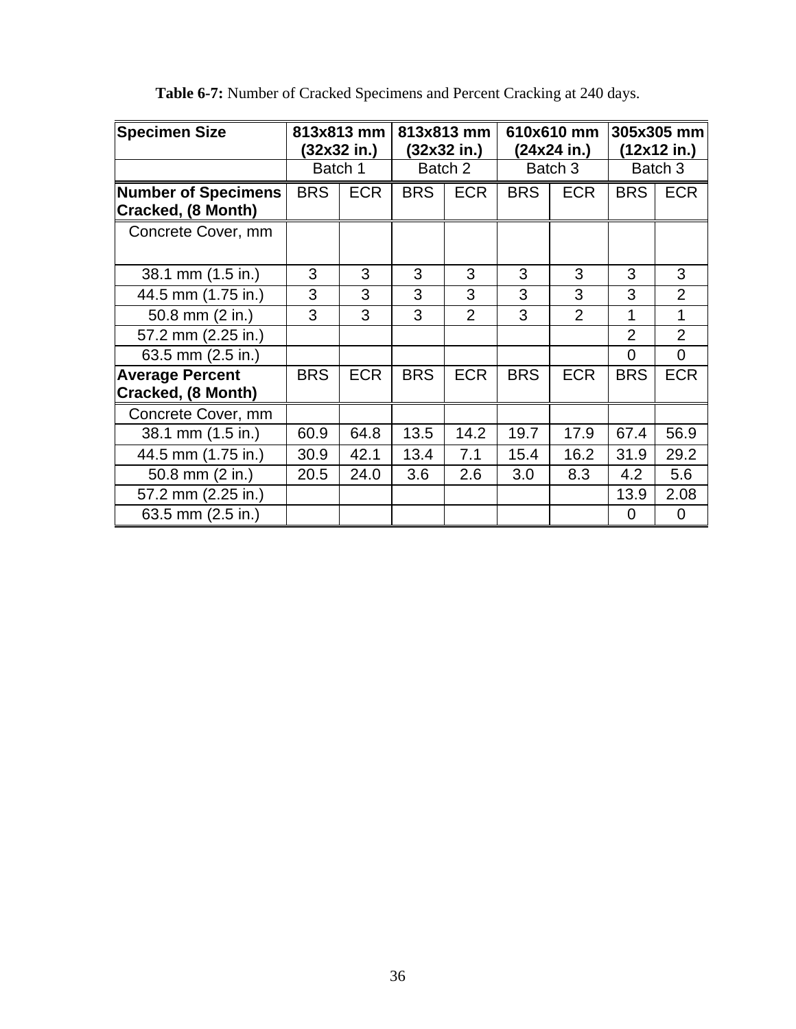**Table 6-7:** Number of Cracked Specimens and Percent Cracking at 240 days.

| Specimen Size | 813x813 mm (32x32 in.) | | 813x813 mm (32x32 in.) | | 610x610 mm (24x24 in.) | | 305x305 mm (12x12 in.) | |
|---|---|---|---|---|---|---|---|---|
| | Batch 1 | | Batch 2 | | Batch 3 | | Batch 3 | |
| **Number of Specimens Cracked, (8 Month)** | BRS | ECR | BRS | ECR | BRS | ECR | BRS | ECR |
| Concrete Cover, mm | | | | | | | | |
| 38.1 mm (1.5 in.) | 3 | 3 | 3 | 3 | 3 | 3 | 3 | 3 |
| 44.5 mm (1.75 in.) | 3 | 3 | 3 | 3 | 3 | 3 | 3 | 2 |
| 50.8 mm (2 in.) | 3 | 3 | 3 | 2 | 3 | 2 | 1 | 1 |
| 57.2 mm (2.25 in.) | | | | | | | 2 | 2 |
| 63.5 mm (2.5 in.) | | | | | | | 0 | 0 |
| **Average Percent Cracked, (8 Month)** | BRS | ECR | BRS | ECR | BRS | ECR | BRS | ECR |
| Concrete Cover, mm | | | | | | | | |
| 38.1 mm (1.5 in.) | 60.9 | 64.8 | 13.5 | 14.2 | 19.7 | 17.9 | 67.4 | 56.9 |
| 44.5 mm (1.75 in.) | 30.9 | 42.1 | 13.4 | 7.1 | 15.4 | 16.2 | 31.9 | 29.2 |
| 50.8 mm (2 in.) | 20.5 | 24.0 | 3.6 | 2.6 | 3.0 | 8.3 | 4.2 | 5.6 |
| 57.2 mm (2.25 in.) | | | | | | | 13.9 | 2.08 |
| 63.5 mm (2.5 in.) | | | | | | | 0 | 0 |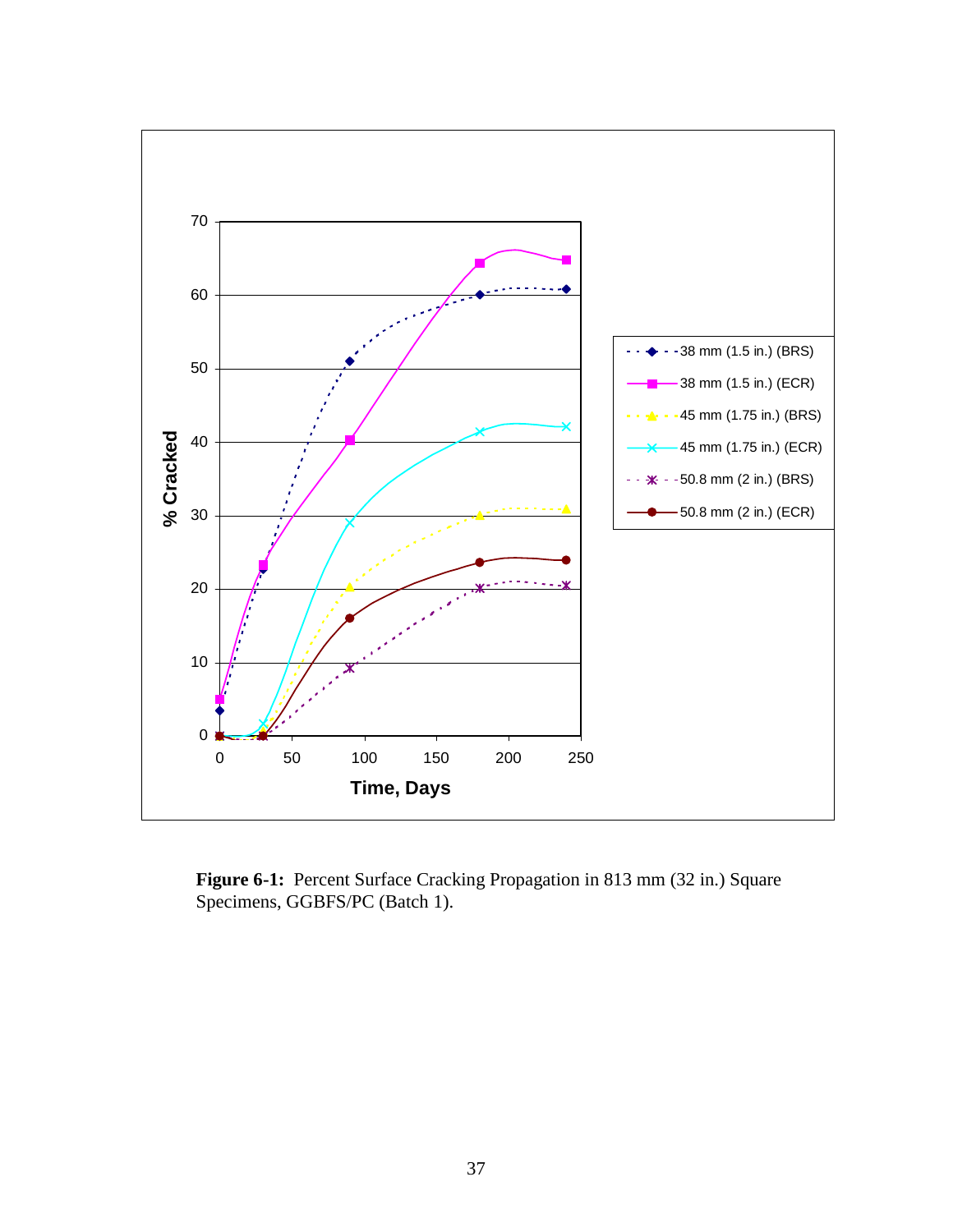**Figure 6-1:** Percent Surface Cracking Propagation in 813 mm (32 in.) Square Specimens, GGBFS/PC (Batch 1).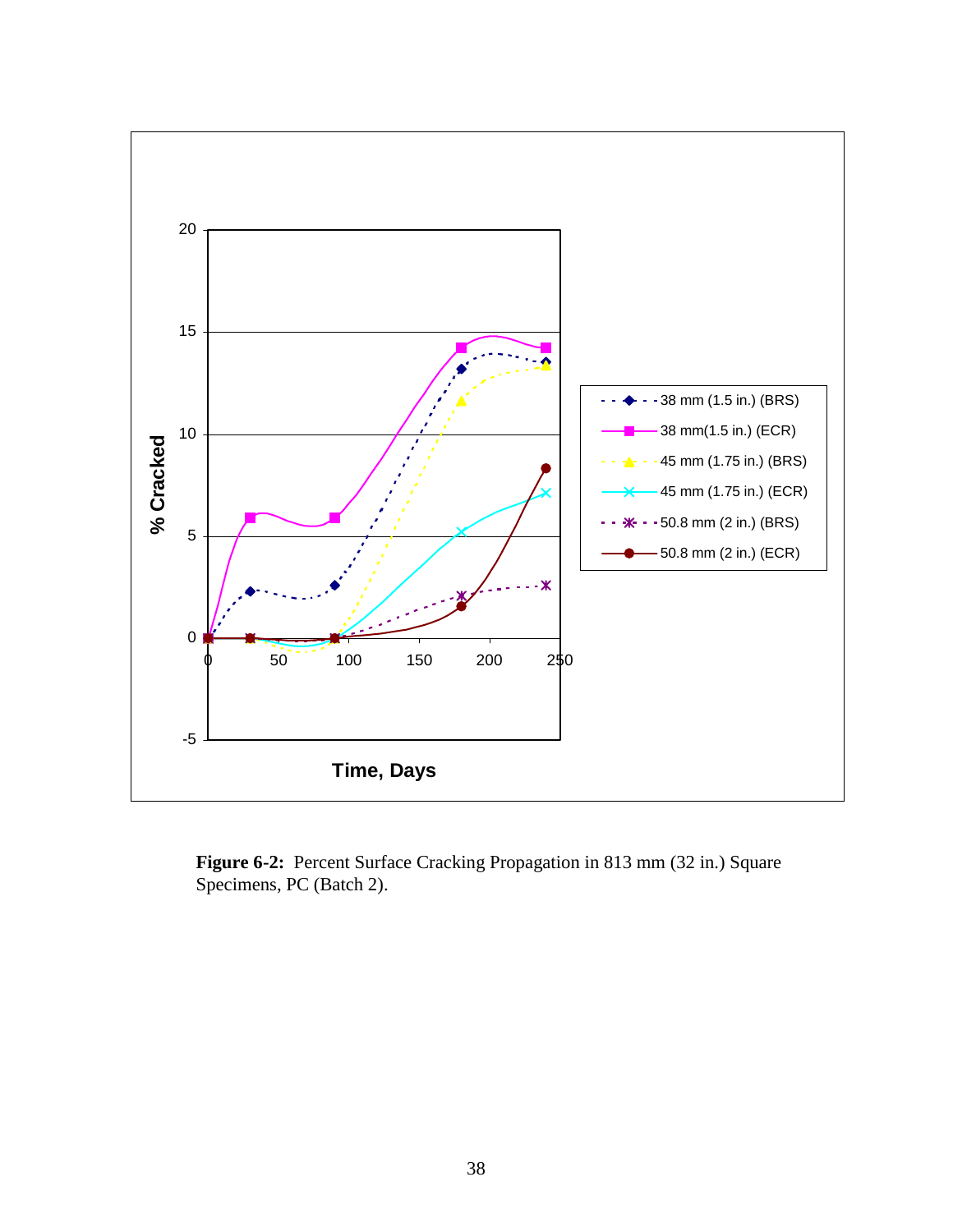**Figure 6-2:** Percent Surface Cracking Propagation in 813 mm (32 in.) Square Specimens, PC (Batch 2).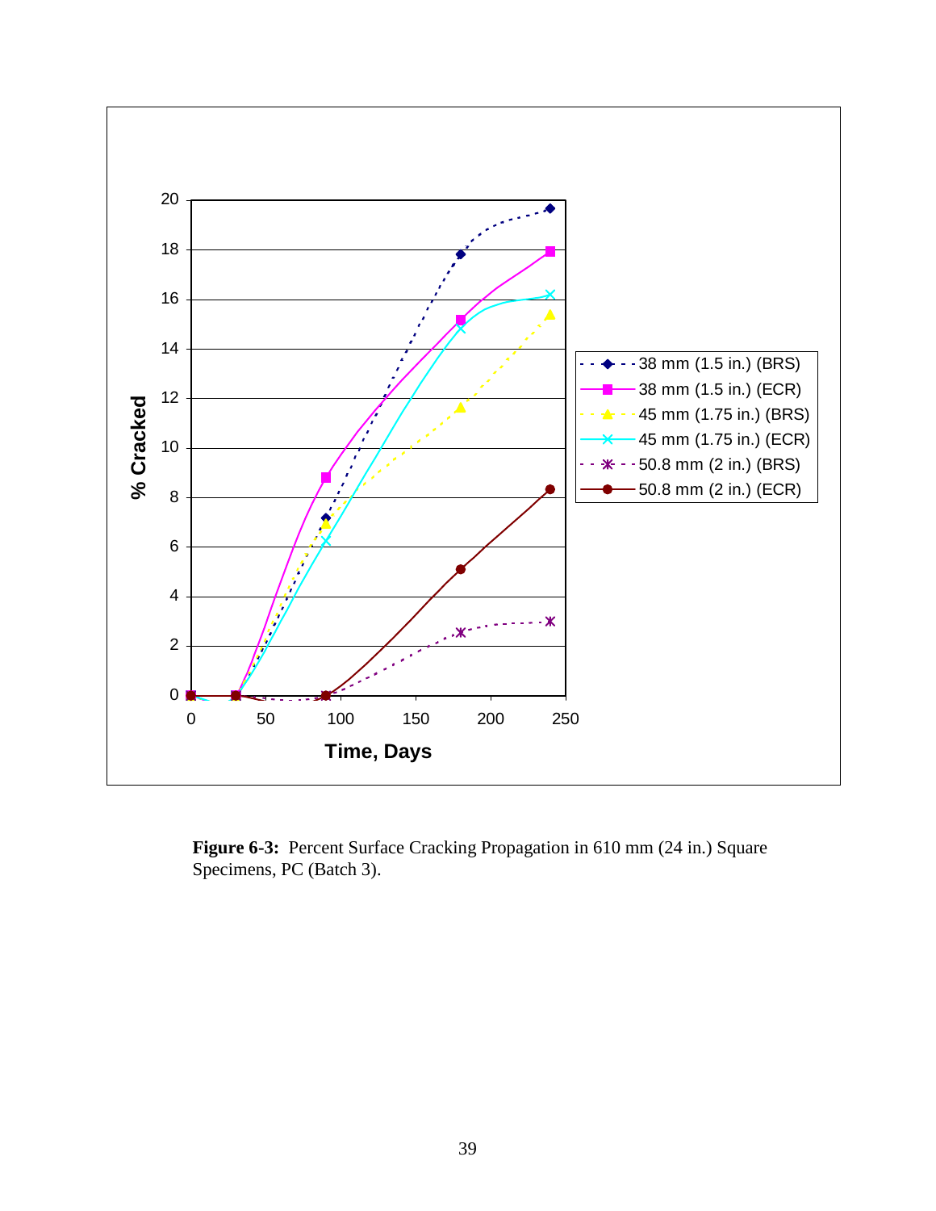**Figure 6-3:** Percent Surface Cracking Propagation in 610 mm (24 in.) Square Specimens, PC (Batch 3).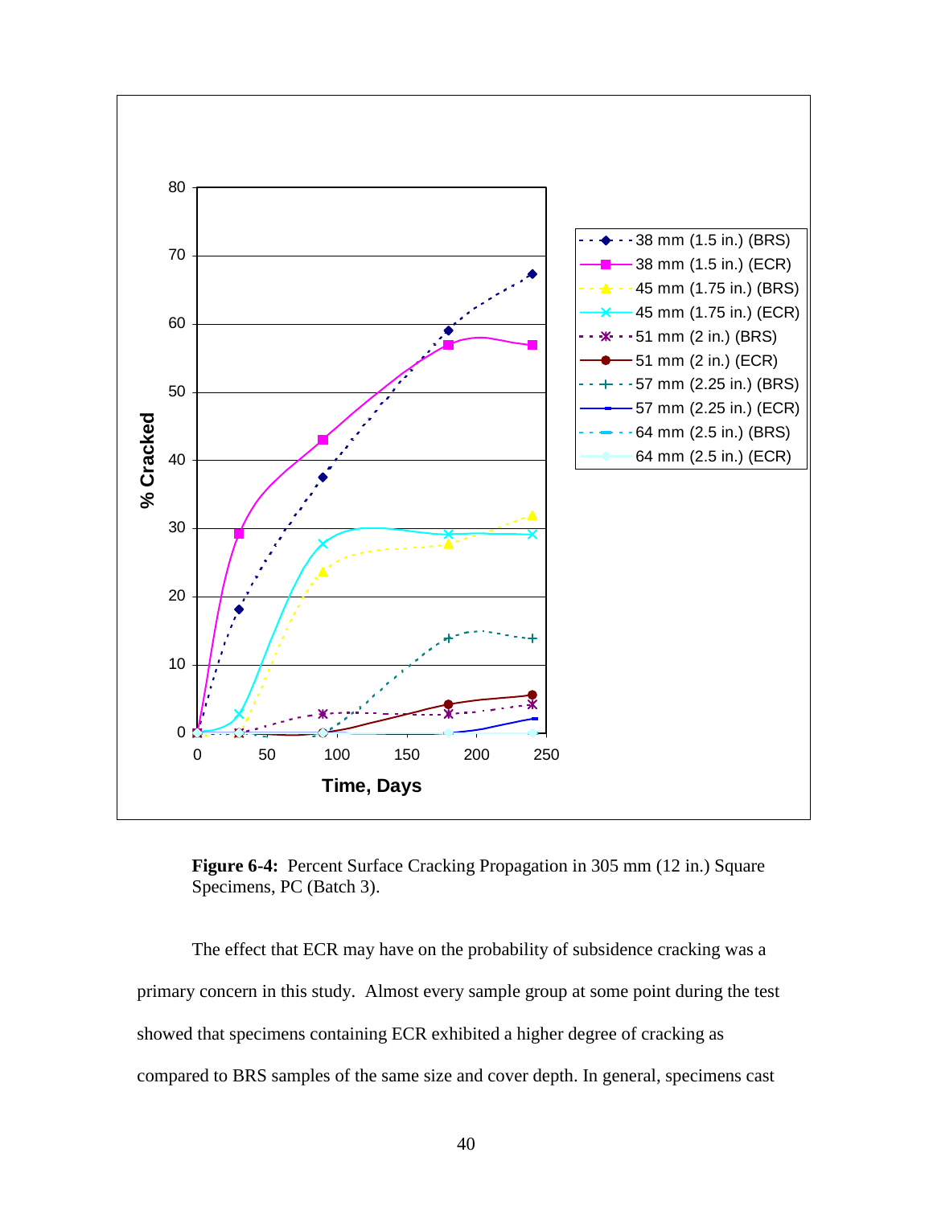**Figure 6-4:** Percent Surface Cracking Propagation in 305 mm (12 in.) Square Specimens, PC (Batch 3).

The effect that ECR may have on the probability of subsidence cracking was a primary concern in this study. Almost every sample group at some point during the test showed that specimens containing ECR exhibited a higher degree of cracking as compared to BRS samples of the same size and cover depth. In general, specimens cast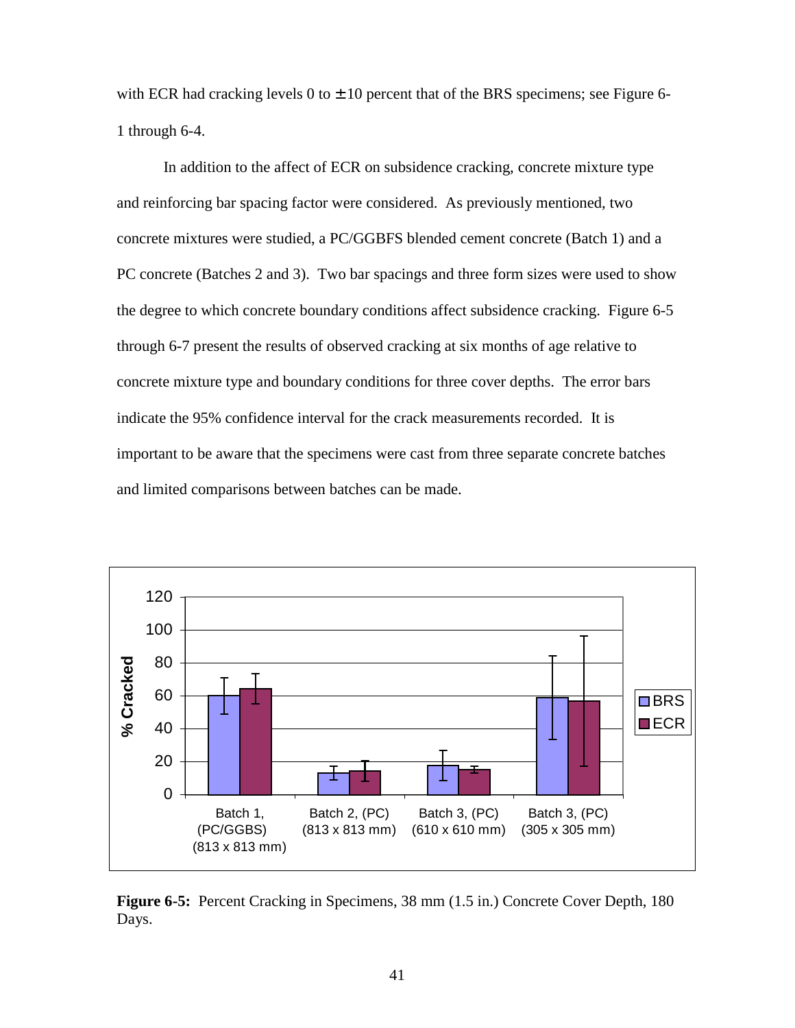with ECR had cracking levels 0 to ± 10 percent that of the BRS specimens; see Figure 6-1 through 6-4.

In addition to the affect of ECR on subsidence cracking, concrete mixture type and reinforcing bar spacing factor were considered. As previously mentioned, two concrete mixtures were studied, a PC/GGBFS blended cement concrete (Batch 1) and a PC concrete (Batches 2 and 3). Two bar spacings and three form sizes were used to show the degree to which concrete boundary conditions affect subsidence cracking. Figure 6-5 through 6-7 present the results of observed cracking at six months of age relative to concrete mixture type and boundary conditions for three cover depths. The error bars indicate the 95% confidence interval for the crack measurements recorded. It is important to be aware that the specimens were cast from three separate concrete batches and limited comparisons between batches can be made.

**Figure 6-5:** Percent Cracking in Specimens, 38 mm (1.5 in.) Concrete Cover Depth, 180 Days.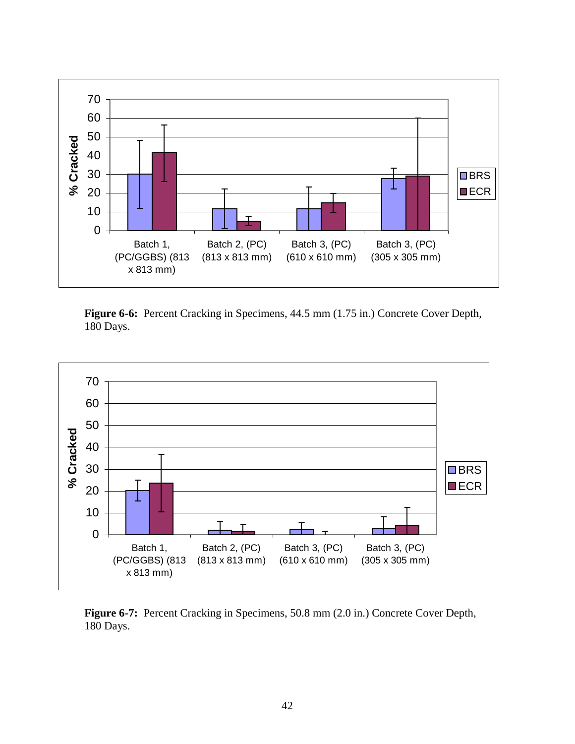**Figure 6-6:** Percent Cracking in Specimens, 44.5 mm (1.75 in.) Concrete Cover Depth, 180 Days.

**Figure 6-7:** Percent Cracking in Specimens, 50.8 mm (2.0 in.) Concrete Cover Depth, 180 Days.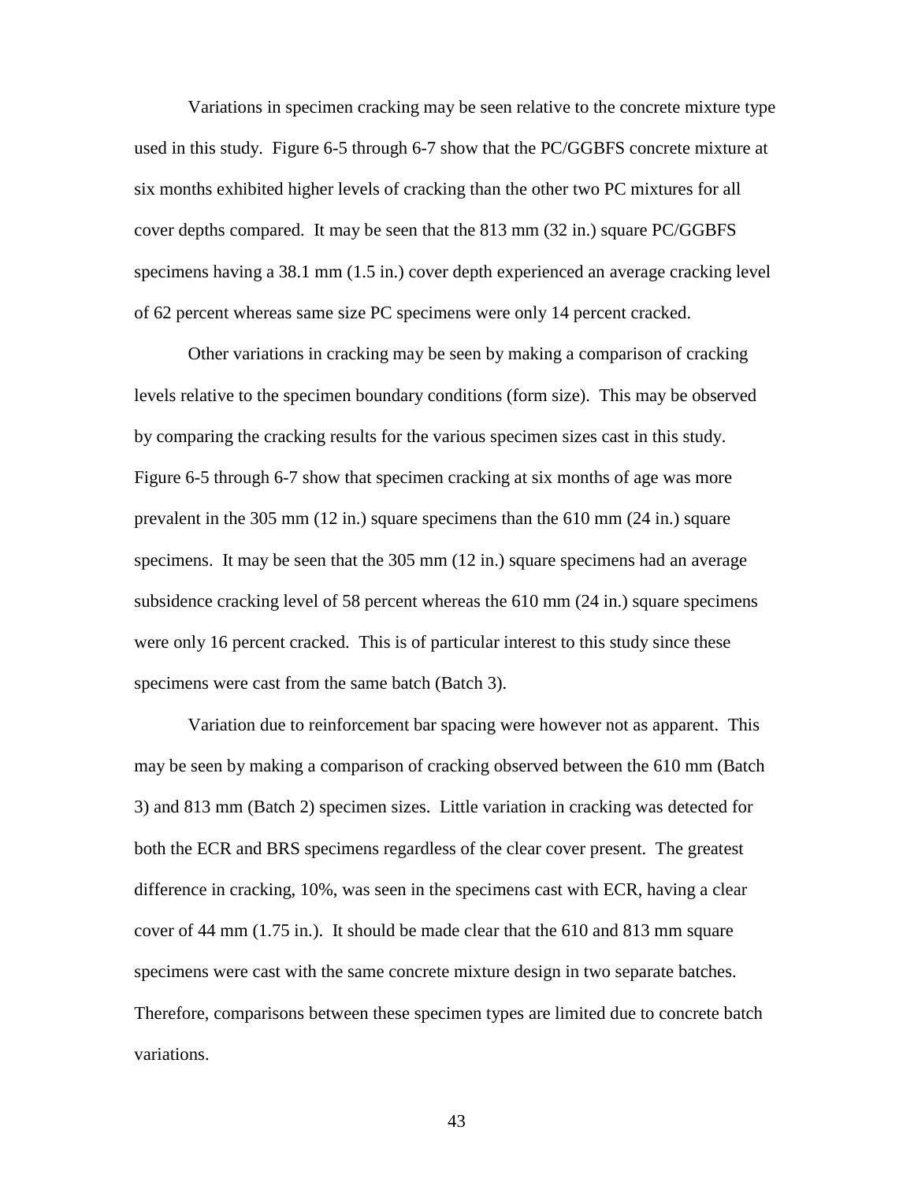Variations in specimen cracking may be seen relative to the concrete mixture type used in this study. Figure 6-5 through 6-7 show that the PC/GGBFS concrete mixture at six months exhibited higher levels of cracking than the other two PC mixtures for all cover depths compared. It may be seen that the 813 mm (32 in.) square PC/GGBFS specimens having a 38.1 mm (1.5 in.) cover depth experienced an average cracking level of 62 percent whereas same size PC specimens were only 14 percent cracked.

Other variations in cracking may be seen by making a comparison of cracking levels relative to the specimen boundary conditions (form size). This may be observed by comparing the cracking results for the various specimen sizes cast in this study. Figure 6-5 through 6-7 show that specimen cracking at six months of age was more prevalent in the 305 mm (12 in.) square specimens than the 610 mm (24 in.) square specimens. It may be seen that the 305 mm (12 in.) square specimens had an average subsidence cracking level of 58 percent whereas the 610 mm (24 in.) square specimens were only 16 percent cracked. This is of particular interest to this study since these specimens were cast from the same batch (Batch 3).

Variation due to reinforcement bar spacing were however not as apparent. This may be seen by making a comparison of cracking observed between the 610 mm (Batch 3) and 813 mm (Batch 2) specimen sizes. Little variation in cracking was detected for both the ECR and BRS specimens regardless of the clear cover present. The greatest difference in cracking, 10%, was seen in the specimens cast with ECR, having a clear cover of 44 mm (1.75 in.). It should be made clear that the 610 and 813 mm square specimens were cast with the same concrete mixture design in two separate batches. Therefore, comparisons between these specimen types are limited due to concrete batch variations.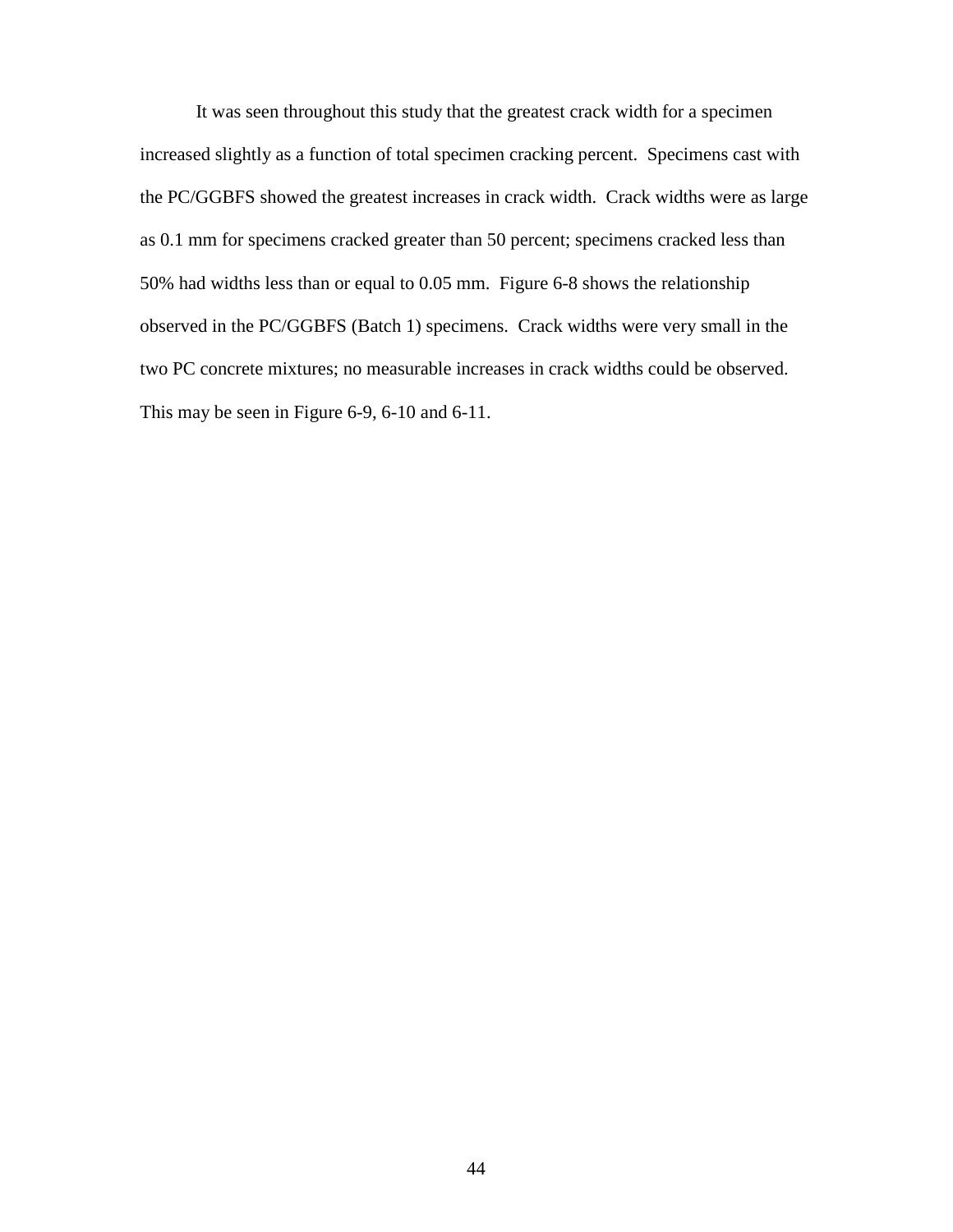It was seen throughout this study that the greatest crack width for a specimen increased slightly as a function of total specimen cracking percent. Specimens cast with the PC/GGBFS showed the greatest increases in crack width. Crack widths were as large as 0.1 mm for specimens cracked greater than 50 percent; specimens cracked less than 50% had widths less than or equal to 0.05 mm. Figure 6-8 shows the relationship observed in the PC/GGBFS (Batch 1) specimens. Crack widths were very small in the two PC concrete mixtures; no measurable increases in crack widths could be observed. This may be seen in Figure 6-9, 6-10 and 6-11.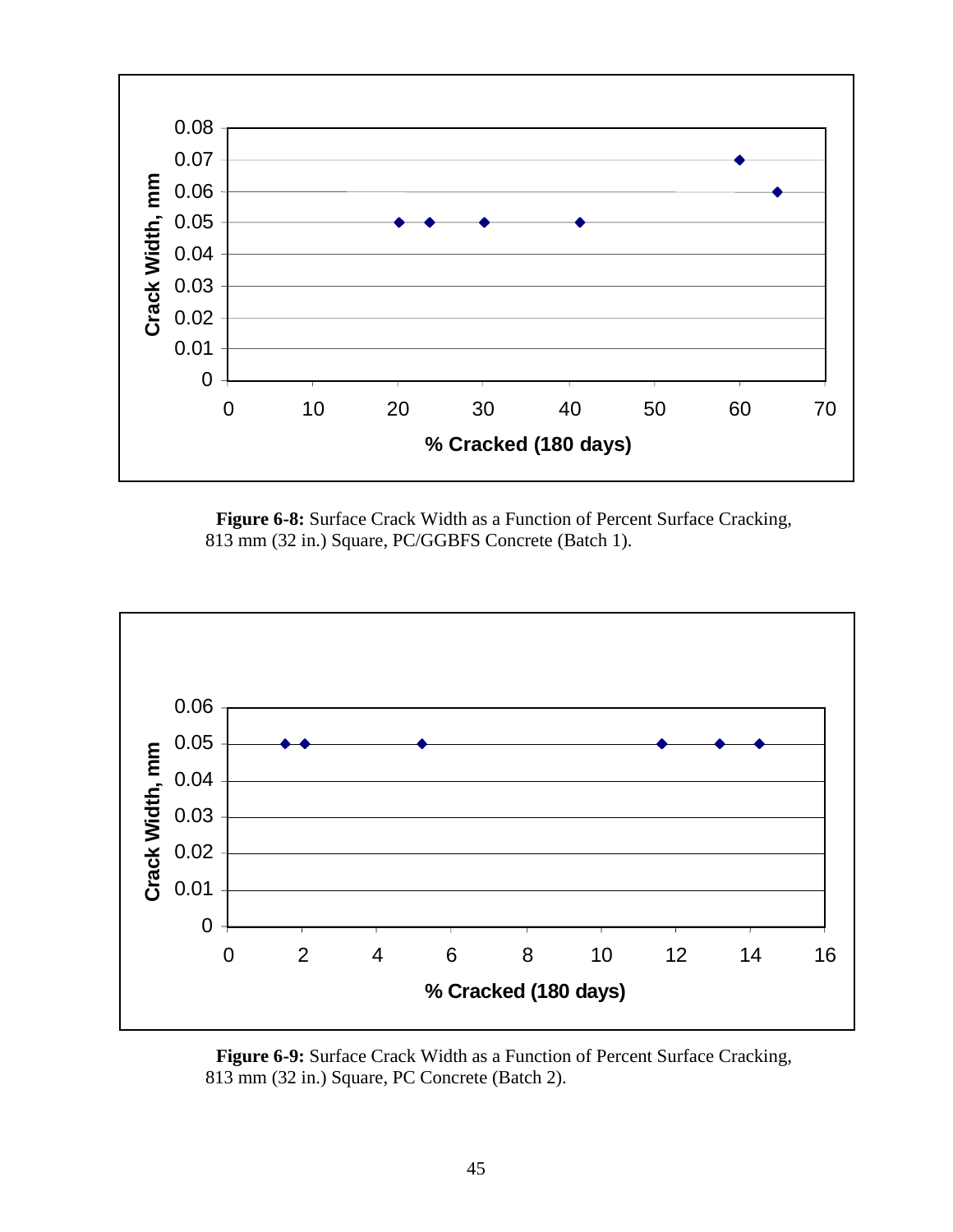**Figure 6-8:** Surface Crack Width as a Function of Percent Surface Cracking, 813 mm (32 in.) Square, PC/GGBFS Concrete (Batch 1).

**Figure 6-9:** Surface Crack Width as a Function of Percent Surface Cracking, 813 mm (32 in.) Square, PC Concrete (Batch 2).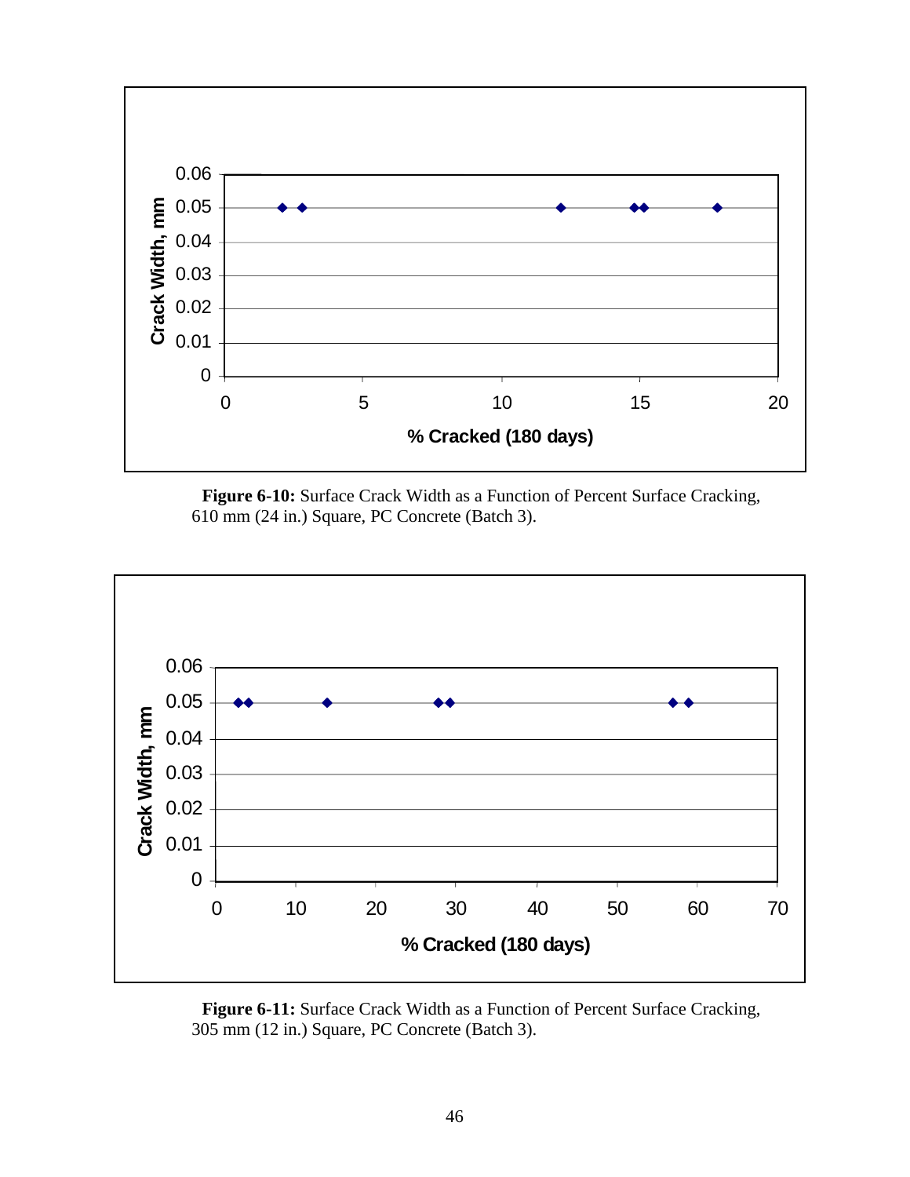**Figure 6-10:** Surface Crack Width as a Function of Percent Surface Cracking, 610 mm (24 in.) Square, PC Concrete (Batch 3).

**Figure 6-11:** Surface Crack Width as a Function of Percent Surface Cracking, 305 mm (12 in.) Square, PC Concrete (Batch 3).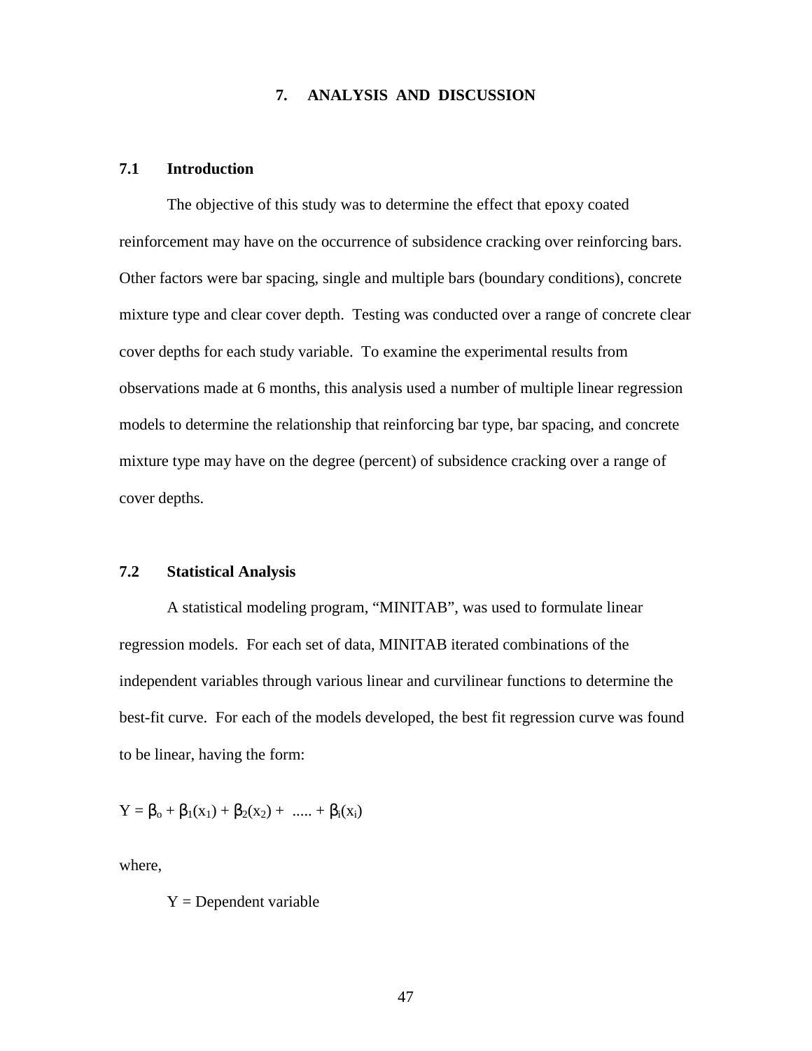# 7. ANALYSIS AND DISCUSSION

## 7.1 Introduction

The objective of this study was to determine the effect that epoxy coated reinforcement may have on the occurrence of subsidence cracking over reinforcing bars. Other factors were bar spacing, single and multiple bars (boundary conditions), concrete mixture type and clear cover depth. Testing was conducted over a range of concrete clear cover depths for each study variable. To examine the experimental results from observations made at 6 months, this analysis used a number of multiple linear regression models to determine the relationship that reinforcing bar type, bar spacing, and concrete mixture type may have on the degree (percent) of subsidence cracking over a range of cover depths.

## 7.2 Statistical Analysis

A statistical modeling program, "MINITAB", was used to formulate linear regression models. For each set of data, MINITAB iterated combinations of the independent variables through various linear and curvilinear functions to determine the best-fit curve. For each of the models developed, the best fit regression curve was found to be linear, having the form:

$$Y = \beta_o + \beta_1(x_1) + \beta_2(x_2) + \ ..... + \beta_i(x_i)$$

where,

Y = Dependent variable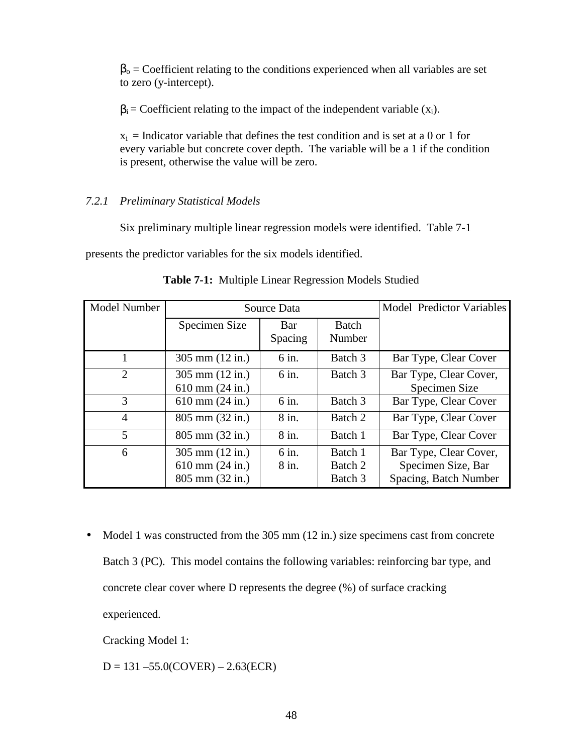$\beta_o$ = Coefficient relating to the conditions experienced when all variables are set to zero (y-intercept).

$\beta_i$ = Coefficient relating to the impact of the independent variable ($x_i$).

$x_i$ = Indicator variable that defines the test condition and is set at a 0 or 1 for every variable but concrete cover depth. The variable will be a 1 if the condition is present, otherwise the value will be zero.

### *7.2.1 Preliminary Statistical Models*

Six preliminary multiple linear regression models were identified. Table 7-1 presents the predictor variables for the six models identified.

**Table 7-1:** Multiple Linear Regression Models Studied

| Model Number | Source Data | | | Model Predictor Variables |
|---|---|---|---|---|
| | Specimen Size | Bar Spacing | Batch Number | |
| 1 | 305 mm (12 in.) | 6 in. | Batch 3 | Bar Type, Clear Cover |
| 2 | 305 mm (12 in.)<br>610 mm (24 in.) | 6 in. | Batch 3 | Bar Type, Clear Cover, Specimen Size |
| 3 | 610 mm (24 in.) | 6 in. | Batch 3 | Bar Type, Clear Cover |
| 4 | 805 mm (32 in.) | 8 in. | Batch 2 | Bar Type, Clear Cover |
| 5 | 805 mm (32 in.) | 8 in. | Batch 1 | Bar Type, Clear Cover |
| 6 | 305 mm (12 in.)<br>610 mm (24 in.)<br>805 mm (32 in.) | 6 in.<br>8 in. | Batch 1<br>Batch 2<br>Batch 3 | Bar Type, Clear Cover, Specimen Size, Bar Spacing, Batch Number |

- Model 1 was constructed from the 305 mm (12 in.) size specimens cast from concrete Batch 3 (PC). This model contains the following variables: reinforcing bar type, and concrete clear cover where D represents the degree (%) of surface cracking experienced.

  Cracking Model 1:

  $D = 131 - 55.0(\text{COVER}) - 2.63(\text{ECR})$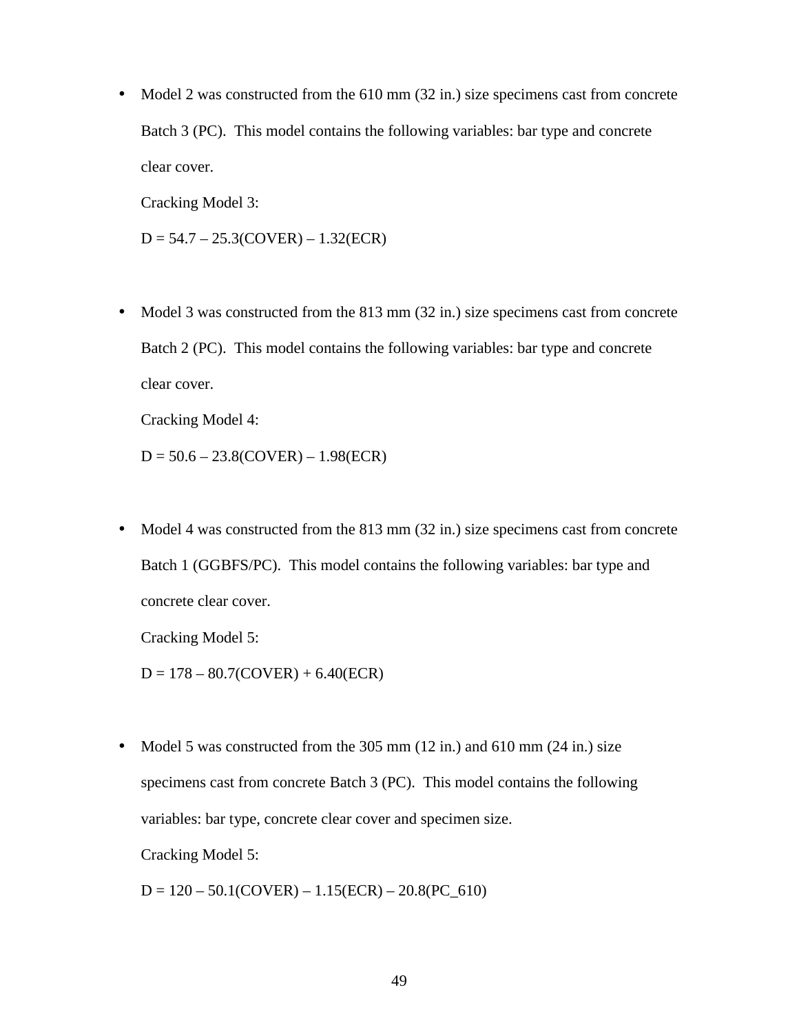- Model 2 was constructed from the 610 mm (32 in.) size specimens cast from concrete Batch 3 (PC). This model contains the following variables: bar type and concrete clear cover.

  Cracking Model 3:

  $$D = 54.7 - 25.3(COVER) - 1.32(ECR)$$

- Model 3 was constructed from the 813 mm (32 in.) size specimens cast from concrete Batch 2 (PC). This model contains the following variables: bar type and concrete clear cover.

  Cracking Model 4:

  $$D = 50.6 - 23.8(COVER) - 1.98(ECR)$$

- Model 4 was constructed from the 813 mm (32 in.) size specimens cast from concrete Batch 1 (GGBFS/PC). This model contains the following variables: bar type and concrete clear cover.

  Cracking Model 5:

  $$D = 178 - 80.7(COVER) + 6.40(ECR)$$

- Model 5 was constructed from the 305 mm (12 in.) and 610 mm (24 in.) size specimens cast from concrete Batch 3 (PC). This model contains the following variables: bar type, concrete clear cover and specimen size.

  Cracking Model 5:

  $$D = 120 - 50.1(COVER) - 1.15(ECR) - 20.8(PC\_610)$$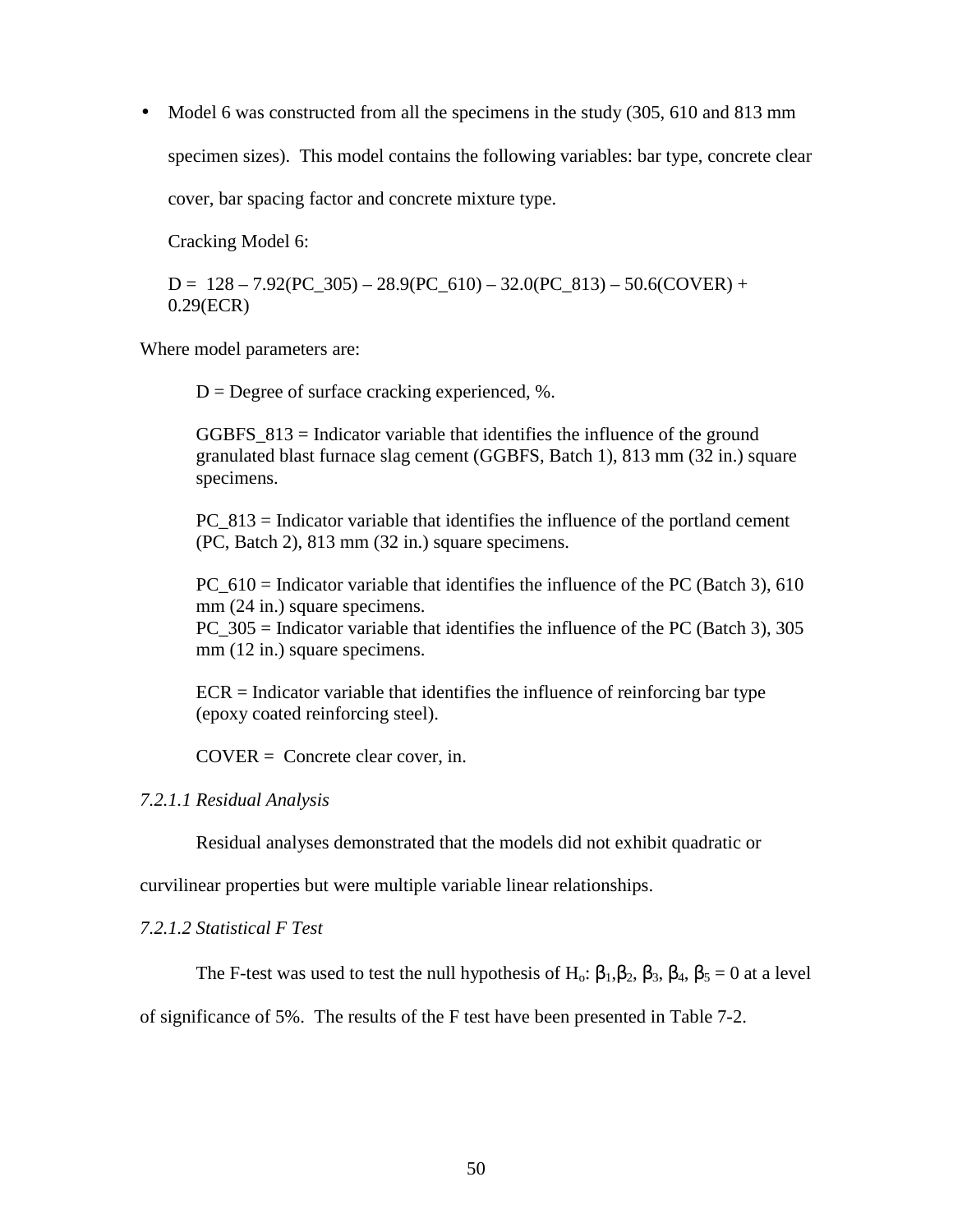- Model 6 was constructed from all the specimens in the study (305, 610 and 813 mm specimen sizes). This model contains the following variables: bar type, concrete clear cover, bar spacing factor and concrete mixture type.

  Cracking Model 6:

  D = 128 – 7.92(PC_305) – 28.9(PC_610) – 32.0(PC_813) – 50.6(COVER) + 0.29(ECR)

Where model parameters are:

> D = Degree of surface cracking experienced, %.
>
> GGBFS_813 = Indicator variable that identifies the influence of the ground granulated blast furnace slag cement (GGBFS, Batch 1), 813 mm (32 in.) square specimens.
>
> PC_813 = Indicator variable that identifies the influence of the portland cement (PC, Batch 2), 813 mm (32 in.) square specimens.
>
> PC_610 = Indicator variable that identifies the influence of the PC (Batch 3), 610 mm (24 in.) square specimens.
> PC_305 = Indicator variable that identifies the influence of the PC (Batch 3), 305 mm (12 in.) square specimens.
>
> ECR = Indicator variable that identifies the influence of reinforcing bar type (epoxy coated reinforcing steel).
>
> COVER = Concrete clear cover, in.

*7.2.1.1 Residual Analysis*

Residual analyses demonstrated that the models did not exhibit quadratic or curvilinear properties but were multiple variable linear relationships.

*7.2.1.2 Statistical F Test*

The F-test was used to test the null hypothesis of $H_o$: $\beta_1$,$\beta_2$, $\beta_3$, $\beta_4$, $\beta_5$ = 0 at a level of significance of 5%. The results of the F test have been presented in Table 7-2.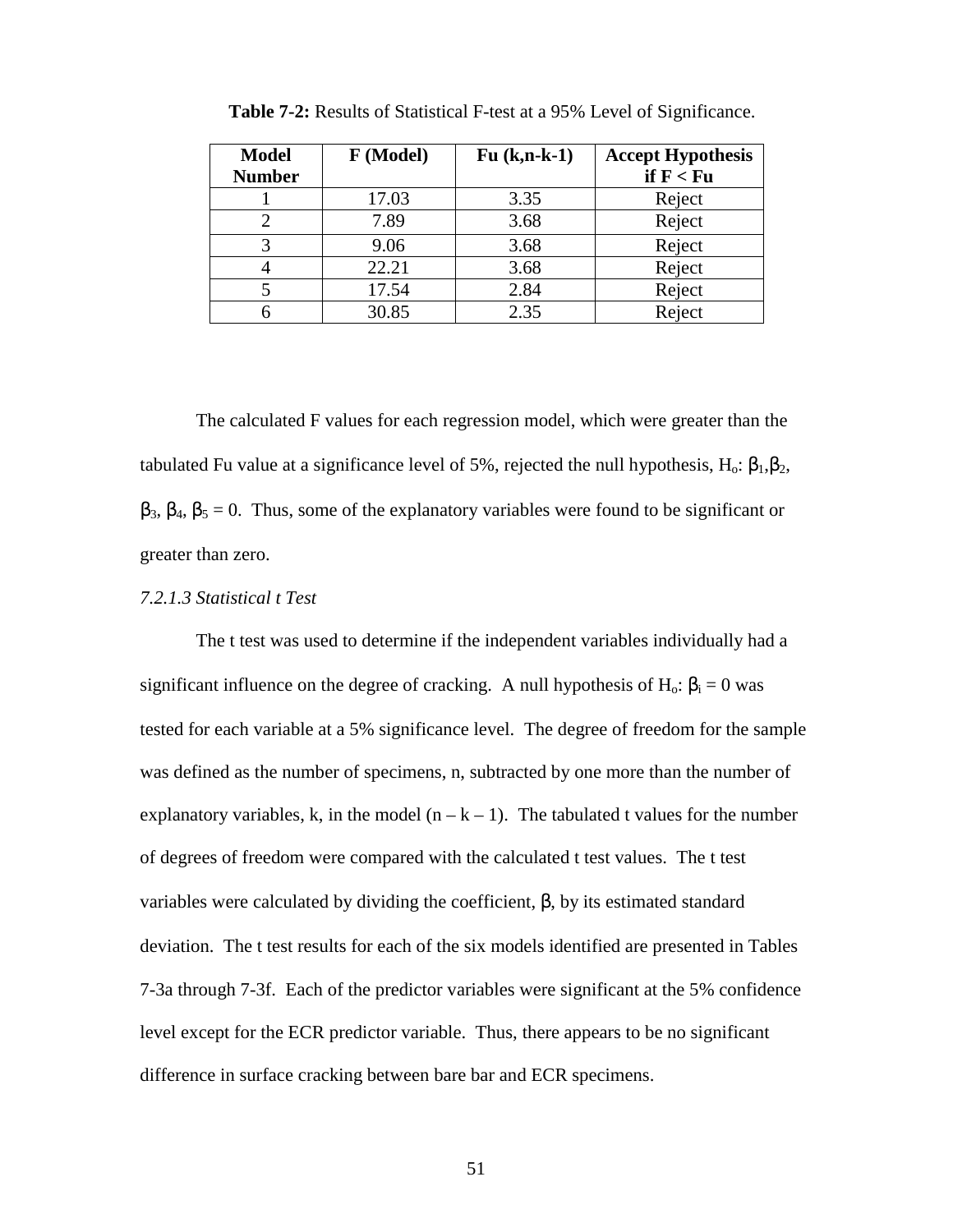**Table 7-2:** Results of Statistical F-test at a 95% Level of Significance.

| Model Number | F (Model) | Fu (k,n-k-1) | Accept Hypothesis if F < Fu |
|---|---|---|---|
| 1 | 17.03 | 3.35 | Reject |
| 2 | 7.89 | 3.68 | Reject |
| 3 | 9.06 | 3.68 | Reject |
| 4 | 22.21 | 3.68 | Reject |
| 5 | 17.54 | 2.84 | Reject |
| 6 | 30.85 | 2.35 | Reject |

The calculated F values for each regression model, which were greater than the tabulated Fu value at a significance level of 5%, rejected the null hypothesis, $H_o$: $\beta_1$,$\beta_2$, $\beta_3$, $\beta_4$, $\beta_5 = 0$. Thus, some of the explanatory variables were found to be significant or greater than zero.

*7.2.1.3 Statistical t Test*

The t test was used to determine if the independent variables individually had a significant influence on the degree of cracking. A null hypothesis of $H_o$: $\beta_i = 0$ was tested for each variable at a 5% significance level. The degree of freedom for the sample was defined as the number of specimens, n, subtracted by one more than the number of explanatory variables, k, in the model ($n - k - 1$). The tabulated t values for the number of degrees of freedom were compared with the calculated t test values. The t test variables were calculated by dividing the coefficient, $\beta$, by its estimated standard deviation. The t test results for each of the six models identified are presented in Tables 7-3a through 7-3f. Each of the predictor variables were significant at the 5% confidence level except for the ECR predictor variable. Thus, there appears to be no significant difference in surface cracking between bare bar and ECR specimens.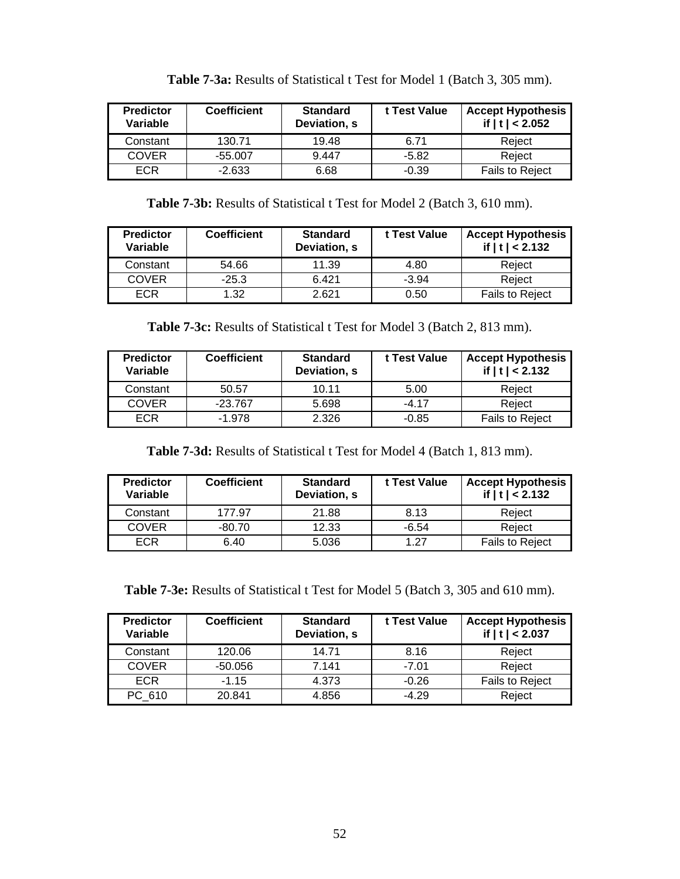**Table 7-3a:** Results of Statistical t Test for Model 1 (Batch 3, 305 mm).

| Predictor Variable | Coefficient | Standard Deviation, s | t Test Value | Accept Hypothesis if \| t \| < 2.052 |
|---|---|---|---|---|
| Constant | 130.71 | 19.48 | 6.71 | Reject |
| COVER | -55.007 | 9.447 | -5.82 | Reject |
| ECR | -2.633 | 6.68 | -0.39 | Fails to Reject |

**Table 7-3b:** Results of Statistical t Test for Model 2 (Batch 3, 610 mm).

| Predictor Variable | Coefficient | Standard Deviation, s | t Test Value | Accept Hypothesis if \| t \| < 2.132 |
|---|---|---|---|---|
| Constant | 54.66 | 11.39 | 4.80 | Reject |
| COVER | -25.3 | 6.421 | -3.94 | Reject |
| ECR | 1.32 | 2.621 | 0.50 | Fails to Reject |

**Table 7-3c:** Results of Statistical t Test for Model 3 (Batch 2, 813 mm).

| Predictor Variable | Coefficient | Standard Deviation, s | t Test Value | Accept Hypothesis if \| t \| < 2.132 |
|---|---|---|---|---|
| Constant | 50.57 | 10.11 | 5.00 | Reject |
| COVER | -23.767 | 5.698 | -4.17 | Reject |
| ECR | -1.978 | 2.326 | -0.85 | Fails to Reject |

**Table 7-3d:** Results of Statistical t Test for Model 4 (Batch 1, 813 mm).

| Predictor Variable | Coefficient | Standard Deviation, s | t Test Value | Accept Hypothesis if \| t \| < 2.132 |
|---|---|---|---|---|
| Constant | 177.97 | 21.88 | 8.13 | Reject |
| COVER | -80.70 | 12.33 | -6.54 | Reject |
| ECR | 6.40 | 5.036 | 1.27 | Fails to Reject |

**Table 7-3e:** Results of Statistical t Test for Model 5 (Batch 3, 305 and 610 mm).

| Predictor Variable | Coefficient | Standard Deviation, s | t Test Value | Accept Hypothesis if \| t \| < 2.037 |
|---|---|---|---|---|
| Constant | 120.06 | 14.71 | 8.16 | Reject |
| COVER | -50.056 | 7.141 | -7.01 | Reject |
| ECR | -1.15 | 4.373 | -0.26 | Fails to Reject |
| PC_610 | 20.841 | 4.856 | -4.29 | Reject |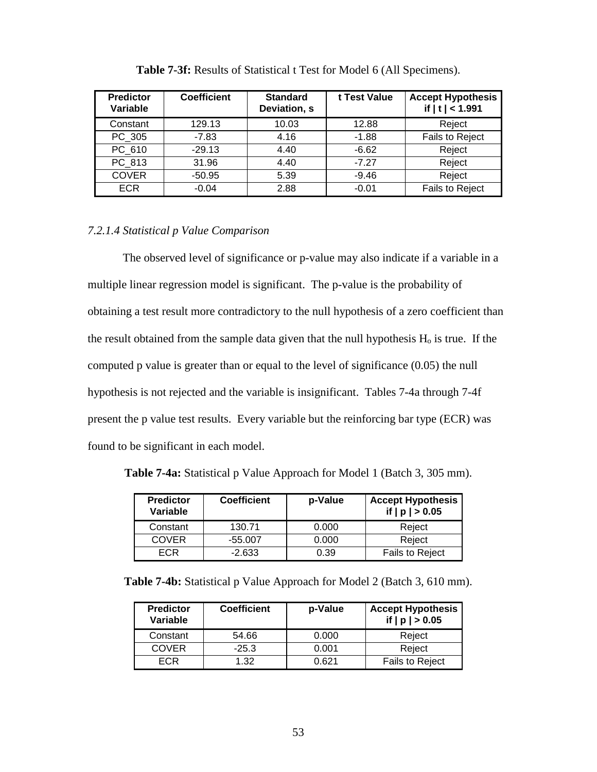**Table 7-3f:** Results of Statistical t Test for Model 6 (All Specimens).

| Predictor Variable | Coefficient | Standard Deviation, s | t Test Value | Accept Hypothesis if \| t \| < 1.991 |
|---|---|---|---|---|
| Constant | 129.13 | 10.03 | 12.88 | Reject |
| PC_305 | -7.83 | 4.16 | -1.88 | Fails to Reject |
| PC_610 | -29.13 | 4.40 | -6.62 | Reject |
| PC_813 | 31.96 | 4.40 | -7.27 | Reject |
| COVER | -50.95 | 5.39 | -9.46 | Reject |
| ECR | -0.04 | 2.88 | -0.01 | Fails to Reject |

#### *7.2.1.4 Statistical p Value Comparison*

The observed level of significance or p-value may also indicate if a variable in a multiple linear regression model is significant. The p-value is the probability of obtaining a test result more contradictory to the null hypothesis of a zero coefficient than the result obtained from the sample data given that the null hypothesis $H_o$ is true. If the computed p value is greater than or equal to the level of significance (0.05) the null hypothesis is not rejected and the variable is insignificant. Tables 7-4a through 7-4f present the p value test results. Every variable but the reinforcing bar type (ECR) was found to be significant in each model.

**Table 7-4a:** Statistical p Value Approach for Model 1 (Batch 3, 305 mm).

| Predictor Variable | Coefficient | p-Value | Accept Hypothesis if \| p \| > 0.05 |
|---|---|---|---|
| Constant | 130.71 | 0.000 | Reject |
| COVER | -55.007 | 0.000 | Reject |
| ECR | -2.633 | 0.39 | Fails to Reject |

**Table 7-4b:** Statistical p Value Approach for Model 2 (Batch 3, 610 mm).

| Predictor Variable | Coefficient | p-Value | Accept Hypothesis if \| p \| > 0.05 |
|---|---|---|---|
| Constant | 54.66 | 0.000 | Reject |
| COVER | -25.3 | 0.001 | Reject |
| ECR | 1.32 | 0.621 | Fails to Reject |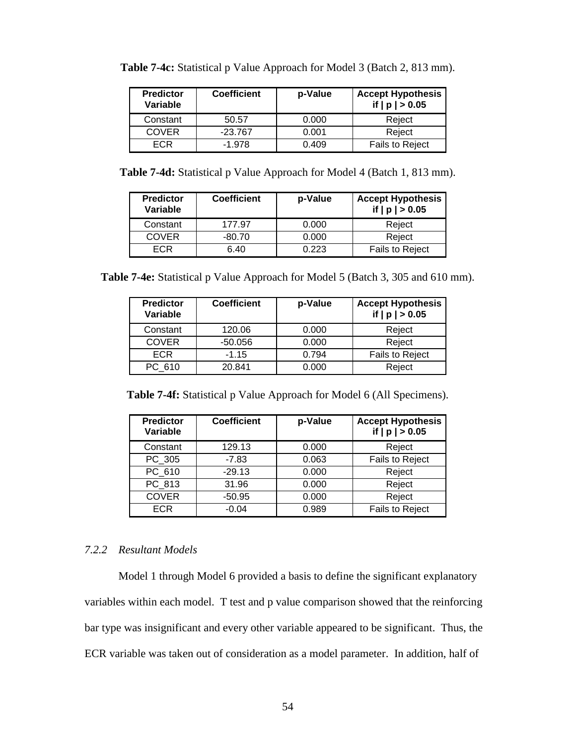**Table 7-4c:** Statistical p Value Approach for Model 3 (Batch 2, 813 mm).

| Predictor Variable | Coefficient | p-Value | Accept Hypothesis if \| p \| > 0.05 |
|---|---|---|---|
| Constant | 50.57 | 0.000 | Reject |
| COVER | -23.767 | 0.001 | Reject |
| ECR | -1.978 | 0.409 | Fails to Reject |

**Table 7-4d:** Statistical p Value Approach for Model 4 (Batch 1, 813 mm).

| Predictor Variable | Coefficient | p-Value | Accept Hypothesis if \| p \| > 0.05 |
|---|---|---|---|
| Constant | 177.97 | 0.000 | Reject |
| COVER | -80.70 | 0.000 | Reject |
| ECR | 6.40 | 0.223 | Fails to Reject |

**Table 7-4e:** Statistical p Value Approach for Model 5 (Batch 3, 305 and 610 mm).

| Predictor Variable | Coefficient | p-Value | Accept Hypothesis if \| p \| > 0.05 |
|---|---|---|---|
| Constant | 120.06 | 0.000 | Reject |
| COVER | -50.056 | 0.000 | Reject |
| ECR | -1.15 | 0.794 | Fails to Reject |
| PC_610 | 20.841 | 0.000 | Reject |

**Table 7-4f:** Statistical p Value Approach for Model 6 (All Specimens).

| Predictor Variable | Coefficient | p-Value | Accept Hypothesis if \| p \| > 0.05 |
|---|---|---|---|
| Constant | 129.13 | 0.000 | Reject |
| PC_305 | -7.83 | 0.063 | Fails to Reject |
| PC_610 | -29.13 | 0.000 | Reject |
| PC_813 | 31.96 | 0.000 | Reject |
| COVER | -50.95 | 0.000 | Reject |
| ECR | -0.04 | 0.989 | Fails to Reject |

### *7.2.2 Resultant Models*

Model 1 through Model 6 provided a basis to define the significant explanatory variables within each model. T test and p value comparison showed that the reinforcing bar type was insignificant and every other variable appeared to be significant. Thus, the ECR variable was taken out of consideration as a model parameter. In addition, half of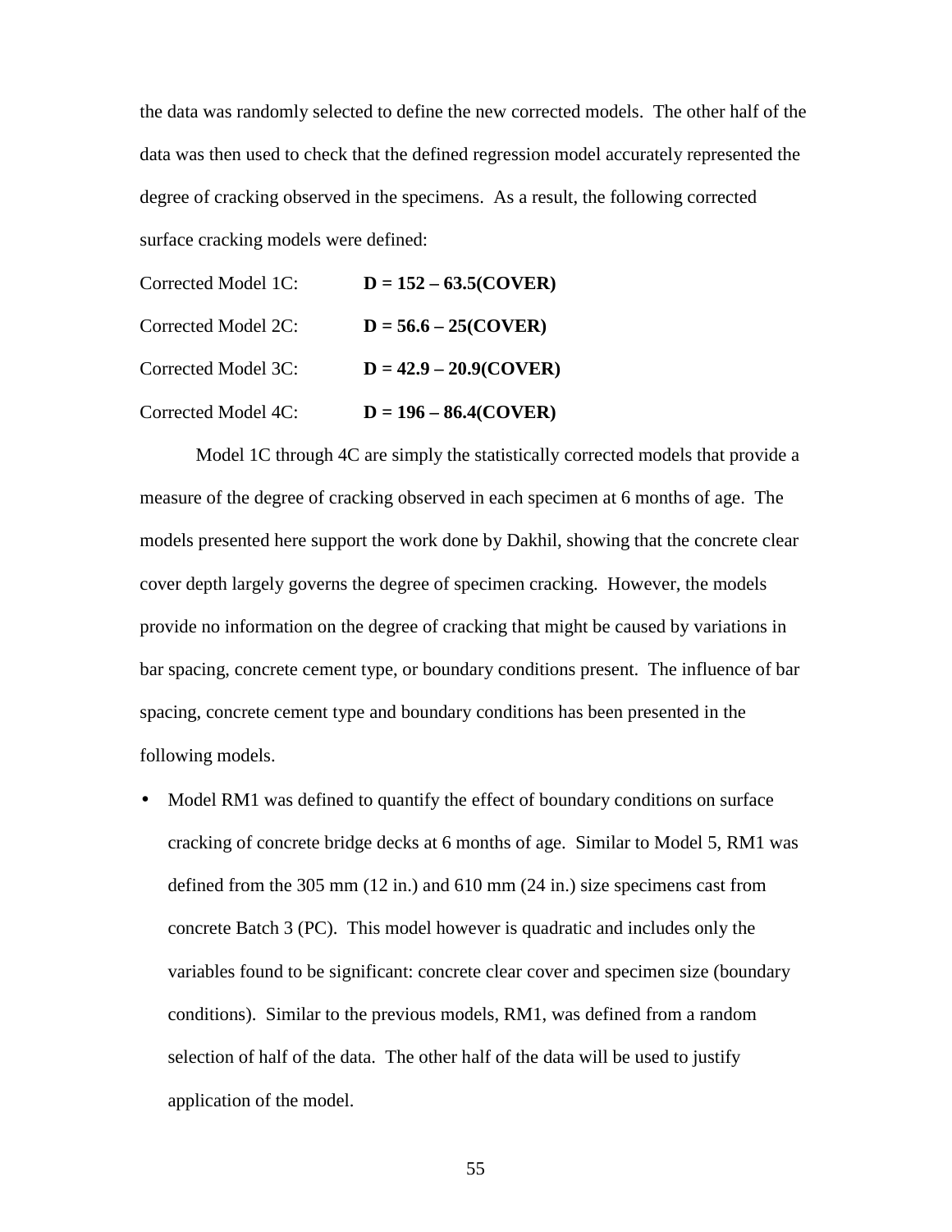the data was randomly selected to define the new corrected models. The other half of the data was then used to check that the defined regression model accurately represented the degree of cracking observed in the specimens. As a result, the following corrected surface cracking models were defined:

Corrected Model 1C: **D = 152 – 63.5(COVER)**

Corrected Model 2C: **D = 56.6 – 25(COVER)**

Corrected Model 3C: **D = 42.9 – 20.9(COVER)**

Corrected Model 4C: **D = 196 – 86.4(COVER)**

Model 1C through 4C are simply the statistically corrected models that provide a measure of the degree of cracking observed in each specimen at 6 months of age. The models presented here support the work done by Dakhil, showing that the concrete clear cover depth largely governs the degree of specimen cracking. However, the models provide no information on the degree of cracking that might be caused by variations in bar spacing, concrete cement type, or boundary conditions present. The influence of bar spacing, concrete cement type and boundary conditions has been presented in the following models.

- Model RM1 was defined to quantify the effect of boundary conditions on surface cracking of concrete bridge decks at 6 months of age. Similar to Model 5, RM1 was defined from the 305 mm (12 in.) and 610 mm (24 in.) size specimens cast from concrete Batch 3 (PC). This model however is quadratic and includes only the variables found to be significant: concrete clear cover and specimen size (boundary conditions). Similar to the previous models, RM1, was defined from a random selection of half of the data. The other half of the data will be used to justify application of the model.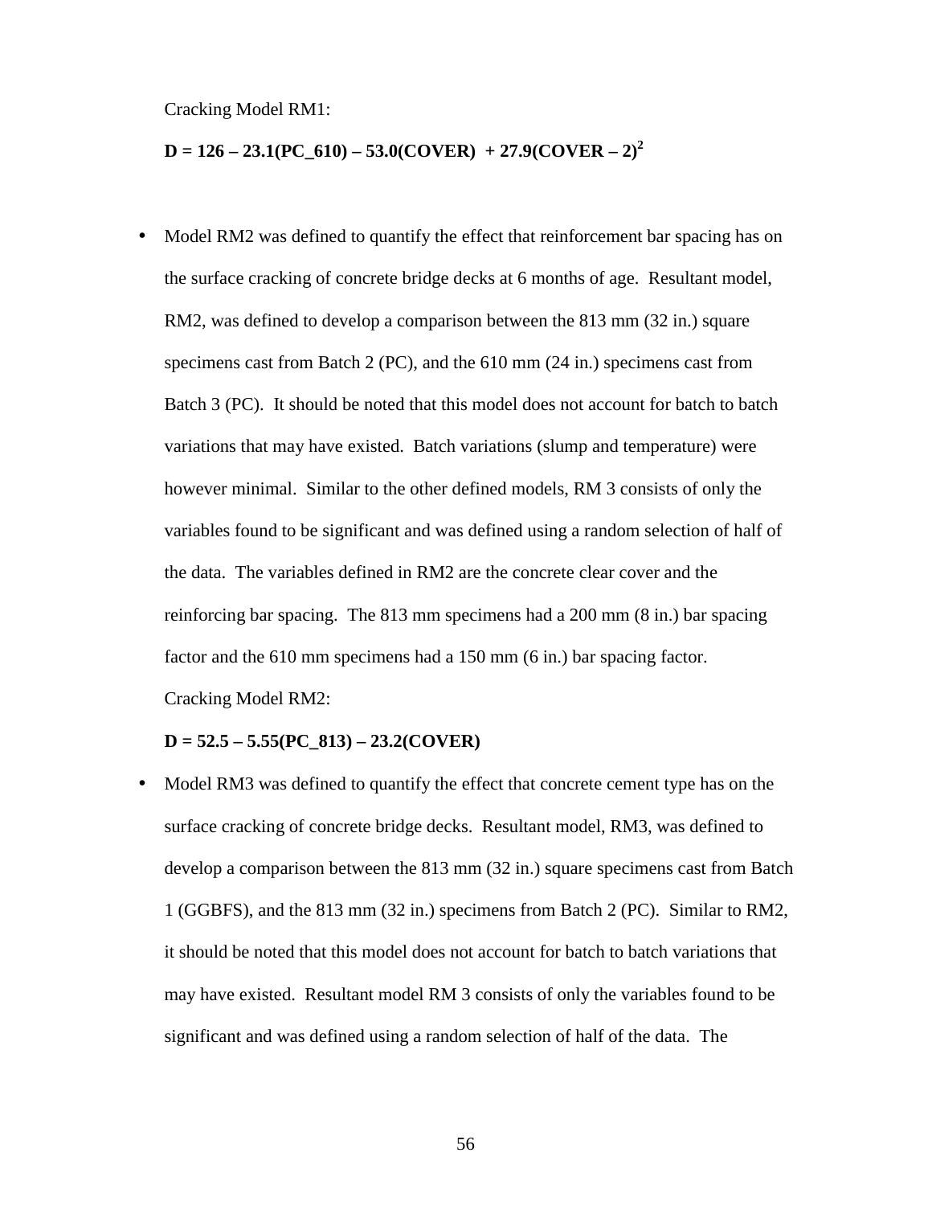Cracking Model RM1:

$$\mathbf{D = 126 - 23.1(PC\_610) - 53.0(COVER) + 27.9(COVER - 2)^2}$$

- Model RM2 was defined to quantify the effect that reinforcement bar spacing has on the surface cracking of concrete bridge decks at 6 months of age. Resultant model, RM2, was defined to develop a comparison between the 813 mm (32 in.) square specimens cast from Batch 2 (PC), and the 610 mm (24 in.) specimens cast from Batch 3 (PC). It should be noted that this model does not account for batch to batch variations that may have existed. Batch variations (slump and temperature) were however minimal. Similar to the other defined models, RM 3 consists of only the variables found to be significant and was defined using a random selection of half of the data. The variables defined in RM2 are the concrete clear cover and the reinforcing bar spacing. The 813 mm specimens had a 200 mm (8 in.) bar spacing factor and the 610 mm specimens had a 150 mm (6 in.) bar spacing factor.

  Cracking Model RM2:

  $$\mathbf{D = 52.5 - 5.55(PC\_813) - 23.2(COVER)}$$

- Model RM3 was defined to quantify the effect that concrete cement type has on the surface cracking of concrete bridge decks. Resultant model, RM3, was defined to develop a comparison between the 813 mm (32 in.) square specimens cast from Batch 1 (GGBFS), and the 813 mm (32 in.) specimens from Batch 2 (PC). Similar to RM2, it should be noted that this model does not account for batch to batch variations that may have existed. Resultant model RM 3 consists of only the variables found to be significant and was defined using a random selection of half of the data. The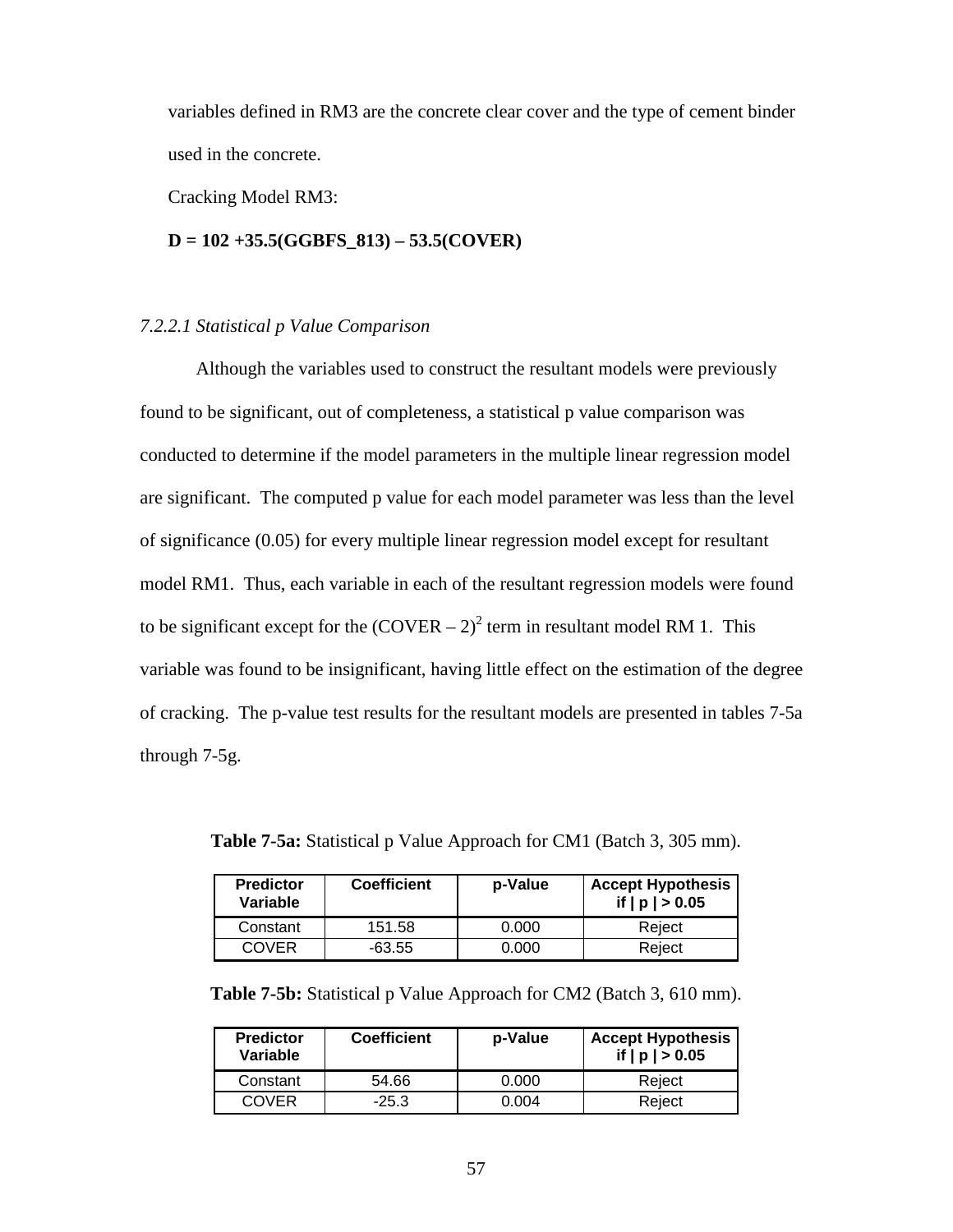variables defined in RM3 are the concrete clear cover and the type of cement binder used in the concrete.

Cracking Model RM3:

**D = 102 +35.5(GGBFS_813) – 53.5(COVER)**

*7.2.2.1 Statistical p Value Comparison*

Although the variables used to construct the resultant models were previously found to be significant, out of completeness, a statistical p value comparison was conducted to determine if the model parameters in the multiple linear regression model are significant. The computed p value for each model parameter was less than the level of significance (0.05) for every multiple linear regression model except for resultant model RM1. Thus, each variable in each of the resultant regression models were found to be significant except for the $(COVER - 2)^2$ term in resultant model RM 1. This variable was found to be insignificant, having little effect on the estimation of the degree of cracking. The p-value test results for the resultant models are presented in tables 7-5a through 7-5g.

**Table 7-5a:** Statistical p Value Approach for CM1 (Batch 3, 305 mm).

| Predictor Variable | Coefficient | p-Value | Accept Hypothesis if \| p \| > 0.05 |
|---|---|---|---|
| Constant | 151.58 | 0.000 | Reject |
| COVER | -63.55 | 0.000 | Reject |

**Table 7-5b:** Statistical p Value Approach for CM2 (Batch 3, 610 mm).

| Predictor Variable | Coefficient | p-Value | Accept Hypothesis if \| p \| > 0.05 |
|---|---|---|---|
| Constant | 54.66 | 0.000 | Reject |
| COVER | -25.3 | 0.004 | Reject |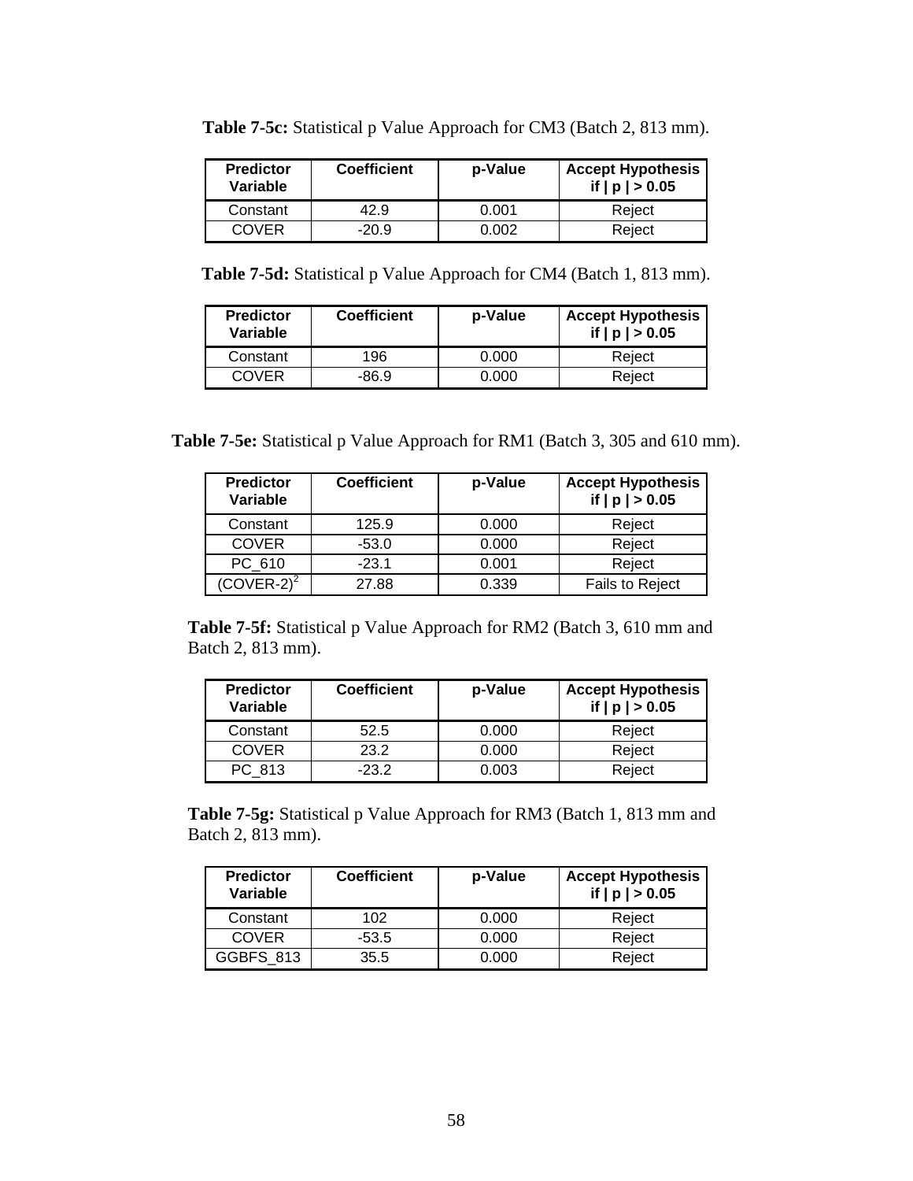**Table 7-5c:** Statistical p Value Approach for CM3 (Batch 2, 813 mm).

| Predictor Variable | Coefficient | p-Value | Accept Hypothesis if \| p \| > 0.05 |
|---|---|---|---|
| Constant | 42.9 | 0.001 | Reject |
| COVER | -20.9 | 0.002 | Reject |

**Table 7-5d:** Statistical p Value Approach for CM4 (Batch 1, 813 mm).

| Predictor Variable | Coefficient | p-Value | Accept Hypothesis if \| p \| > 0.05 |
|---|---|---|---|
| Constant | 196 | 0.000 | Reject |
| COVER | -86.9 | 0.000 | Reject |

**Table 7-5e:** Statistical p Value Approach for RM1 (Batch 3, 305 and 610 mm).

| Predictor Variable | Coefficient | p-Value | Accept Hypothesis if \| p \| > 0.05 |
|---|---|---|---|
| Constant | 125.9 | 0.000 | Reject |
| COVER | -53.0 | 0.000 | Reject |
| PC_610 | -23.1 | 0.001 | Reject |
| $(COVER-2)^2$ | 27.88 | 0.339 | Fails to Reject |

**Table 7-5f:** Statistical p Value Approach for RM2 (Batch 3, 610 mm and Batch 2, 813 mm).

| Predictor Variable | Coefficient | p-Value | Accept Hypothesis if \| p \| > 0.05 |
|---|---|---|---|
| Constant | 52.5 | 0.000 | Reject |
| COVER | 23.2 | 0.000 | Reject |
| PC_813 | -23.2 | 0.003 | Reject |

**Table 7-5g:** Statistical p Value Approach for RM3 (Batch 1, 813 mm and Batch 2, 813 mm).

| Predictor Variable | Coefficient | p-Value | Accept Hypothesis if \| p \| > 0.05 |
|---|---|---|---|
| Constant | 102 | 0.000 | Reject |
| COVER | -53.5 | 0.000 | Reject |
| GGBFS_813 | 35.5 | 0.000 | Reject |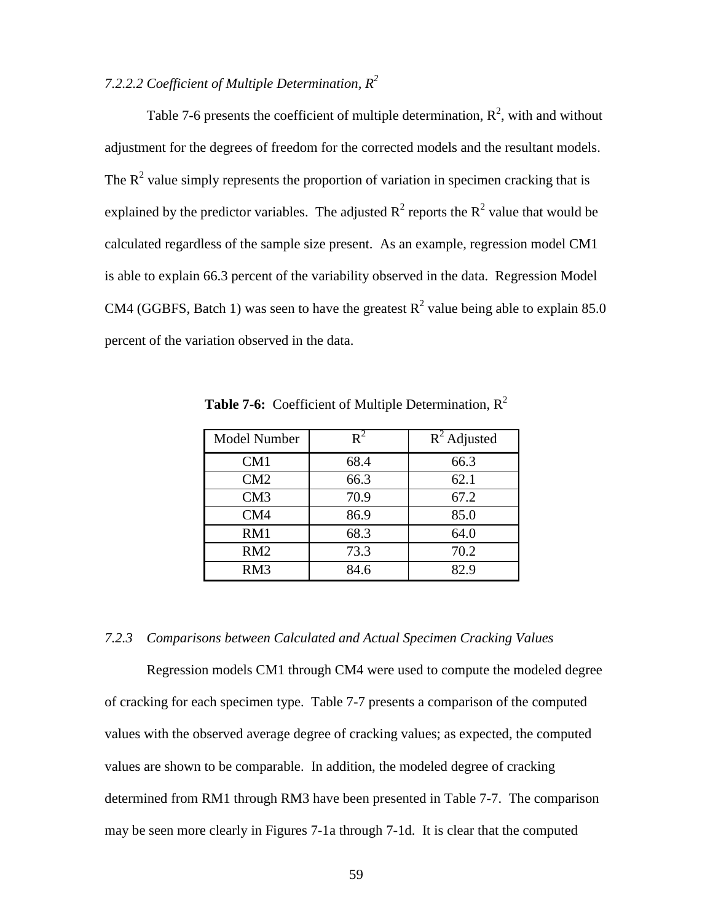#### *7.2.2.2 Coefficient of Multiple Determination, $R^2$*

Table 7-6 presents the coefficient of multiple determination, $R^2$, with and without adjustment for the degrees of freedom for the corrected models and the resultant models. The $R^2$ value simply represents the proportion of variation in specimen cracking that is explained by the predictor variables. The adjusted $R^2$ reports the $R^2$ value that would be calculated regardless of the sample size present. As an example, regression model CM1 is able to explain 66.3 percent of the variability observed in the data. Regression Model CM4 (GGBFS, Batch 1) was seen to have the greatest $R^2$ value being able to explain 85.0 percent of the variation observed in the data.

**Table 7-6:** Coefficient of Multiple Determination, $R^2$

| Model Number | $R^2$ | $R^2$ Adjusted |
|---|---|---|
| CM1 | 68.4 | 66.3 |
| CM2 | 66.3 | 62.1 |
| CM3 | 70.9 | 67.2 |
| CM4 | 86.9 | 85.0 |
| RM1 | 68.3 | 64.0 |
| RM2 | 73.3 | 70.2 |
| RM3 | 84.6 | 82.9 |

### *7.2.3 Comparisons between Calculated and Actual Specimen Cracking Values*

Regression models CM1 through CM4 were used to compute the modeled degree of cracking for each specimen type. Table 7-7 presents a comparison of the computed values with the observed average degree of cracking values; as expected, the computed values are shown to be comparable. In addition, the modeled degree of cracking determined from RM1 through RM3 have been presented in Table 7-7. The comparison may be seen more clearly in Figures 7-1a through 7-1d. It is clear that the computed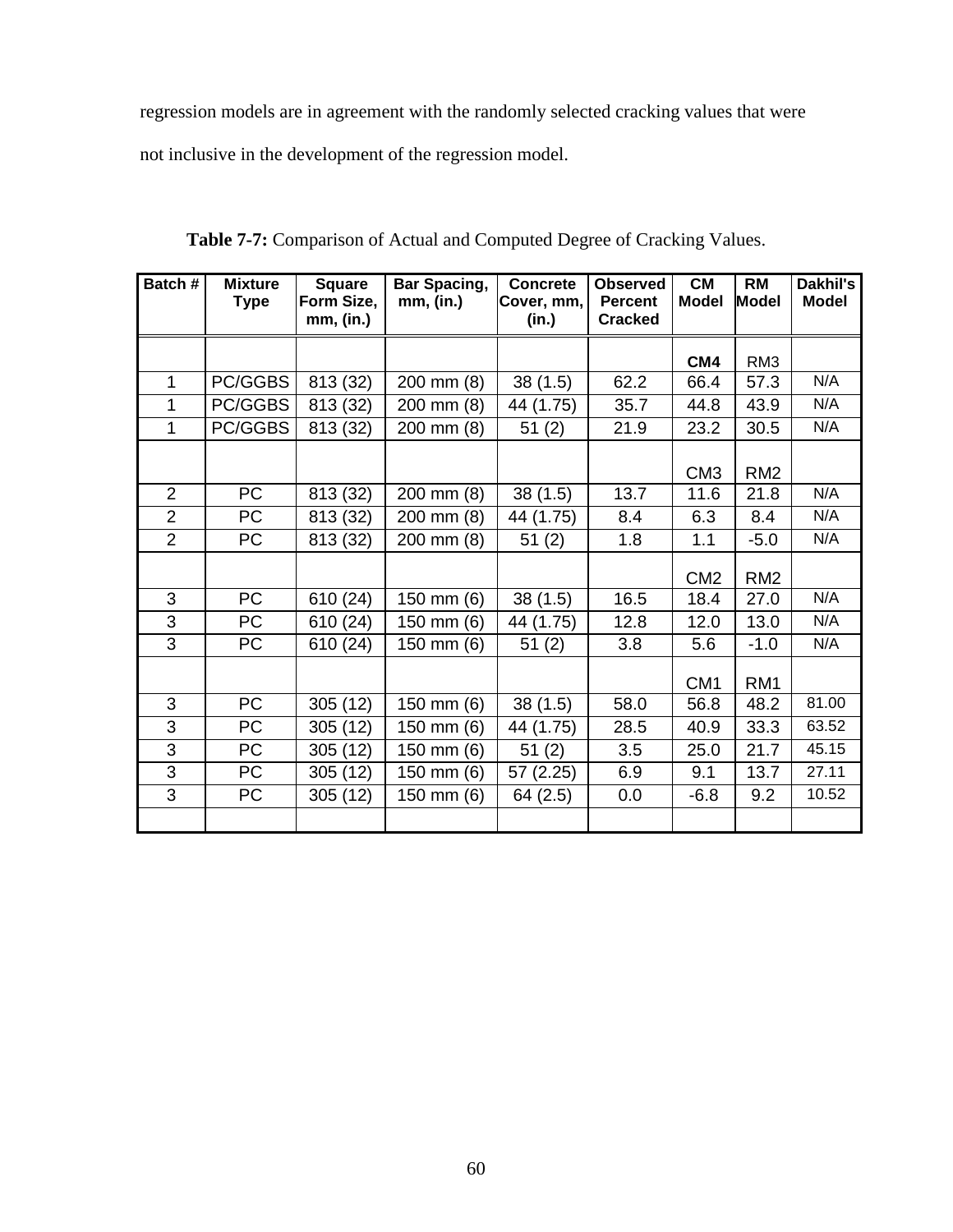regression models are in agreement with the randomly selected cracking values that were not inclusive in the development of the regression model.

**Table 7-7:** Comparison of Actual and Computed Degree of Cracking Values.

| Batch # | Mixture Type | Square Form Size, mm, (in.) | Bar Spacing, mm, (in.) | Concrete Cover, mm, (in.) | Observed Percent Cracked | CM Model | RM Model | Dakhil's Model |
|---|---|---|---|---|---|---|---|---|
| | | | | | | **CM4** | RM3 | |
| 1 | PC/GGBS | 813 (32) | 200 mm (8) | 38 (1.5) | 62.2 | 66.4 | 57.3 | N/A |
| 1 | PC/GGBS | 813 (32) | 200 mm (8) | 44 (1.75) | 35.7 | 44.8 | 43.9 | N/A |
| 1 | PC/GGBS | 813 (32) | 200 mm (8) | 51 (2) | 21.9 | 23.2 | 30.5 | N/A |
| | | | | | | CM3 | RM2 | |
| 2 | PC | 813 (32) | 200 mm (8) | 38 (1.5) | 13.7 | 11.6 | 21.8 | N/A |
| 2 | PC | 813 (32) | 200 mm (8) | 44 (1.75) | 8.4 | 6.3 | 8.4 | N/A |
| 2 | PC | 813 (32) | 200 mm (8) | 51 (2) | 1.8 | 1.1 | -5.0 | N/A |
| | | | | | | CM2 | RM2 | |
| 3 | PC | 610 (24) | 150 mm (6) | 38 (1.5) | 16.5 | 18.4 | 27.0 | N/A |
| 3 | PC | 610 (24) | 150 mm (6) | 44 (1.75) | 12.8 | 12.0 | 13.0 | N/A |
| 3 | PC | 610 (24) | 150 mm (6) | 51 (2) | 3.8 | 5.6 | -1.0 | N/A |
| | | | | | | CM1 | RM1 | |
| 3 | PC | 305 (12) | 150 mm (6) | 38 (1.5) | 58.0 | 56.8 | 48.2 | 81.00 |
| 3 | PC | 305 (12) | 150 mm (6) | 44 (1.75) | 28.5 | 40.9 | 33.3 | 63.52 |
| 3 | PC | 305 (12) | 150 mm (6) | 51 (2) | 3.5 | 25.0 | 21.7 | 45.15 |
| 3 | PC | 305 (12) | 150 mm (6) | 57 (2.25) | 6.9 | 9.1 | 13.7 | 27.11 |
| 3 | PC | 305 (12) | 150 mm (6) | 64 (2.5) | 0.0 | -6.8 | 9.2 | 10.52 |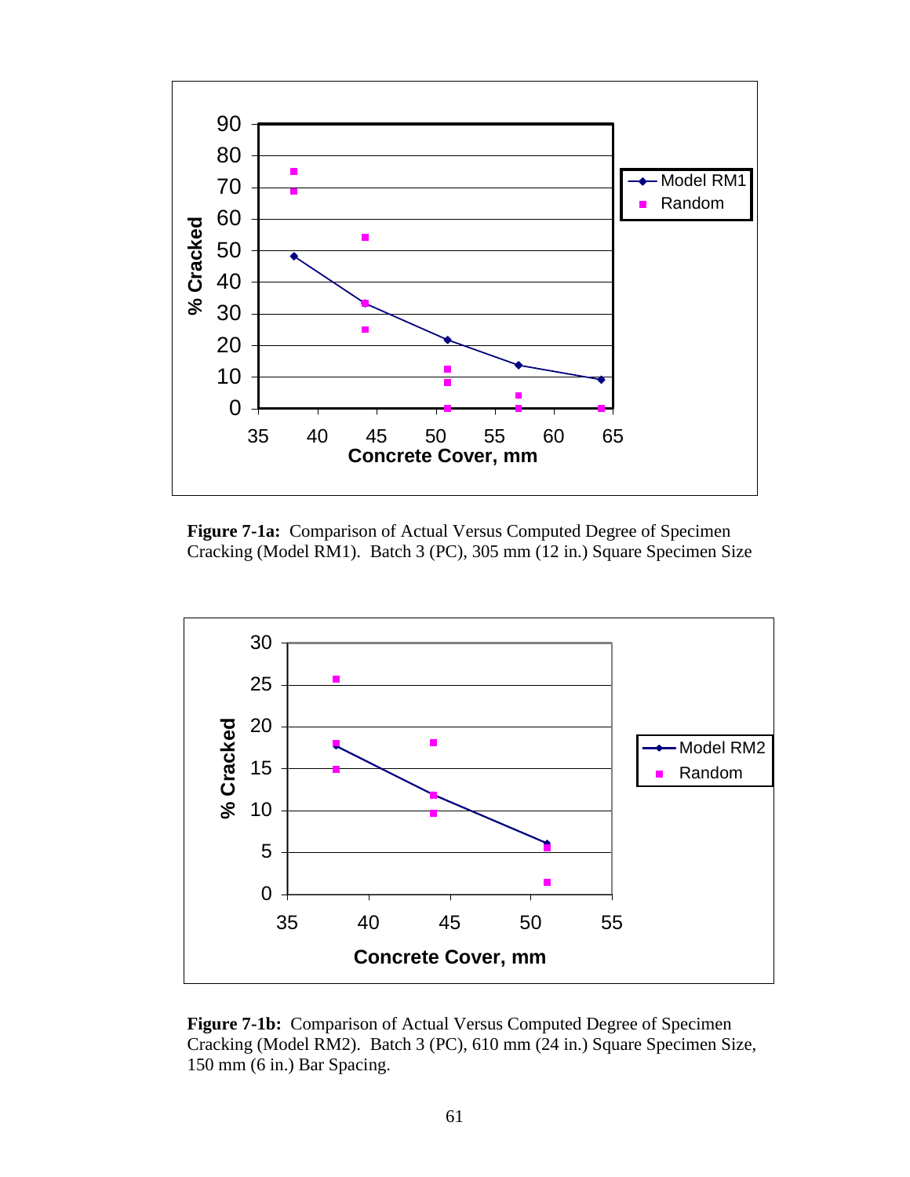**Figure 7-1a:** Comparison of Actual Versus Computed Degree of Specimen Cracking (Model RM1). Batch 3 (PC), 305 mm (12 in.) Square Specimen Size

**Figure 7-1b:** Comparison of Actual Versus Computed Degree of Specimen Cracking (Model RM2). Batch 3 (PC), 610 mm (24 in.) Square Specimen Size, 150 mm (6 in.) Bar Spacing.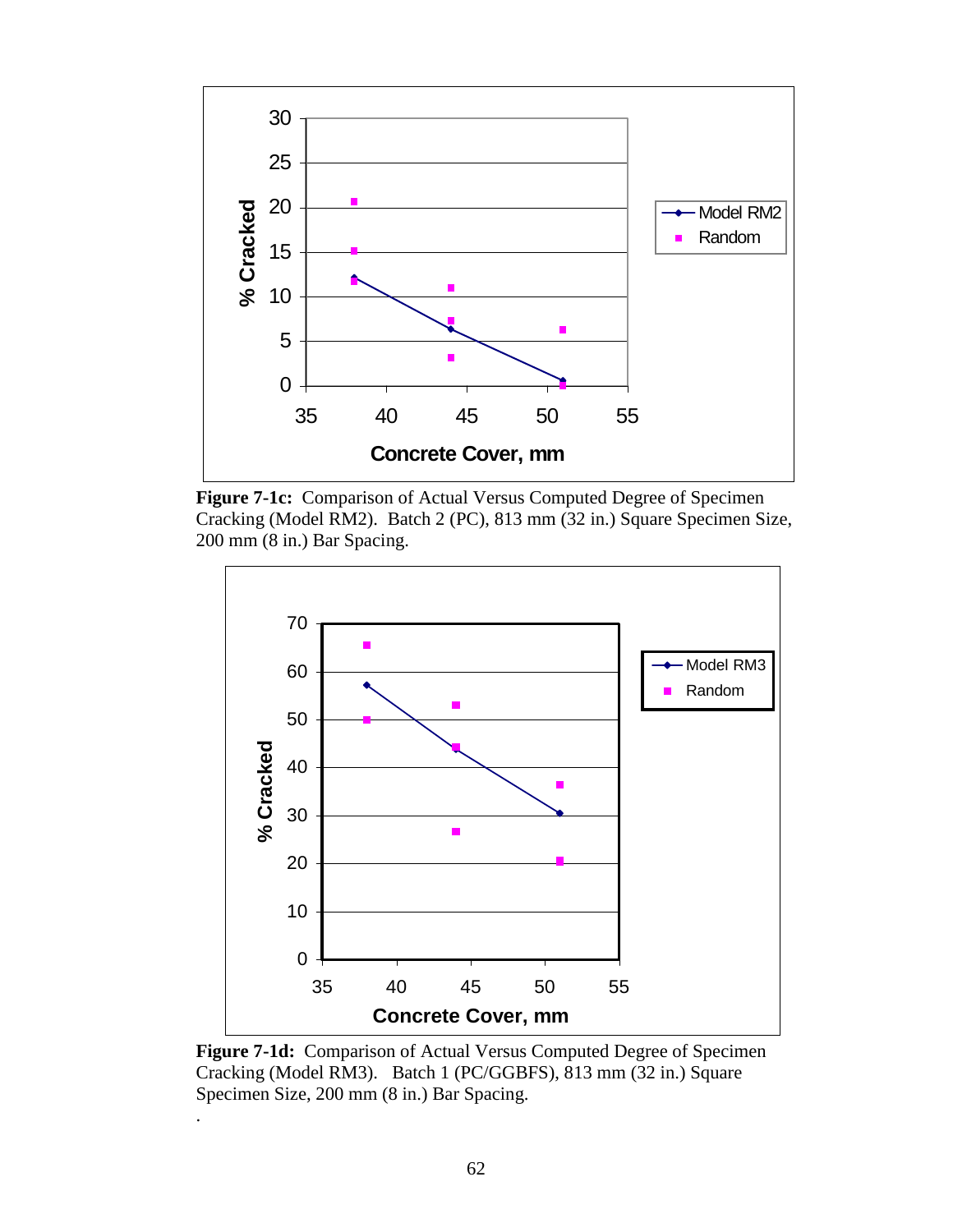**Figure 7-1c:** Comparison of Actual Versus Computed Degree of Specimen Cracking (Model RM2). Batch 2 (PC), 813 mm (32 in.) Square Specimen Size, 200 mm (8 in.) Bar Spacing.

**Figure 7-1d:** Comparison of Actual Versus Computed Degree of Specimen Cracking (Model RM3). Batch 1 (PC/GGBFS), 813 mm (32 in.) Square Specimen Size, 200 mm (8 in.) Bar Spacing.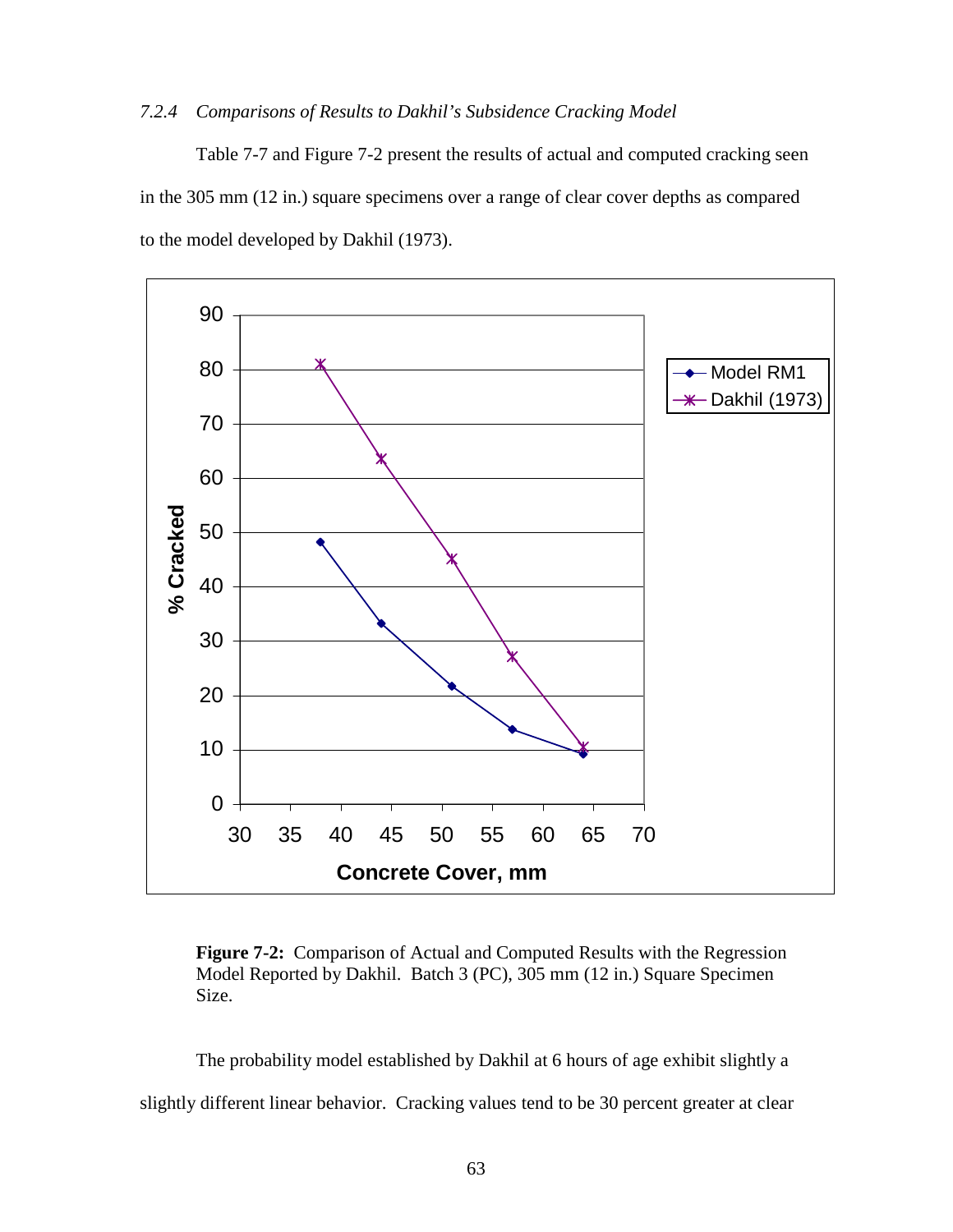#### *7.2.4 Comparisons of Results to Dakhil's Subsidence Cracking Model*

Table 7-7 and Figure 7-2 present the results of actual and computed cracking seen in the 305 mm (12 in.) square specimens over a range of clear cover depths as compared to the model developed by Dakhil (1973).

**Figure 7-2:** Comparison of Actual and Computed Results with the Regression Model Reported by Dakhil. Batch 3 (PC), 305 mm (12 in.) Square Specimen Size.

The probability model established by Dakhil at 6 hours of age exhibit slightly a slightly different linear behavior. Cracking values tend to be 30 percent greater at clear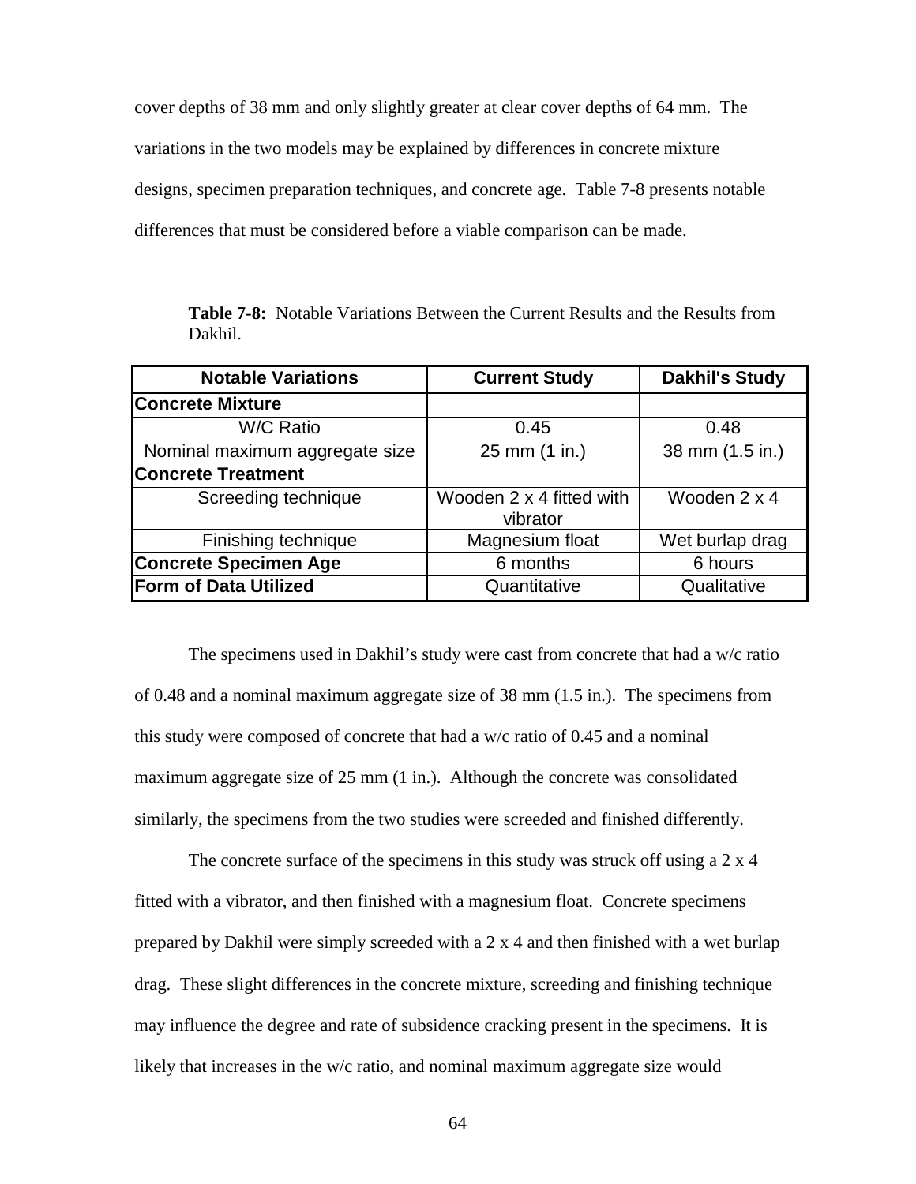cover depths of 38 mm and only slightly greater at clear cover depths of 64 mm. The variations in the two models may be explained by differences in concrete mixture designs, specimen preparation techniques, and concrete age. Table 7-8 presents notable differences that must be considered before a viable comparison can be made.

**Table 7-8:** Notable Variations Between the Current Results and the Results from Dakhil.

| Notable Variations | Current Study | Dakhil's Study |
|---|---|---|
| **Concrete Mixture** | | |
| W/C Ratio | 0.45 | 0.48 |
| Nominal maximum aggregate size | 25 mm (1 in.) | 38 mm (1.5 in.) |
| **Concrete Treatment** | | |
| Screeding technique | Wooden 2 x 4 fitted with vibrator | Wooden 2 x 4 |
| Finishing technique | Magnesium float | Wet burlap drag |
| **Concrete Specimen Age** | 6 months | 6 hours |
| **Form of Data Utilized** | Quantitative | Qualitative |

The specimens used in Dakhil's study were cast from concrete that had a w/c ratio of 0.48 and a nominal maximum aggregate size of 38 mm (1.5 in.). The specimens from this study were composed of concrete that had a w/c ratio of 0.45 and a nominal maximum aggregate size of 25 mm (1 in.). Although the concrete was consolidated similarly, the specimens from the two studies were screeded and finished differently.

The concrete surface of the specimens in this study was struck off using a 2 x 4 fitted with a vibrator, and then finished with a magnesium float. Concrete specimens prepared by Dakhil were simply screeded with a 2 x 4 and then finished with a wet burlap drag. These slight differences in the concrete mixture, screeding and finishing technique may influence the degree and rate of subsidence cracking present in the specimens. It is likely that increases in the w/c ratio, and nominal maximum aggregate size would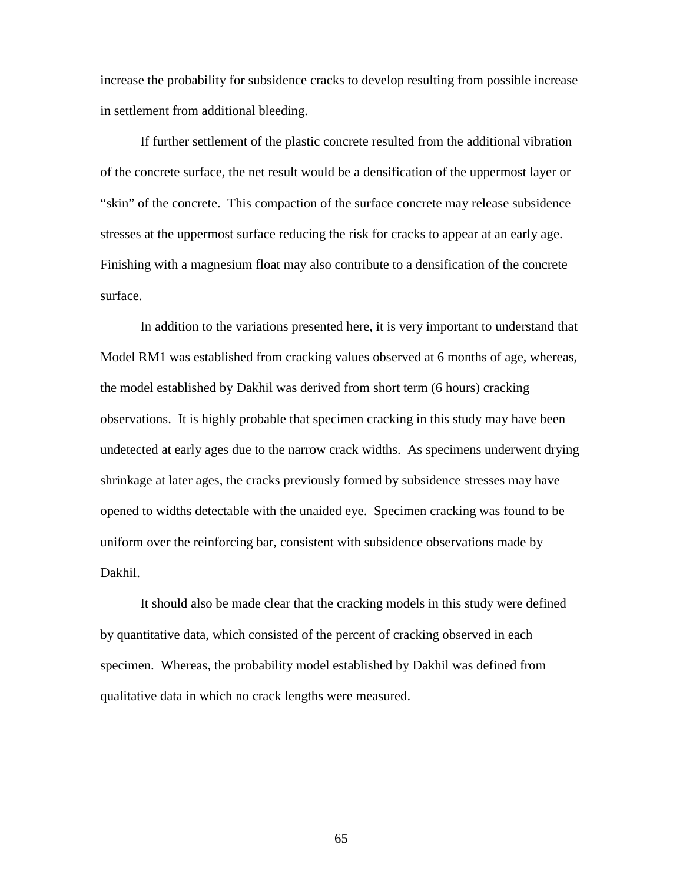increase the probability for subsidence cracks to develop resulting from possible increase in settlement from additional bleeding.

If further settlement of the plastic concrete resulted from the additional vibration of the concrete surface, the net result would be a densification of the uppermost layer or "skin" of the concrete. This compaction of the surface concrete may release subsidence stresses at the uppermost surface reducing the risk for cracks to appear at an early age. Finishing with a magnesium float may also contribute to a densification of the concrete surface.

In addition to the variations presented here, it is very important to understand that Model RM1 was established from cracking values observed at 6 months of age, whereas, the model established by Dakhil was derived from short term (6 hours) cracking observations. It is highly probable that specimen cracking in this study may have been undetected at early ages due to the narrow crack widths. As specimens underwent drying shrinkage at later ages, the cracks previously formed by subsidence stresses may have opened to widths detectable with the unaided eye. Specimen cracking was found to be uniform over the reinforcing bar, consistent with subsidence observations made by Dakhil.

It should also be made clear that the cracking models in this study were defined by quantitative data, which consisted of the percent of cracking observed in each specimen. Whereas, the probability model established by Dakhil was defined from qualitative data in which no crack lengths were measured.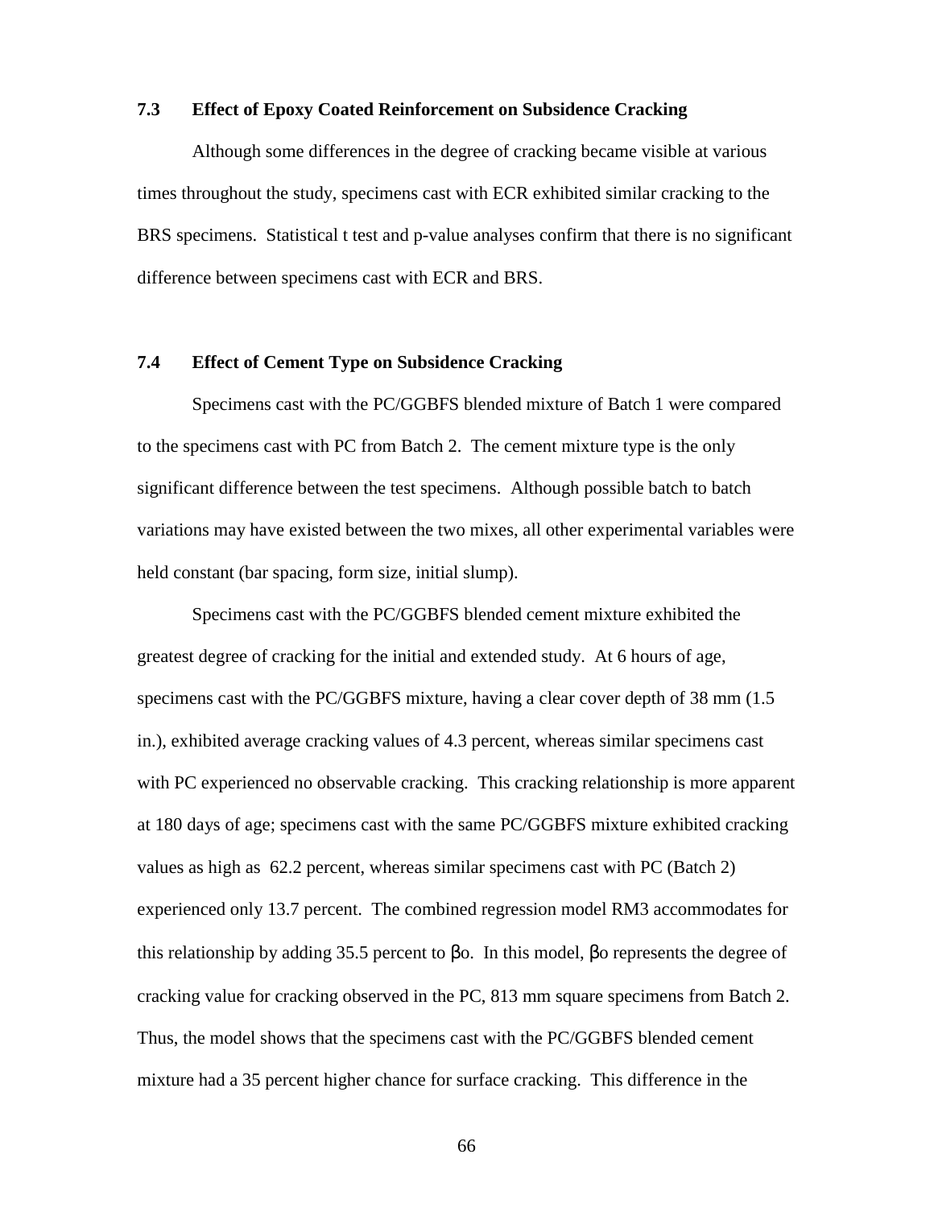### 7.3 Effect of Epoxy Coated Reinforcement on Subsidence Cracking

Although some differences in the degree of cracking became visible at various times throughout the study, specimens cast with ECR exhibited similar cracking to the BRS specimens. Statistical t test and p-value analyses confirm that there is no significant difference between specimens cast with ECR and BRS.

### 7.4 Effect of Cement Type on Subsidence Cracking

Specimens cast with the PC/GGBFS blended mixture of Batch 1 were compared to the specimens cast with PC from Batch 2. The cement mixture type is the only significant difference between the test specimens. Although possible batch to batch variations may have existed between the two mixes, all other experimental variables were held constant (bar spacing, form size, initial slump).

Specimens cast with the PC/GGBFS blended cement mixture exhibited the greatest degree of cracking for the initial and extended study. At 6 hours of age, specimens cast with the PC/GGBFS mixture, having a clear cover depth of 38 mm (1.5 in.), exhibited average cracking values of 4.3 percent, whereas similar specimens cast with PC experienced no observable cracking. This cracking relationship is more apparent at 180 days of age; specimens cast with the same PC/GGBFS mixture exhibited cracking values as high as 62.2 percent, whereas similar specimens cast with PC (Batch 2) experienced only 13.7 percent. The combined regression model RM3 accommodates for this relationship by adding 35.5 percent to $\beta_o$. In this model, $\beta_o$ represents the degree of cracking value for cracking observed in the PC, 813 mm square specimens from Batch 2. Thus, the model shows that the specimens cast with the PC/GGBFS blended cement mixture had a 35 percent higher chance for surface cracking. This difference in the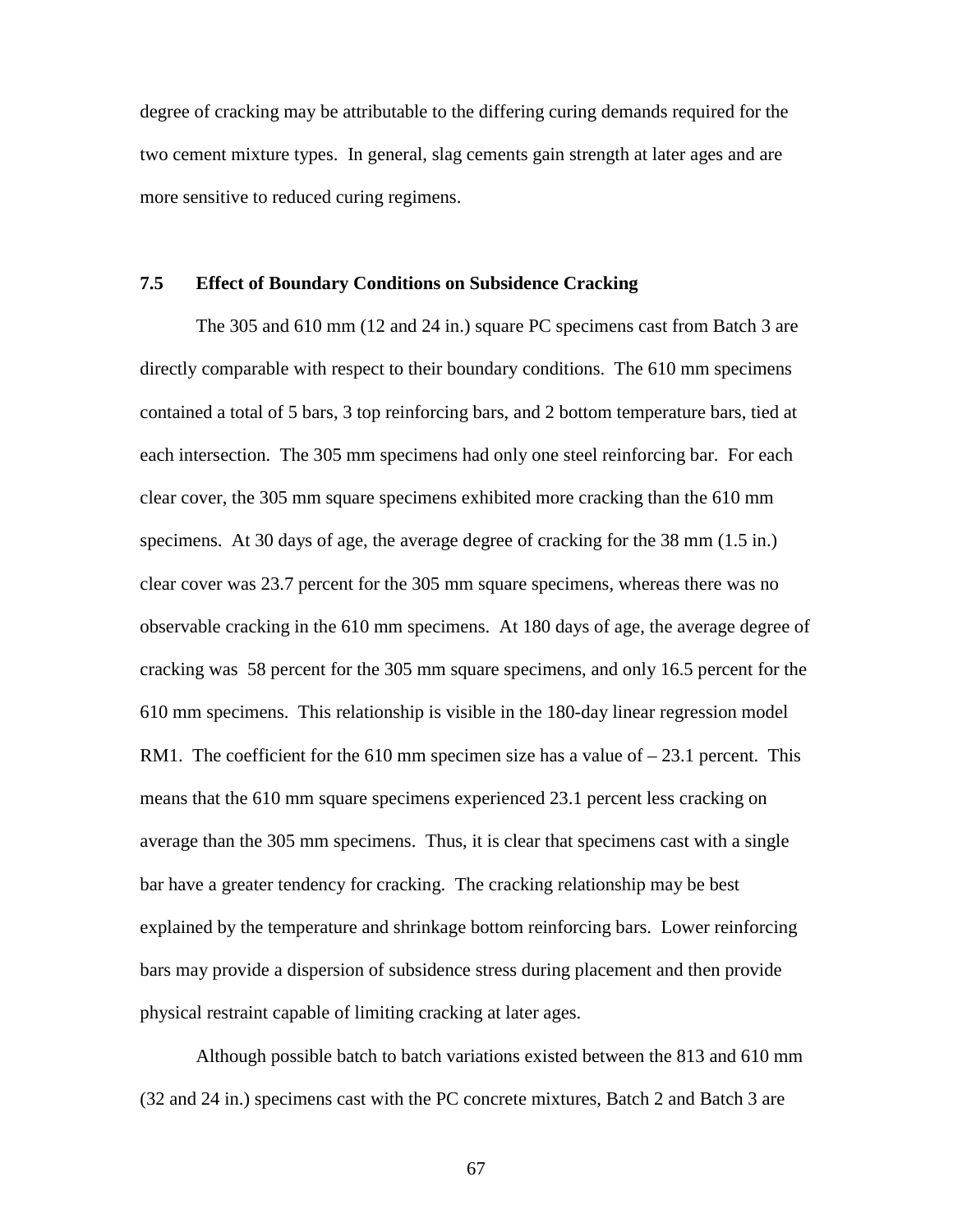degree of cracking may be attributable to the differing curing demands required for the two cement mixture types. In general, slag cements gain strength at later ages and are more sensitive to reduced curing regimens.

### 7.5 Effect of Boundary Conditions on Subsidence Cracking

The 305 and 610 mm (12 and 24 in.) square PC specimens cast from Batch 3 are directly comparable with respect to their boundary conditions. The 610 mm specimens contained a total of 5 bars, 3 top reinforcing bars, and 2 bottom temperature bars, tied at each intersection. The 305 mm specimens had only one steel reinforcing bar. For each clear cover, the 305 mm square specimens exhibited more cracking than the 610 mm specimens. At 30 days of age, the average degree of cracking for the 38 mm (1.5 in.) clear cover was 23.7 percent for the 305 mm square specimens, whereas there was no observable cracking in the 610 mm specimens. At 180 days of age, the average degree of cracking was 58 percent for the 305 mm square specimens, and only 16.5 percent for the 610 mm specimens. This relationship is visible in the 180-day linear regression model RM1. The coefficient for the 610 mm specimen size has a value of – 23.1 percent. This means that the 610 mm square specimens experienced 23.1 percent less cracking on average than the 305 mm specimens. Thus, it is clear that specimens cast with a single bar have a greater tendency for cracking. The cracking relationship may be best explained by the temperature and shrinkage bottom reinforcing bars. Lower reinforcing bars may provide a dispersion of subsidence stress during placement and then provide physical restraint capable of limiting cracking at later ages.

Although possible batch to batch variations existed between the 813 and 610 mm (32 and 24 in.) specimens cast with the PC concrete mixtures, Batch 2 and Batch 3 are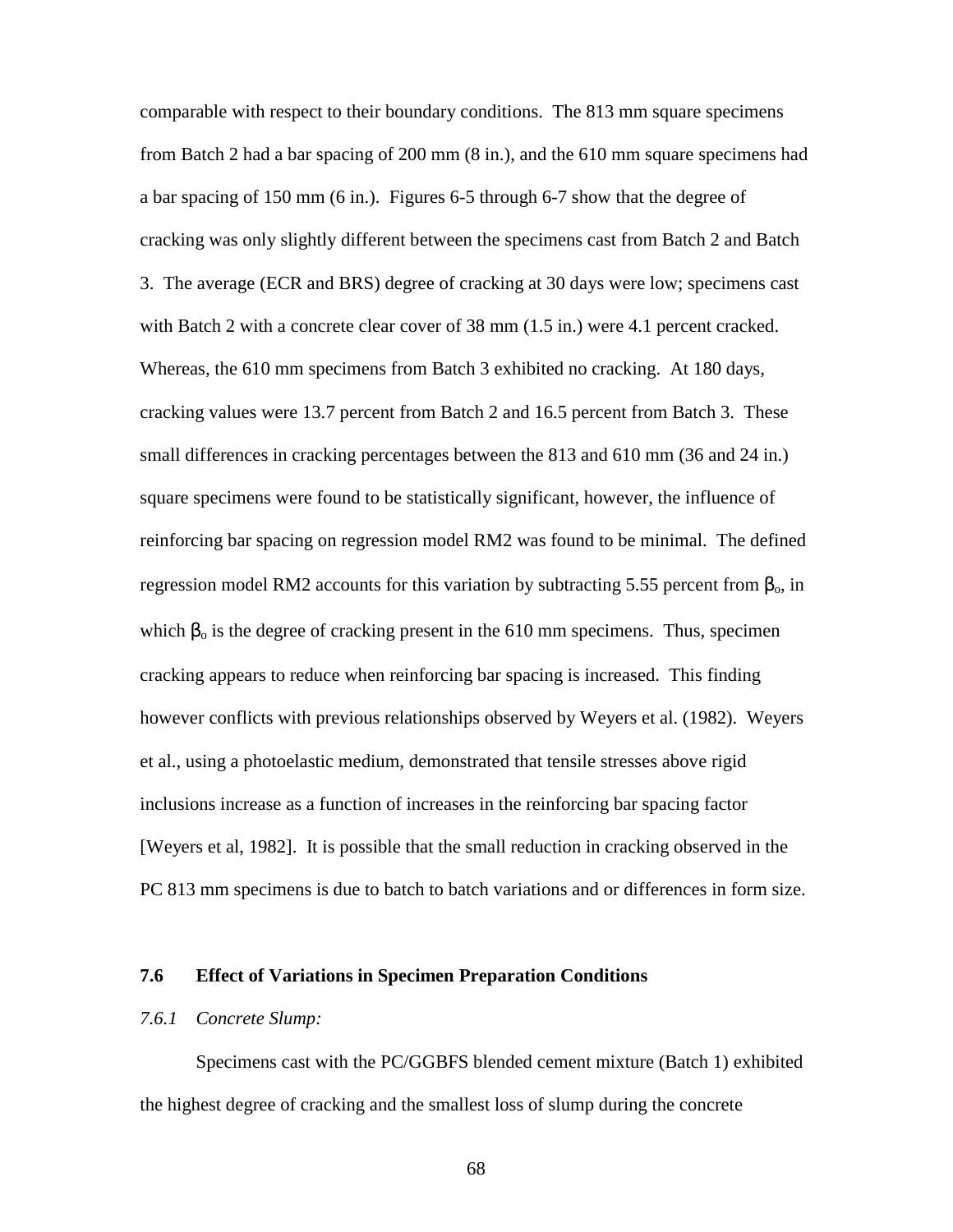comparable with respect to their boundary conditions. The 813 mm square specimens from Batch 2 had a bar spacing of 200 mm (8 in.), and the 610 mm square specimens had a bar spacing of 150 mm (6 in.). Figures 6-5 through 6-7 show that the degree of cracking was only slightly different between the specimens cast from Batch 2 and Batch 3. The average (ECR and BRS) degree of cracking at 30 days were low; specimens cast with Batch 2 with a concrete clear cover of 38 mm (1.5 in.) were 4.1 percent cracked. Whereas, the 610 mm specimens from Batch 3 exhibited no cracking. At 180 days, cracking values were 13.7 percent from Batch 2 and 16.5 percent from Batch 3. These small differences in cracking percentages between the 813 and 610 mm (36 and 24 in.) square specimens were found to be statistically significant, however, the influence of reinforcing bar spacing on regression model RM2 was found to be minimal. The defined regression model RM2 accounts for this variation by subtracting 5.55 percent from $\beta_o$, in which $\beta_o$ is the degree of cracking present in the 610 mm specimens. Thus, specimen cracking appears to reduce when reinforcing bar spacing is increased. This finding however conflicts with previous relationships observed by Weyers et al. (1982). Weyers et al., using a photoelastic medium, demonstrated that tensile stresses above rigid inclusions increase as a function of increases in the reinforcing bar spacing factor [Weyers et al, 1982]. It is possible that the small reduction in cracking observed in the PC 813 mm specimens is due to batch to batch variations and or differences in form size.

### 7.6 Effect of Variations in Specimen Preparation Conditions

#### *7.6.1 Concrete Slump:*

Specimens cast with the PC/GGBFS blended cement mixture (Batch 1) exhibited the highest degree of cracking and the smallest loss of slump during the concrete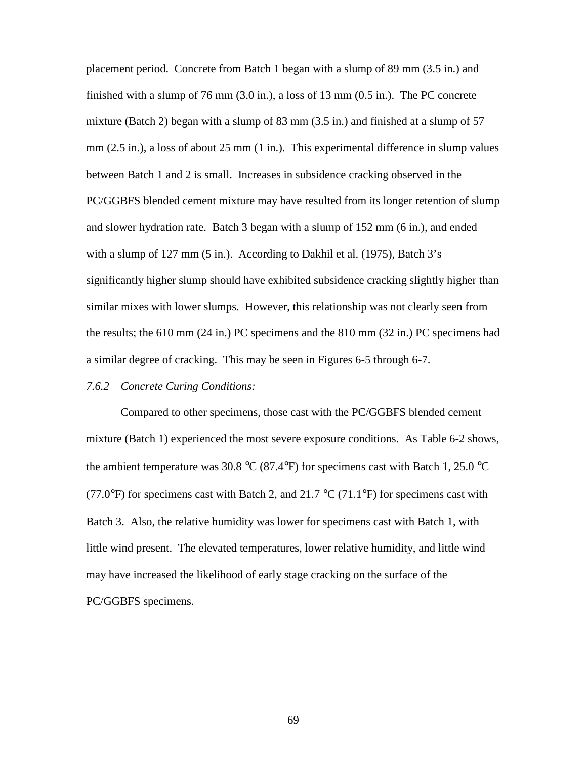placement period. Concrete from Batch 1 began with a slump of 89 mm (3.5 in.) and finished with a slump of 76 mm (3.0 in.), a loss of 13 mm (0.5 in.). The PC concrete mixture (Batch 2) began with a slump of 83 mm (3.5 in.) and finished at a slump of 57 mm (2.5 in.), a loss of about 25 mm (1 in.). This experimental difference in slump values between Batch 1 and 2 is small. Increases in subsidence cracking observed in the PC/GGBFS blended cement mixture may have resulted from its longer retention of slump and slower hydration rate. Batch 3 began with a slump of 152 mm (6 in.), and ended with a slump of 127 mm (5 in.). According to Dakhil et al. (1975), Batch 3's significantly higher slump should have exhibited subsidence cracking slightly higher than similar mixes with lower slumps. However, this relationship was not clearly seen from the results; the 610 mm (24 in.) PC specimens and the 810 mm (32 in.) PC specimens had a similar degree of cracking. This may be seen in Figures 6-5 through 6-7.

*7.6.2 Concrete Curing Conditions:*

Compared to other specimens, those cast with the PC/GGBFS blended cement mixture (Batch 1) experienced the most severe exposure conditions. As Table 6-2 shows, the ambient temperature was 30.8 °C (87.4°F) for specimens cast with Batch 1, 25.0 °C (77.0°F) for specimens cast with Batch 2, and 21.7 °C (71.1°F) for specimens cast with Batch 3. Also, the relative humidity was lower for specimens cast with Batch 1, with little wind present. The elevated temperatures, lower relative humidity, and little wind may have increased the likelihood of early stage cracking on the surface of the PC/GGBFS specimens.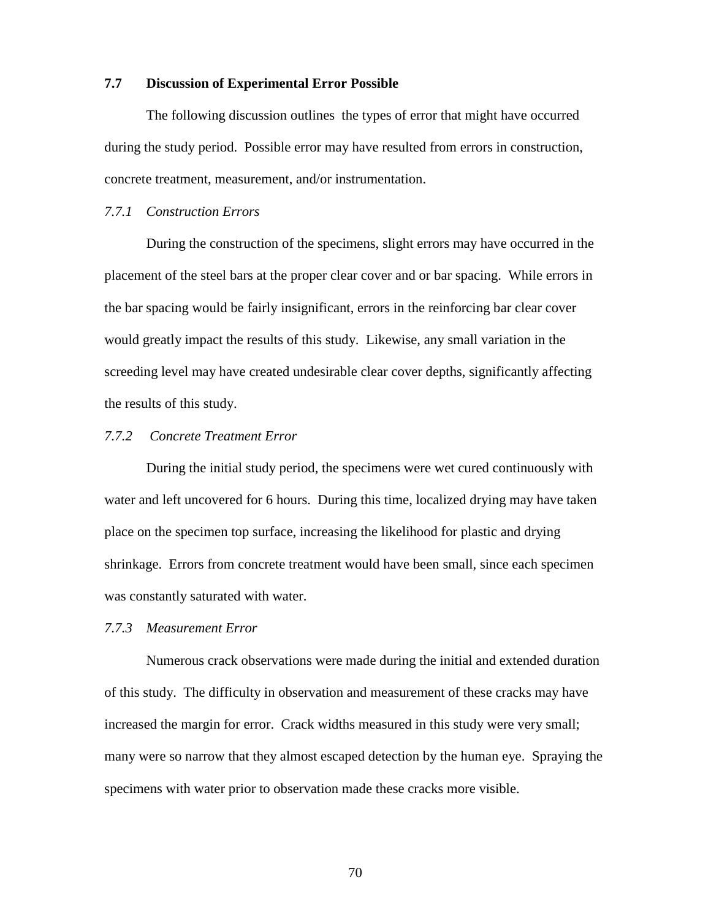### 7.7 Discussion of Experimental Error Possible

The following discussion outlines the types of error that might have occurred during the study period. Possible error may have resulted from errors in construction, concrete treatment, measurement, and/or instrumentation.

#### *7.7.1 Construction Errors*

During the construction of the specimens, slight errors may have occurred in the placement of the steel bars at the proper clear cover and or bar spacing. While errors in the bar spacing would be fairly insignificant, errors in the reinforcing bar clear cover would greatly impact the results of this study. Likewise, any small variation in the screeding level may have created undesirable clear cover depths, significantly affecting the results of this study.

#### *7.7.2 Concrete Treatment Error*

During the initial study period, the specimens were wet cured continuously with water and left uncovered for 6 hours. During this time, localized drying may have taken place on the specimen top surface, increasing the likelihood for plastic and drying shrinkage. Errors from concrete treatment would have been small, since each specimen was constantly saturated with water.

#### *7.7.3 Measurement Error*

Numerous crack observations were made during the initial and extended duration of this study. The difficulty in observation and measurement of these cracks may have increased the margin for error. Crack widths measured in this study were very small; many were so narrow that they almost escaped detection by the human eye. Spraying the specimens with water prior to observation made these cracks more visible.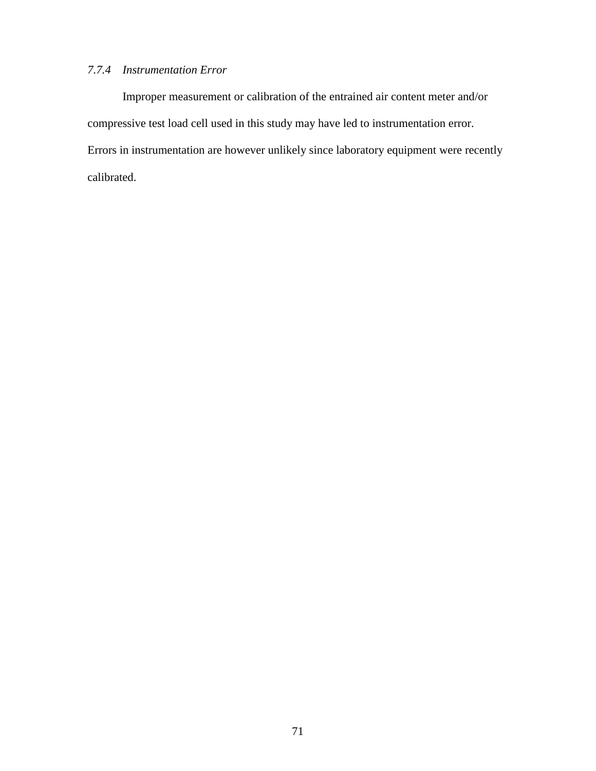#### *7.7.4 Instrumentation Error*

Improper measurement or calibration of the entrained air content meter and/or compressive test load cell used in this study may have led to instrumentation error. Errors in instrumentation are however unlikely since laboratory equipment were recently calibrated.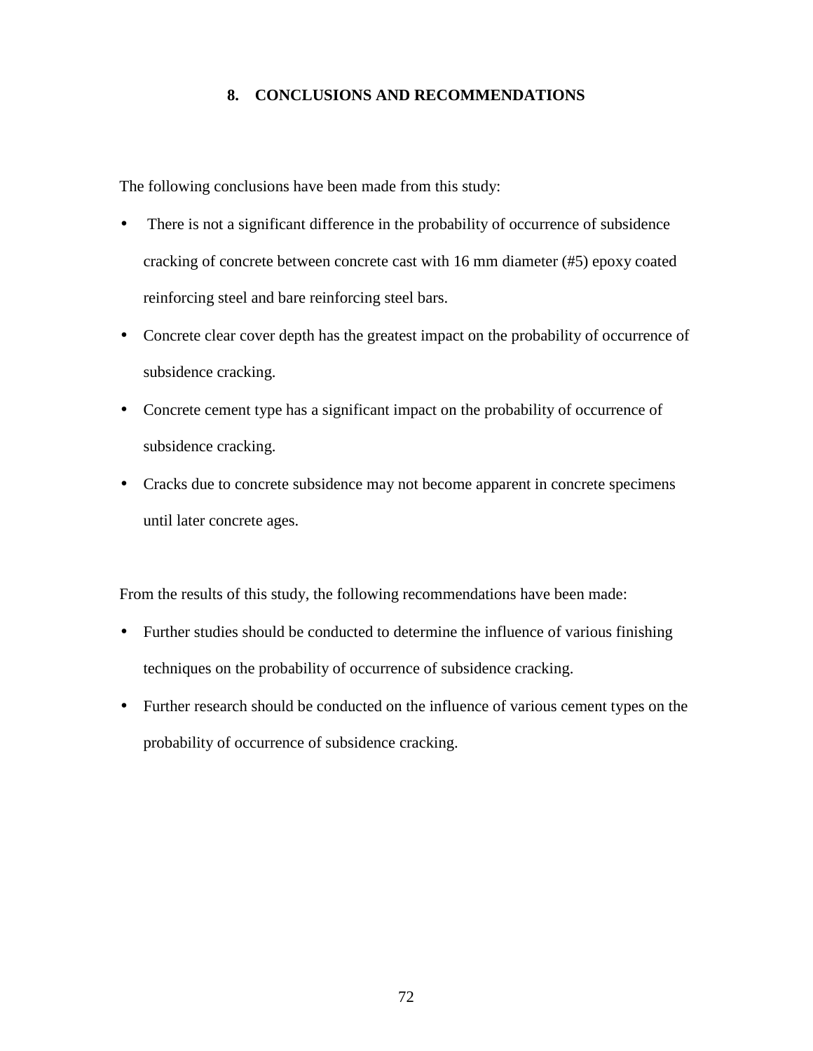# 8. CONCLUSIONS AND RECOMMENDATIONS

The following conclusions have been made from this study:

- There is not a significant difference in the probability of occurrence of subsidence cracking of concrete between concrete cast with 16 mm diameter (#5) epoxy coated reinforcing steel and bare reinforcing steel bars.
- Concrete clear cover depth has the greatest impact on the probability of occurrence of subsidence cracking.
- Concrete cement type has a significant impact on the probability of occurrence of subsidence cracking.
- Cracks due to concrete subsidence may not become apparent in concrete specimens until later concrete ages.

From the results of this study, the following recommendations have been made:

- Further studies should be conducted to determine the influence of various finishing techniques on the probability of occurrence of subsidence cracking.
- Further research should be conducted on the influence of various cement types on the probability of occurrence of subsidence cracking.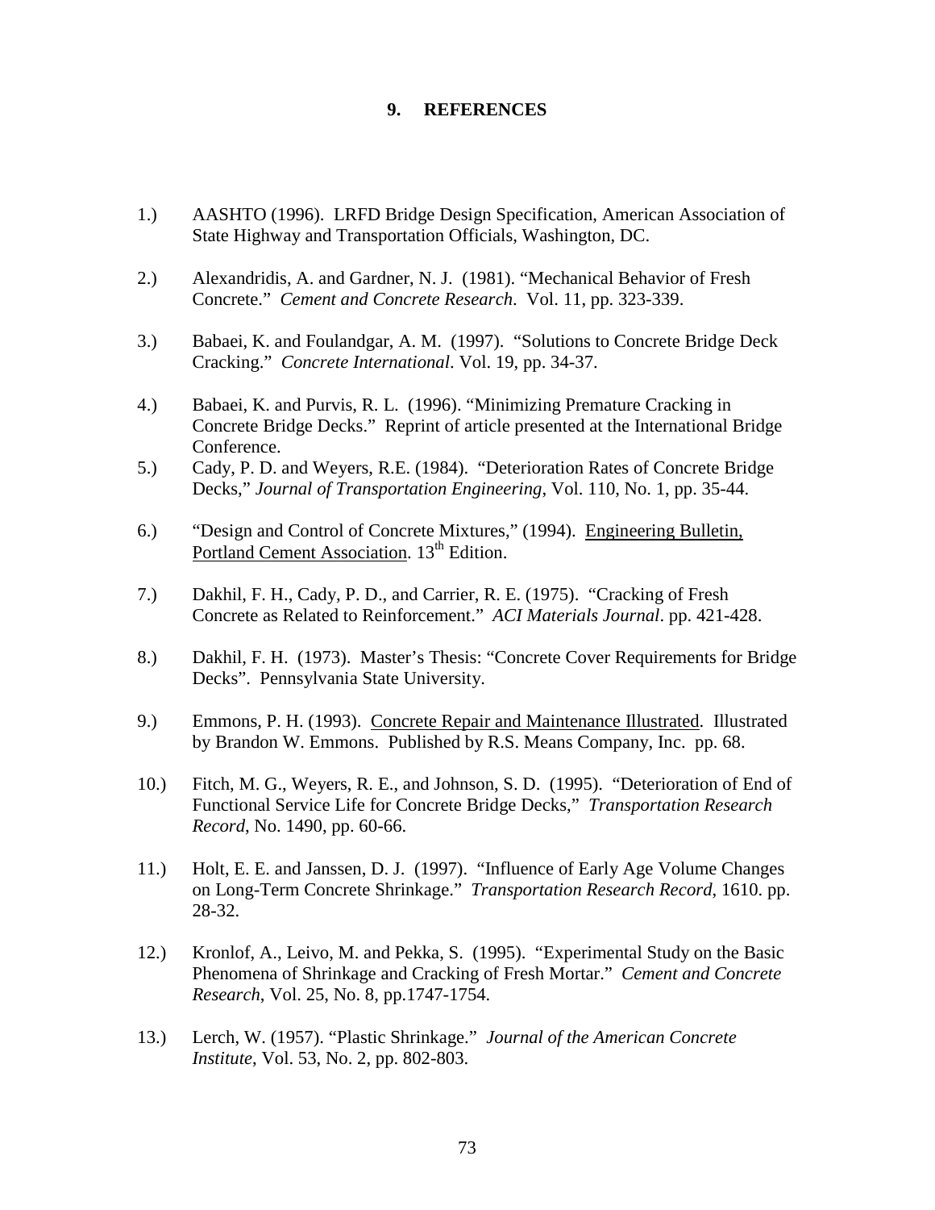## 9. REFERENCES

1.) AASHTO (1996). LRFD Bridge Design Specification, American Association of State Highway and Transportation Officials, Washington, DC.

2.) Alexandridis, A. and Gardner, N. J. (1981). "Mechanical Behavior of Fresh Concrete." *Cement and Concrete Research*. Vol. 11, pp. 323-339.

3.) Babaei, K. and Foulandgar, A. M. (1997). "Solutions to Concrete Bridge Deck Cracking." *Concrete International*. Vol. 19, pp. 34-37.

4.) Babaei, K. and Purvis, R. L. (1996). "Minimizing Premature Cracking in Concrete Bridge Decks." Reprint of article presented at the International Bridge Conference.

5.) Cady, P. D. and Weyers, R.E. (1984). "Deterioration Rates of Concrete Bridge Decks," *Journal of Transportation Engineering*, Vol. 110, No. 1, pp. 35-44.

6.) "Design and Control of Concrete Mixtures," (1994). Engineering Bulletin, Portland Cement Association. 13th Edition.

7.) Dakhil, F. H., Cady, P. D., and Carrier, R. E. (1975). "Cracking of Fresh Concrete as Related to Reinforcement." *ACI Materials Journal*. pp. 421-428.

8.) Dakhil, F. H. (1973). Master's Thesis: "Concrete Cover Requirements for Bridge Decks". Pennsylvania State University.

9.) Emmons, P. H. (1993). Concrete Repair and Maintenance Illustrated. Illustrated by Brandon W. Emmons. Published by R.S. Means Company, Inc. pp. 68.

10.) Fitch, M. G., Weyers, R. E., and Johnson, S. D. (1995). "Deterioration of End of Functional Service Life for Concrete Bridge Decks," *Transportation Research Record*, No. 1490, pp. 60-66.

11.) Holt, E. E. and Janssen, D. J. (1997). "Influence of Early Age Volume Changes on Long-Term Concrete Shrinkage." *Transportation Research Record*, 1610. pp. 28-32.

12.) Kronlof, A., Leivo, M. and Pekka, S. (1995). "Experimental Study on the Basic Phenomena of Shrinkage and Cracking of Fresh Mortar." *Cement and Concrete Research*, Vol. 25, No. 8, pp.1747-1754.

13.) Lerch, W. (1957). "Plastic Shrinkage." *Journal of the American Concrete Institute*, Vol. 53, No. 2, pp. 802-803.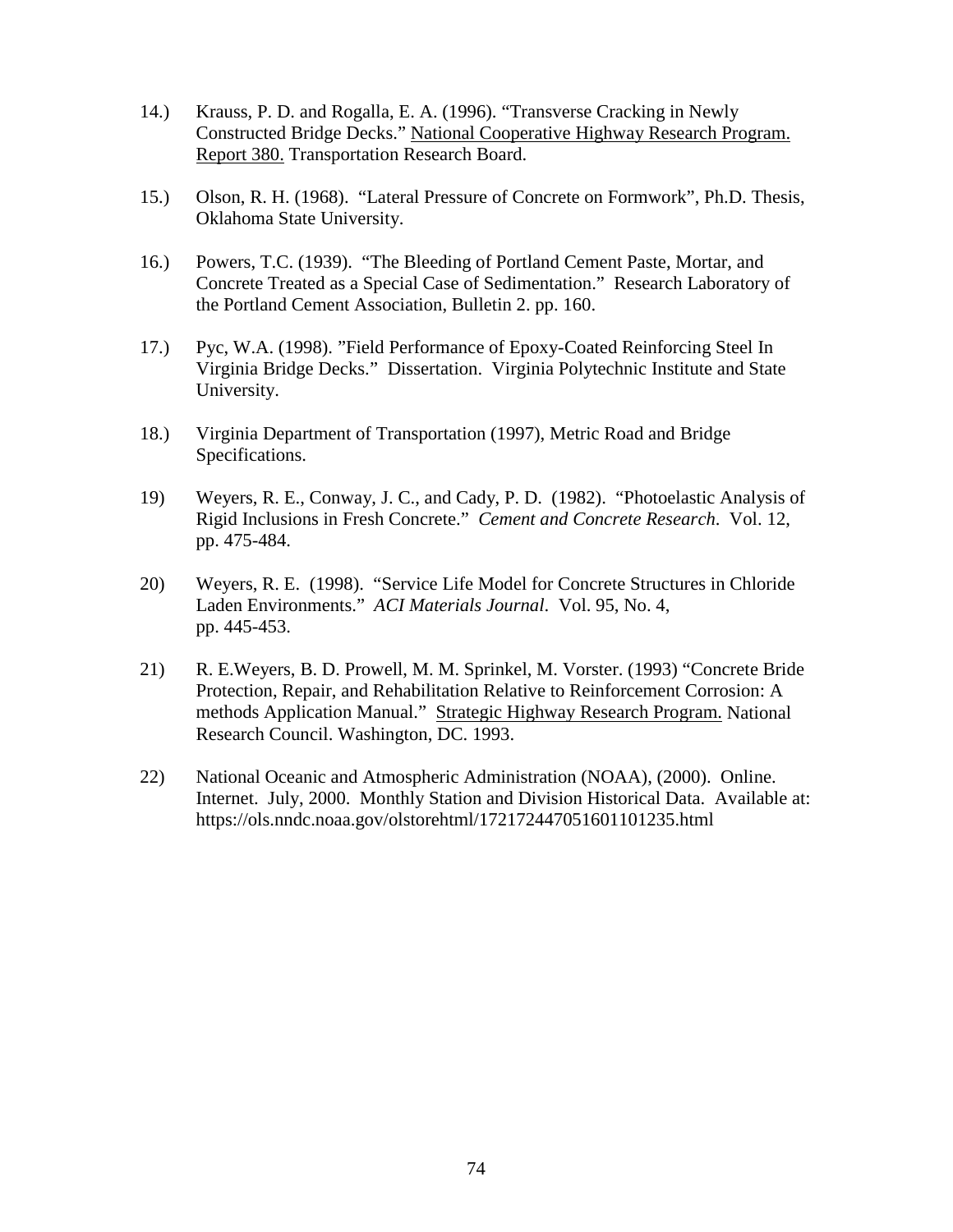14.) Krauss, P. D. and Rogalla, E. A. (1996). "Transverse Cracking in Newly Constructed Bridge Decks." National Cooperative Highway Research Program. Report 380. Transportation Research Board.

15.) Olson, R. H. (1968). "Lateral Pressure of Concrete on Formwork", Ph.D. Thesis, Oklahoma State University.

16.) Powers, T.C. (1939). "The Bleeding of Portland Cement Paste, Mortar, and Concrete Treated as a Special Case of Sedimentation." Research Laboratory of the Portland Cement Association, Bulletin 2. pp. 160.

17.) Pyc, W.A. (1998). "Field Performance of Epoxy-Coated Reinforcing Steel In Virginia Bridge Decks." Dissertation. Virginia Polytechnic Institute and State University.

18.) Virginia Department of Transportation (1997), Metric Road and Bridge Specifications.

19) Weyers, R. E., Conway, J. C., and Cady, P. D. (1982). "Photoelastic Analysis of Rigid Inclusions in Fresh Concrete." *Cement and Concrete Research*. Vol. 12, pp. 475-484.

20) Weyers, R. E. (1998). "Service Life Model for Concrete Structures in Chloride Laden Environments." *ACI Materials Journal*. Vol. 95, No. 4, pp. 445-453.

21) R. E.Weyers, B. D. Prowell, M. M. Sprinkel, M. Vorster. (1993) "Concrete Bride Protection, Repair, and Rehabilitation Relative to Reinforcement Corrosion: A methods Application Manual." Strategic Highway Research Program. National Research Council. Washington, DC. 1993.

22) National Oceanic and Atmospheric Administration (NOAA), (2000). Online. Internet. July, 2000. Monthly Station and Division Historical Data. Available at: https://ols.nndc.noaa.gov/olstorehtml/172172447051601101235.html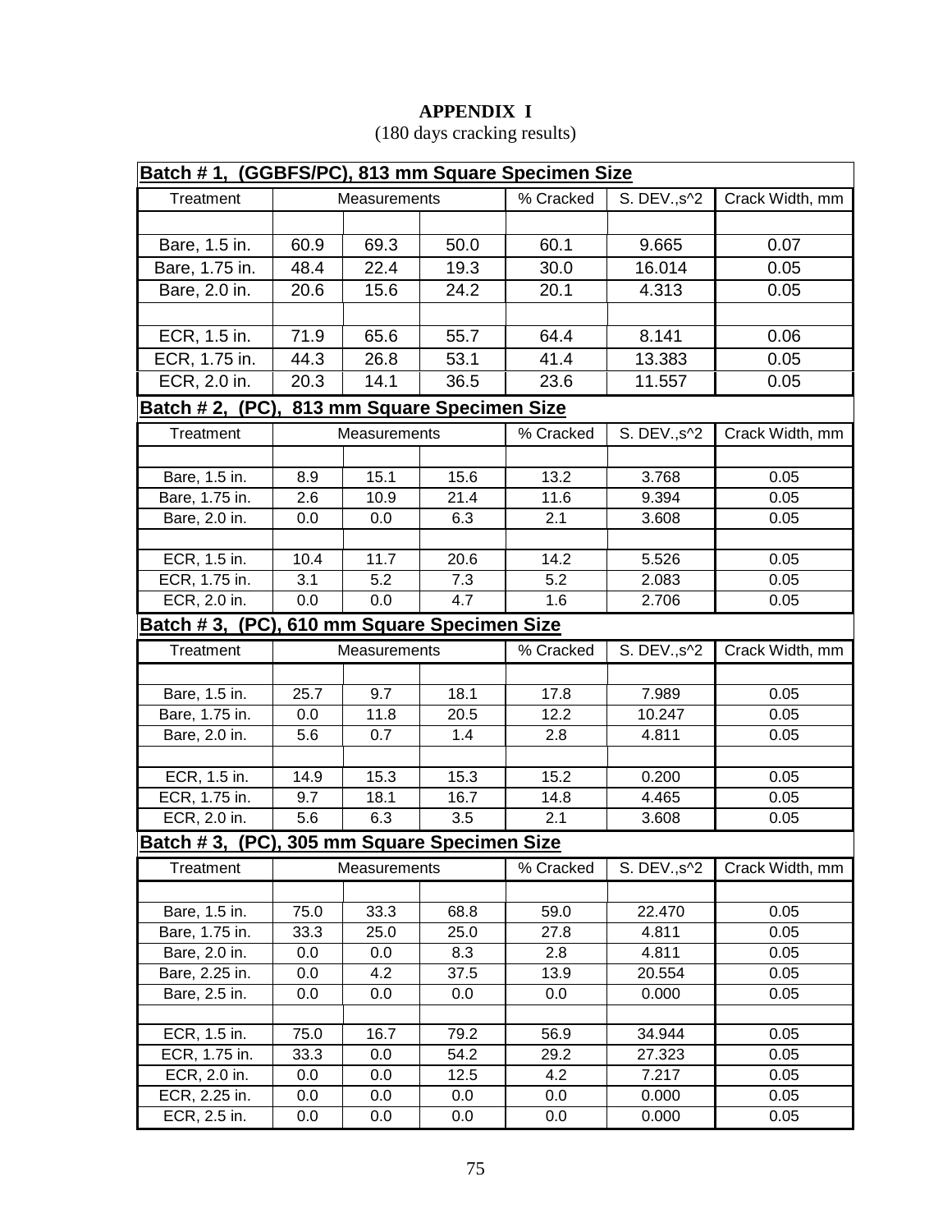# APPENDIX I

(180 days cracking results)

| Batch # 1, (GGBFS/PC), 813 mm Square Specimen Size | | | | | | |
|---|---|---|---|---|---|---|
| Treatment | Measurements | | | % Cracked | S. DEV.,s^2 | Crack Width, mm |
| | | | | | | |
| Bare, 1.5 in. | 60.9 | 69.3 | 50.0 | 60.1 | 9.665 | 0.07 |
| Bare, 1.75 in. | 48.4 | 22.4 | 19.3 | 30.0 | 16.014 | 0.05 |
| Bare, 2.0 in. | 20.6 | 15.6 | 24.2 | 20.1 | 4.313 | 0.05 |
| | | | | | | |
| ECR, 1.5 in. | 71.9 | 65.6 | 55.7 | 64.4 | 8.141 | 0.06 |
| ECR, 1.75 in. | 44.3 | 26.8 | 53.1 | 41.4 | 13.383 | 0.05 |
| ECR, 2.0 in. | 20.3 | 14.1 | 36.5 | 23.6 | 11.557 | 0.05 |

| Batch # 2, (PC), 813 mm Square Specimen Size | | | | | | |
|---|---|---|---|---|---|---|
| Treatment | Measurements | | | % Cracked | S. DEV.,s^2 | Crack Width, mm |
| | | | | | | |
| Bare, 1.5 in. | 8.9 | 15.1 | 15.6 | 13.2 | 3.768 | 0.05 |
| Bare, 1.75 in. | 2.6 | 10.9 | 21.4 | 11.6 | 9.394 | 0.05 |
| Bare, 2.0 in. | 0.0 | 0.0 | 6.3 | 2.1 | 3.608 | 0.05 |
| | | | | | | |
| ECR, 1.5 in. | 10.4 | 11.7 | 20.6 | 14.2 | 5.526 | 0.05 |
| ECR, 1.75 in. | 3.1 | 5.2 | 7.3 | 5.2 | 2.083 | 0.05 |
| ECR, 2.0 in. | 0.0 | 0.0 | 4.7 | 1.6 | 2.706 | 0.05 |

| Batch # 3, (PC), 610 mm Square Specimen Size | | | | | | |
|---|---|---|---|---|---|---|
| Treatment | Measurements | | | % Cracked | S. DEV.,s^2 | Crack Width, mm |
| | | | | | | |
| Bare, 1.5 in. | 25.7 | 9.7 | 18.1 | 17.8 | 7.989 | 0.05 |
| Bare, 1.75 in. | 0.0 | 11.8 | 20.5 | 12.2 | 10.247 | 0.05 |
| Bare, 2.0 in. | 5.6 | 0.7 | 1.4 | 2.8 | 4.811 | 0.05 |
| | | | | | | |
| ECR, 1.5 in. | 14.9 | 15.3 | 15.3 | 15.2 | 0.200 | 0.05 |
| ECR, 1.75 in. | 9.7 | 18.1 | 16.7 | 14.8 | 4.465 | 0.05 |
| ECR, 2.0 in. | 5.6 | 6.3 | 3.5 | 2.1 | 3.608 | 0.05 |

| Batch # 3, (PC), 305 mm Square Specimen Size | | | | | | |
|---|---|---|---|---|---|---|
| Treatment | Measurements | | | % Cracked | S. DEV.,s^2 | Crack Width, mm |
| | | | | | | |
| Bare, 1.5 in. | 75.0 | 33.3 | 68.8 | 59.0 | 22.470 | 0.05 |
| Bare, 1.75 in. | 33.3 | 25.0 | 25.0 | 27.8 | 4.811 | 0.05 |
| Bare, 2.0 in. | 0.0 | 0.0 | 8.3 | 2.8 | 4.811 | 0.05 |
| Bare, 2.25 in. | 0.0 | 4.2 | 37.5 | 13.9 | 20.554 | 0.05 |
| Bare, 2.5 in. | 0.0 | 0.0 | 0.0 | 0.0 | 0.000 | 0.05 |
| | | | | | | |
| ECR, 1.5 in. | 75.0 | 16.7 | 79.2 | 56.9 | 34.944 | 0.05 |
| ECR, 1.75 in. | 33.3 | 0.0 | 54.2 | 29.2 | 27.323 | 0.05 |
| ECR, 2.0 in. | 0.0 | 0.0 | 12.5 | 4.2 | 7.217 | 0.05 |
| ECR, 2.25 in. | 0.0 | 0.0 | 0.0 | 0.0 | 0.000 | 0.05 |
| ECR, 2.5 in. | 0.0 | 0.0 | 0.0 | 0.0 | 0.000 | 0.05 |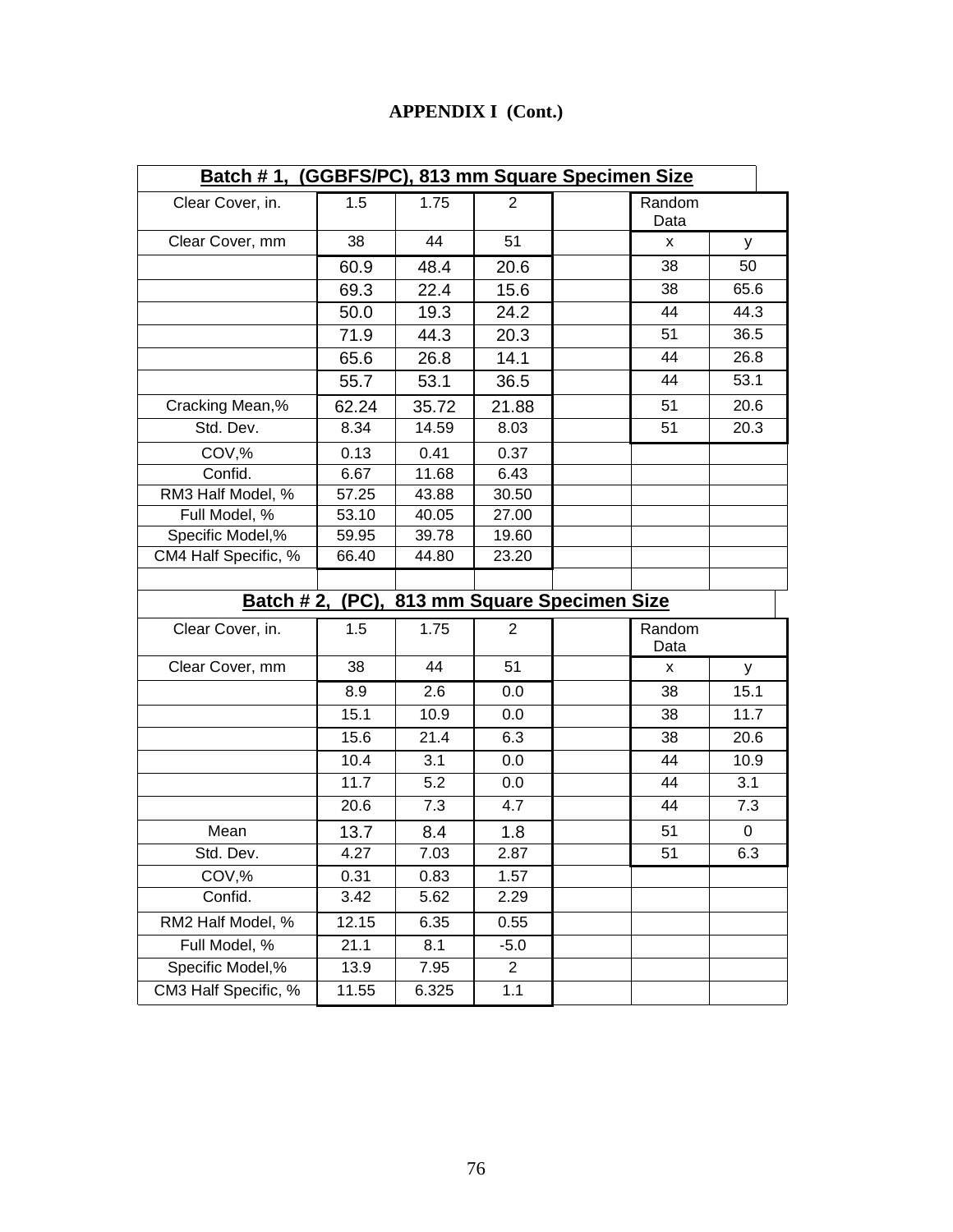**APPENDIX I (Cont.)**

| Batch # 1, (GGBFS/PC), 813 mm Square Specimen Size | | | | | | |
|---|---|---|---|---|---|---|
| Clear Cover, in. | 1.5 | 1.75 | 2 | | Random Data | |
| Clear Cover, mm | 38 | 44 | 51 | | x | y |
| | 60.9 | 48.4 | 20.6 | | 38 | 50 |
| | 69.3 | 22.4 | 15.6 | | 38 | 65.6 |
| | 50.0 | 19.3 | 24.2 | | 44 | 44.3 |
| | 71.9 | 44.3 | 20.3 | | 51 | 36.5 |
| | 65.6 | 26.8 | 14.1 | | 44 | 26.8 |
| | 55.7 | 53.1 | 36.5 | | 44 | 53.1 |
| Cracking Mean,% | 62.24 | 35.72 | 21.88 | | 51 | 20.6 |
| Std. Dev. | 8.34 | 14.59 | 8.03 | | 51 | 20.3 |
| COV,% | 0.13 | 0.41 | 0.37 | | | |
| Confid. | 6.67 | 11.68 | 6.43 | | | |
| RM3 Half Model, % | 57.25 | 43.88 | 30.50 | | | |
| Full Model, % | 53.10 | 40.05 | 27.00 | | | |
| Specific Model,% | 59.95 | 39.78 | 19.60 | | | |
| CM4 Half Specific, % | 66.40 | 44.80 | 23.20 | | | |

| Batch # 2, (PC), 813 mm Square Specimen Size | | | | | | |
|---|---|---|---|---|---|---|
| Clear Cover, in. | 1.5 | 1.75 | 2 | | Random Data | |
| Clear Cover, mm | 38 | 44 | 51 | | x | y |
| | 8.9 | 2.6 | 0.0 | | 38 | 15.1 |
| | 15.1 | 10.9 | 0.0 | | 38 | 11.7 |
| | 15.6 | 21.4 | 6.3 | | 38 | 20.6 |
| | 10.4 | 3.1 | 0.0 | | 44 | 10.9 |
| | 11.7 | 5.2 | 0.0 | | 44 | 3.1 |
| | 20.6 | 7.3 | 4.7 | | 44 | 7.3 |
| Mean | 13.7 | 8.4 | 1.8 | | 51 | 0 |
| Std. Dev. | 4.27 | 7.03 | 2.87 | | 51 | 6.3 |
| COV,% | 0.31 | 0.83 | 1.57 | | | |
| Confid. | 3.42 | 5.62 | 2.29 | | | |
| RM2 Half Model, % | 12.15 | 6.35 | 0.55 | | | |
| Full Model, % | 21.1 | 8.1 | -5.0 | | | |
| Specific Model,% | 13.9 | 7.95 | 2 | | | |
| CM3 Half Specific, % | 11.55 | 6.325 | 1.1 | | | |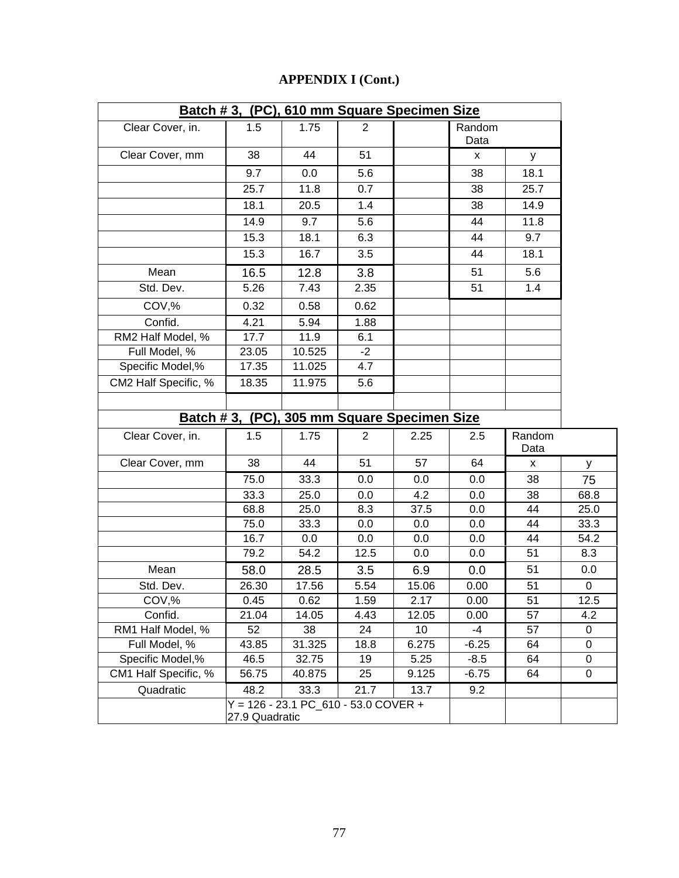## APPENDIX I (Cont.)

| Batch # 3, (PC), 610 mm Square Specimen Size | | | | | | |
|---|---|---|---|---|---|---|
| Clear Cover, in. | 1.5 | 1.75 | 2 | | Random Data | |
| Clear Cover, mm | 38 | 44 | 51 | | x | y |
| | 9.7 | 0.0 | 5.6 | | 38 | 18.1 |
| | 25.7 | 11.8 | 0.7 | | 38 | 25.7 |
| | 18.1 | 20.5 | 1.4 | | 38 | 14.9 |
| | 14.9 | 9.7 | 5.6 | | 44 | 11.8 |
| | 15.3 | 18.1 | 6.3 | | 44 | 9.7 |
| | 15.3 | 16.7 | 3.5 | | 44 | 18.1 |
| Mean | 16.5 | 12.8 | 3.8 | | 51 | 5.6 |
| Std. Dev. | 5.26 | 7.43 | 2.35 | | 51 | 1.4 |
| COV,% | 0.32 | 0.58 | 0.62 | | | |
| Confid. | 4.21 | 5.94 | 1.88 | | | |
| RM2 Half Model, % | 17.7 | 11.9 | 6.1 | | | |
| Full Model, % | 23.05 | 10.525 | -2 | | | |
| Specific Model,% | 17.35 | 11.025 | 4.7 | | | |
| CM2 Half Specific, % | 18.35 | 11.975 | 5.6 | | | |

| Batch # 3, (PC), 305 mm Square Specimen Size | | | | | | | |
|---|---|---|---|---|---|---|---|
| Clear Cover, in. | 1.5 | 1.75 | 2 | 2.25 | 2.5 | Random Data | |
| Clear Cover, mm | 38 | 44 | 51 | 57 | 64 | x | y |
| | 75.0 | 33.3 | 0.0 | 0.0 | 0.0 | 38 | 75 |
| | 33.3 | 25.0 | 0.0 | 4.2 | 0.0 | 38 | 68.8 |
| | 68.8 | 25.0 | 8.3 | 37.5 | 0.0 | 44 | 25.0 |
| | 75.0 | 33.3 | 0.0 | 0.0 | 0.0 | 44 | 33.3 |
| | 16.7 | 0.0 | 0.0 | 0.0 | 0.0 | 44 | 54.2 |
| | 79.2 | 54.2 | 12.5 | 0.0 | 0.0 | 51 | 8.3 |
| Mean | 58.0 | 28.5 | 3.5 | 6.9 | 0.0 | 51 | 0.0 |
| Std. Dev. | 26.30 | 17.56 | 5.54 | 15.06 | 0.00 | 51 | 0 |
| COV,% | 0.45 | 0.62 | 1.59 | 2.17 | 0.00 | 51 | 12.5 |
| Confid. | 21.04 | 14.05 | 4.43 | 12.05 | 0.00 | 57 | 4.2 |
| RM1 Half Model, % | 52 | 38 | 24 | 10 | -4 | 57 | 0 |
| Full Model, % | 43.85 | 31.325 | 18.8 | 6.275 | -6.25 | 64 | 0 |
| Specific Model,% | 46.5 | 32.75 | 19 | 5.25 | -8.5 | 64 | 0 |
| CM1 Half Specific, % | 56.75 | 40.875 | 25 | 9.125 | -6.75 | 64 | 0 |
| Quadratic | 48.2 | 33.3 | 21.7 | 13.7 | 9.2 | | |
| | Y = 126 - 23.1 PC_610 - 53.0 COVER + 27.9 Quadratic | | | | | | |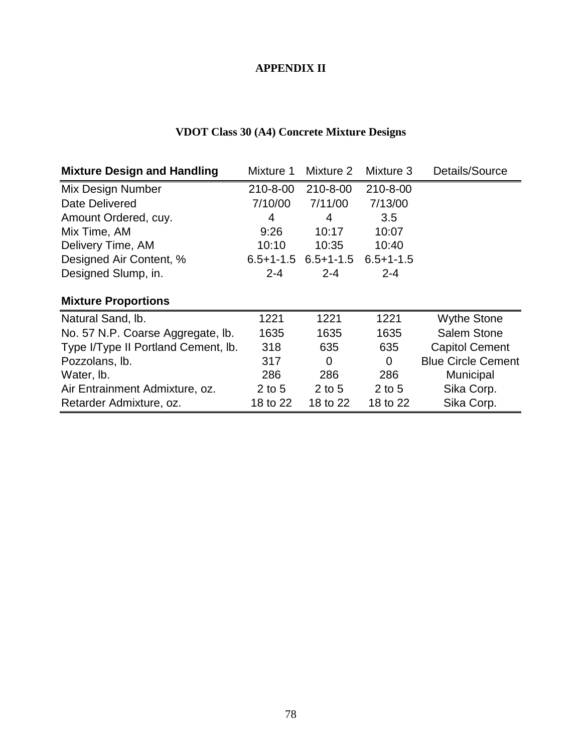# APPENDIX II

## VDOT Class 30 (A4) Concrete Mixture Designs

| **Mixture Design and Handling** | Mixture 1 | Mixture 2 | Mixture 3 | Details/Source |
|---|---|---|---|---|
| Mix Design Number | 210-8-00 | 210-8-00 | 210-8-00 | |
| Date Delivered | 7/10/00 | 7/11/00 | 7/13/00 | |
| Amount Ordered, cuy. | 4 | 4 | 3.5 | |
| Mix Time, AM | 9:26 | 10:17 | 10:07 | |
| Delivery Time, AM | 10:10 | 10:35 | 10:40 | |
| Designed Air Content, % | 6.5+1-1.5 | 6.5+1-1.5 | 6.5+1-1.5 | |
| Designed Slump, in. | 2-4 | 2-4 | 2-4 | |
| **Mixture Proportions** | | | | |
| Natural Sand, lb. | 1221 | 1221 | 1221 | Wythe Stone |
| No. 57 N.P. Coarse Aggregate, lb. | 1635 | 1635 | 1635 | Salem Stone |
| Type I/Type II Portland Cement, lb. | 318 | 635 | 635 | Capitol Cement |
| Pozzolans, lb. | 317 | 0 | 0 | Blue Circle Cement |
| Water, lb. | 286 | 286 | 286 | Municipal |
| Air Entrainment Admixture, oz. | 2 to 5 | 2 to 5 | 2 to 5 | Sika Corp. |
| Retarder Admixture, oz. | 18 to 22 | 18 to 22 | 18 to 22 | Sika Corp. |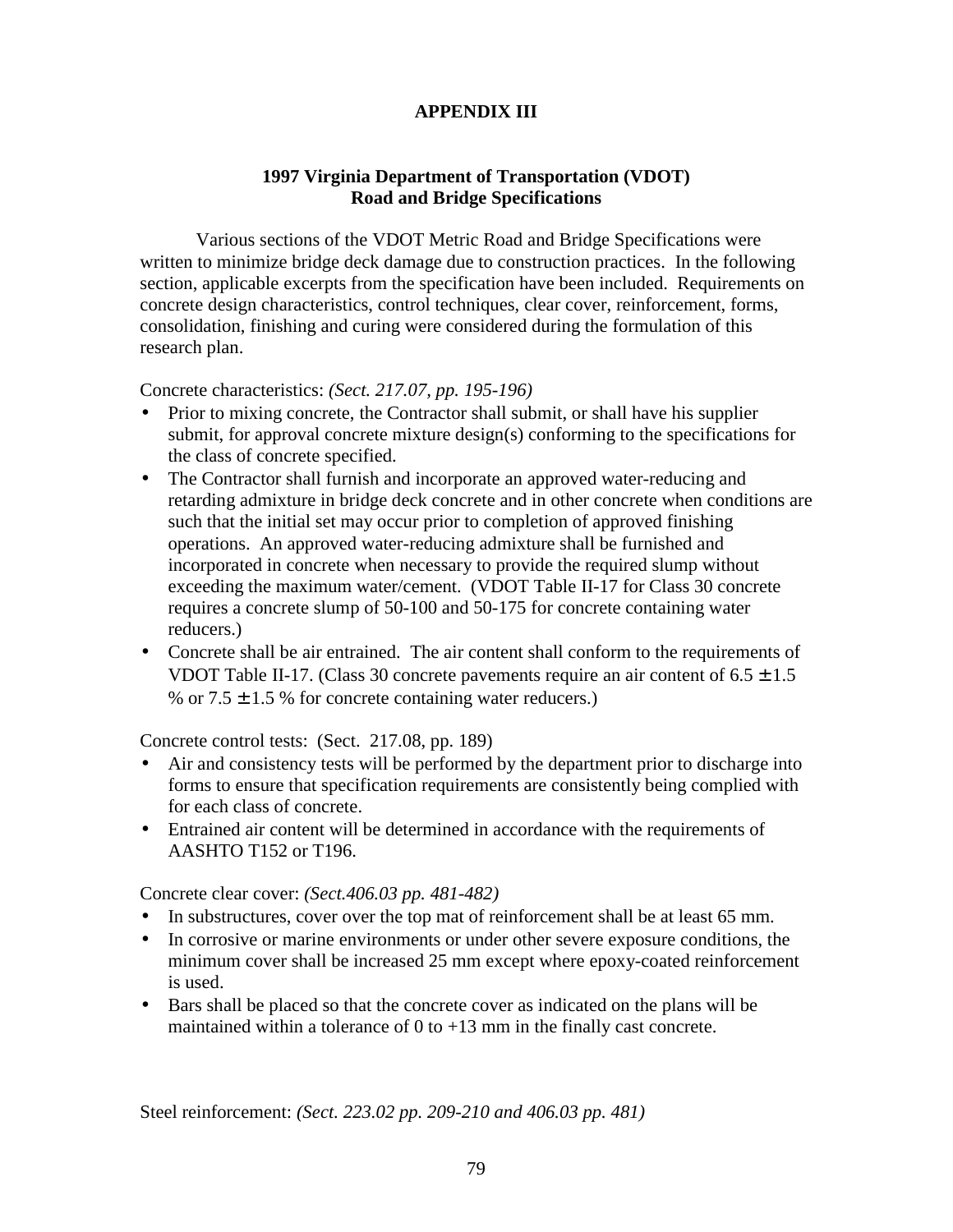# APPENDIX III

## 1997 Virginia Department of Transportation (VDOT) Road and Bridge Specifications

Various sections of the VDOT Metric Road and Bridge Specifications were written to minimize bridge deck damage due to construction practices. In the following section, applicable excerpts from the specification have been included. Requirements on concrete design characteristics, control techniques, clear cover, reinforcement, forms, consolidation, finishing and curing were considered during the formulation of this research plan.

Concrete characteristics: *(Sect. 217.07, pp. 195-196)*

- Prior to mixing concrete, the Contractor shall submit, or shall have his supplier submit, for approval concrete mixture design(s) conforming to the specifications for the class of concrete specified.
- The Contractor shall furnish and incorporate an approved water-reducing and retarding admixture in bridge deck concrete and in other concrete when conditions are such that the initial set may occur prior to completion of approved finishing operations. An approved water-reducing admixture shall be furnished and incorporated in concrete when necessary to provide the required slump without exceeding the maximum water/cement. (VDOT Table II-17 for Class 30 concrete requires a concrete slump of 50-100 and 50-175 for concrete containing water reducers.)
- Concrete shall be air entrained. The air content shall conform to the requirements of VDOT Table II-17. (Class 30 concrete pavements require an air content of $6.5 \pm 1.5$ % or $7.5 \pm 1.5$ % for concrete containing water reducers.)

Concrete control tests: (Sect. 217.08, pp. 189)

- Air and consistency tests will be performed by the department prior to discharge into forms to ensure that specification requirements are consistently being complied with for each class of concrete.
- Entrained air content will be determined in accordance with the requirements of AASHTO T152 or T196.

Concrete clear cover: *(Sect.406.03 pp. 481-482)*

- In substructures, cover over the top mat of reinforcement shall be at least 65 mm.
- In corrosive or marine environments or under other severe exposure conditions, the minimum cover shall be increased 25 mm except where epoxy-coated reinforcement is used.
- Bars shall be placed so that the concrete cover as indicated on the plans will be maintained within a tolerance of 0 to +13 mm in the finally cast concrete.

Steel reinforcement: *(Sect. 223.02 pp. 209-210 and 406.03 pp. 481)*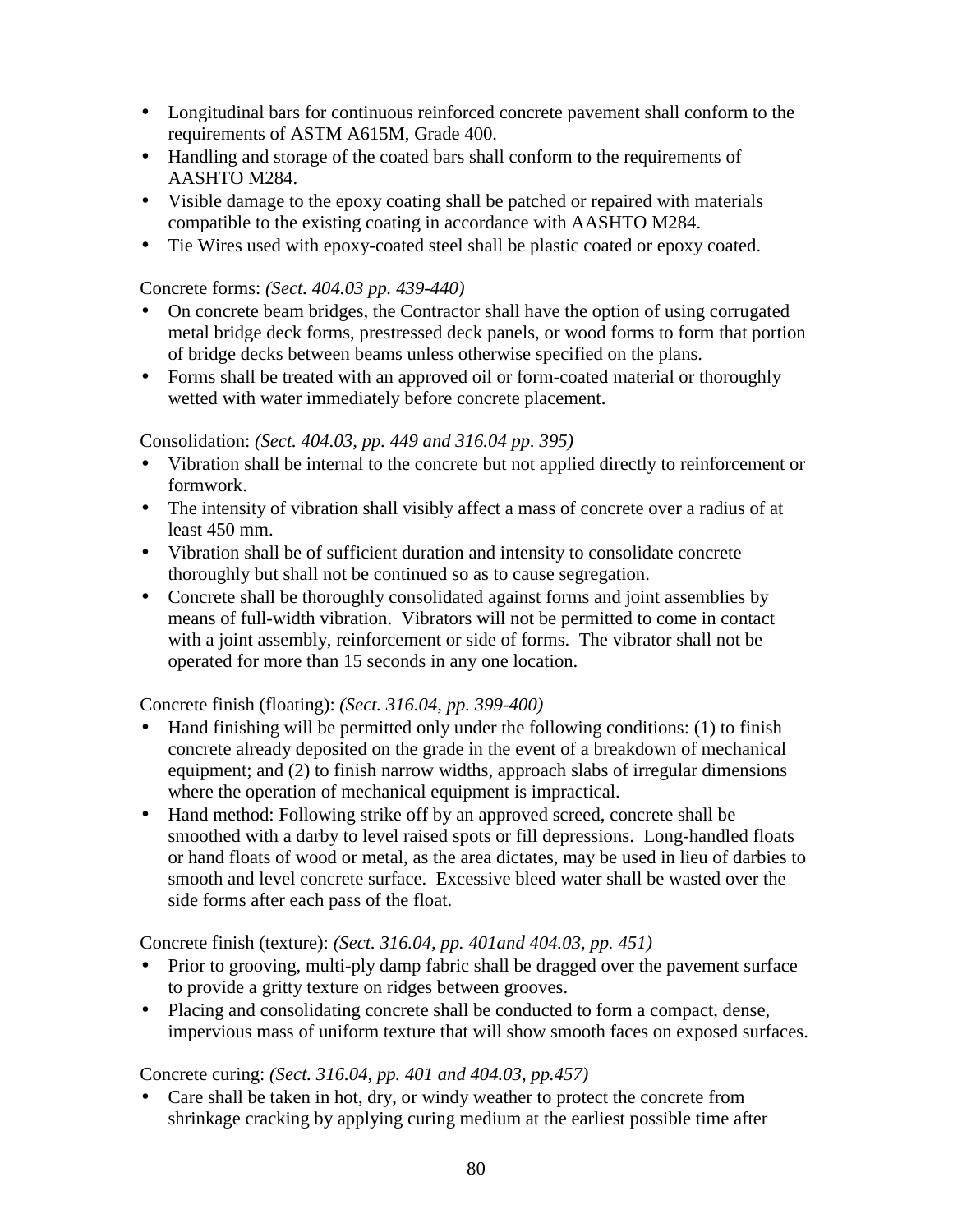- Longitudinal bars for continuous reinforced concrete pavement shall conform to the requirements of ASTM A615M, Grade 400.
- Handling and storage of the coated bars shall conform to the requirements of AASHTO M284.
- Visible damage to the epoxy coating shall be patched or repaired with materials compatible to the existing coating in accordance with AASHTO M284.
- Tie Wires used with epoxy-coated steel shall be plastic coated or epoxy coated.

Concrete forms: *(Sect. 404.03 pp. 439-440)*

- On concrete beam bridges, the Contractor shall have the option of using corrugated metal bridge deck forms, prestressed deck panels, or wood forms to form that portion of bridge decks between beams unless otherwise specified on the plans.
- Forms shall be treated with an approved oil or form-coated material or thoroughly wetted with water immediately before concrete placement.

Consolidation: *(Sect. 404.03, pp. 449 and 316.04 pp. 395)*

- Vibration shall be internal to the concrete but not applied directly to reinforcement or formwork.
- The intensity of vibration shall visibly affect a mass of concrete over a radius of at least 450 mm.
- Vibration shall be of sufficient duration and intensity to consolidate concrete thoroughly but shall not be continued so as to cause segregation.
- Concrete shall be thoroughly consolidated against forms and joint assemblies by means of full-width vibration. Vibrators will not be permitted to come in contact with a joint assembly, reinforcement or side of forms. The vibrator shall not be operated for more than 15 seconds in any one location.

Concrete finish (floating): *(Sect. 316.04, pp. 399-400)*

- Hand finishing will be permitted only under the following conditions: (1) to finish concrete already deposited on the grade in the event of a breakdown of mechanical equipment; and (2) to finish narrow widths, approach slabs of irregular dimensions where the operation of mechanical equipment is impractical.
- Hand method: Following strike off by an approved screed, concrete shall be smoothed with a darby to level raised spots or fill depressions. Long-handled floats or hand floats of wood or metal, as the area dictates, may be used in lieu of darbies to smooth and level concrete surface. Excessive bleed water shall be wasted over the side forms after each pass of the float.

Concrete finish (texture): *(Sect. 316.04, pp. 401and 404.03, pp. 451)*

- Prior to grooving, multi-ply damp fabric shall be dragged over the pavement surface to provide a gritty texture on ridges between grooves.
- Placing and consolidating concrete shall be conducted to form a compact, dense, impervious mass of uniform texture that will show smooth faces on exposed surfaces.

Concrete curing: *(Sect. 316.04, pp. 401 and 404.03, pp.457)*

- Care shall be taken in hot, dry, or windy weather to protect the concrete from shrinkage cracking by applying curing medium at the earliest possible time after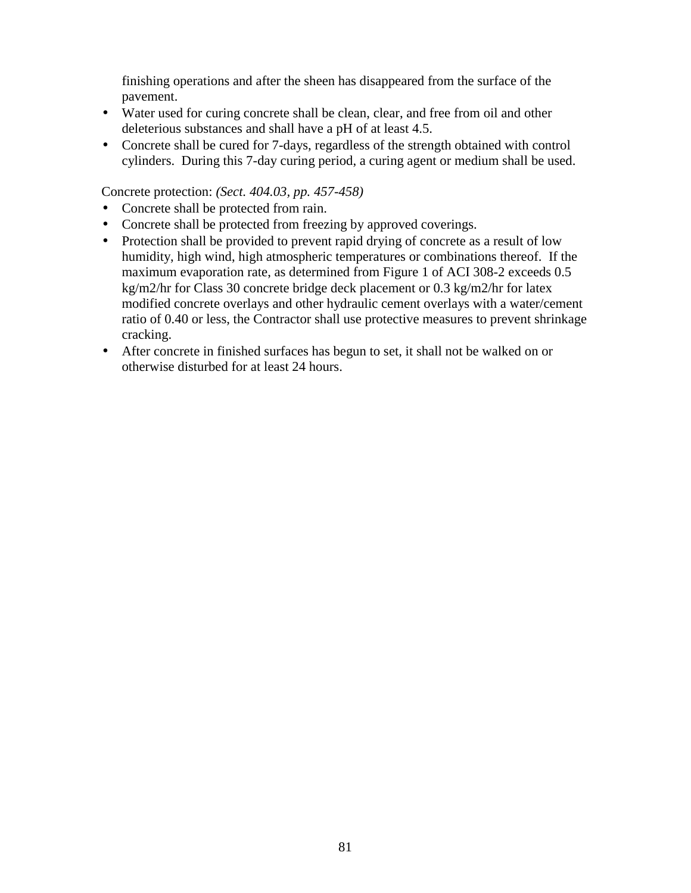finishing operations and after the sheen has disappeared from the surface of the pavement.

- Water used for curing concrete shall be clean, clear, and free from oil and other deleterious substances and shall have a pH of at least 4.5.
- Concrete shall be cured for 7-days, regardless of the strength obtained with control cylinders. During this 7-day curing period, a curing agent or medium shall be used.

Concrete protection: *(Sect. 404.03, pp. 457-458)*

- Concrete shall be protected from rain.
- Concrete shall be protected from freezing by approved coverings.
- Protection shall be provided to prevent rapid drying of concrete as a result of low humidity, high wind, high atmospheric temperatures or combinations thereof. If the maximum evaporation rate, as determined from Figure 1 of ACI 308-2 exceeds 0.5 kg/m2/hr for Class 30 concrete bridge deck placement or 0.3 kg/m2/hr for latex modified concrete overlays and other hydraulic cement overlays with a water/cement ratio of 0.40 or less, the Contractor shall use protective measures to prevent shrinkage cracking.
- After concrete in finished surfaces has begun to set, it shall not be walked on or otherwise disturbed for at least 24 hours.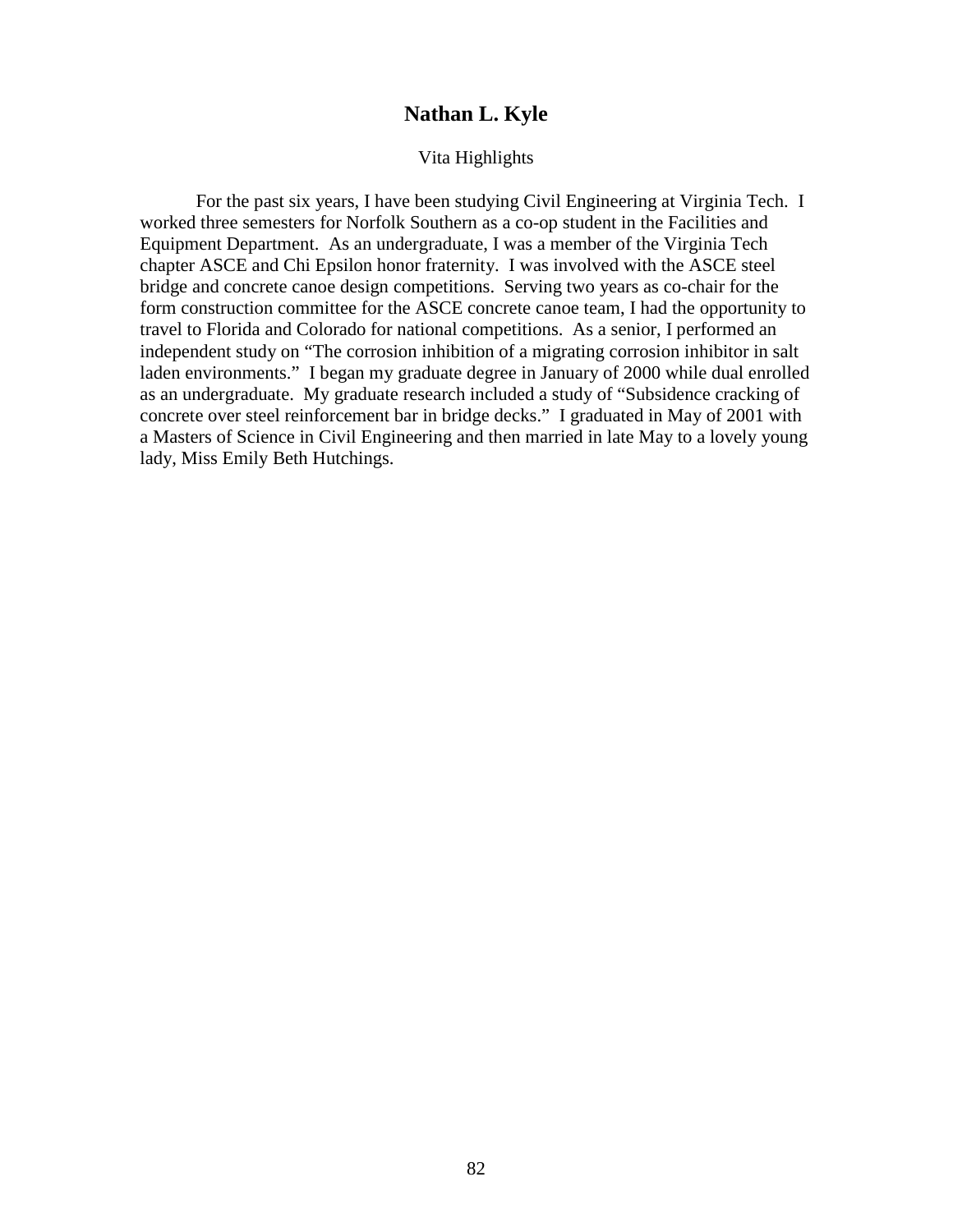# Nathan L. Kyle

Vita Highlights

For the past six years, I have been studying Civil Engineering at Virginia Tech. I worked three semesters for Norfolk Southern as a co-op student in the Facilities and Equipment Department. As an undergraduate, I was a member of the Virginia Tech chapter ASCE and Chi Epsilon honor fraternity. I was involved with the ASCE steel bridge and concrete canoe design competitions. Serving two years as co-chair for the form construction committee for the ASCE concrete canoe team, I had the opportunity to travel to Florida and Colorado for national competitions. As a senior, I performed an independent study on "The corrosion inhibition of a migrating corrosion inhibitor in salt laden environments." I began my graduate degree in January of 2000 while dual enrolled as an undergraduate. My graduate research included a study of "Subsidence cracking of concrete over steel reinforcement bar in bridge decks." I graduated in May of 2001 with a Masters of Science in Civil Engineering and then married in late May to a lovely young lady, Miss Emily Beth Hutchings.